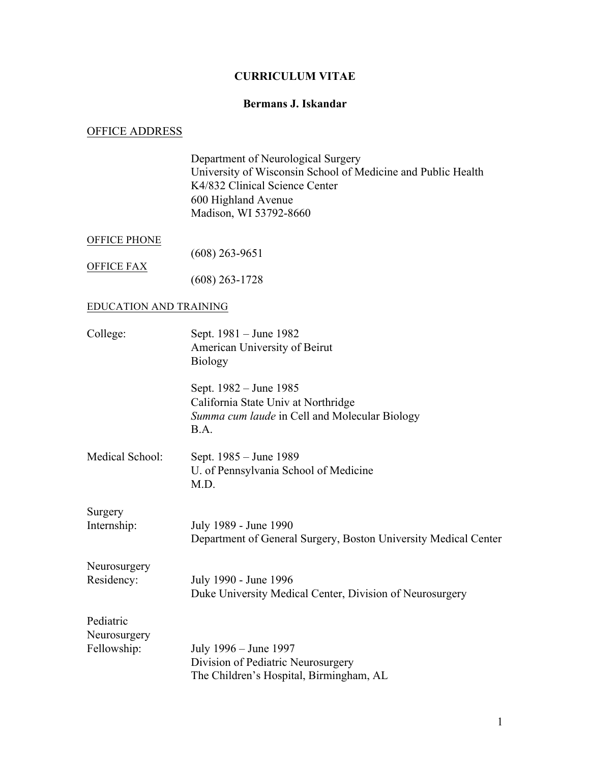# CURRICULUM VITAE

## Bermans J. Iskandar

### OFFICE ADDRESS

Department of Neurological Surgery
University of Wisconsin School of Medicine and Public Health
K4/832 Clinical Science Center
600 Highland Avenue
Madison, WI 53792-8660

### OFFICE PHONE

(608) 263-9651

### OFFICE FAX

(608) 263-1728

### EDUCATION AND TRAINING

**College:**

Sept. 1981 – June 1982
American University of Beirut
Biology

Sept. 1982 – June 1985
California State Univ at Northridge
*Summa cum laude* in Cell and Molecular Biology
B.A.

**Medical School:**

Sept. 1985 – June 1989
U. of Pennsylvania School of Medicine
M.D.

**Surgery Internship:**

July 1989 - June 1990
Department of General Surgery, Boston University Medical Center

**Neurosurgery Residency:**

July 1990 - June 1996
Duke University Medical Center, Division of Neurosurgery

**Pediatric Neurosurgery Fellowship:**

July 1996 – June 1997
Division of Pediatric Neurosurgery
The Children's Hospital, Birmingham, AL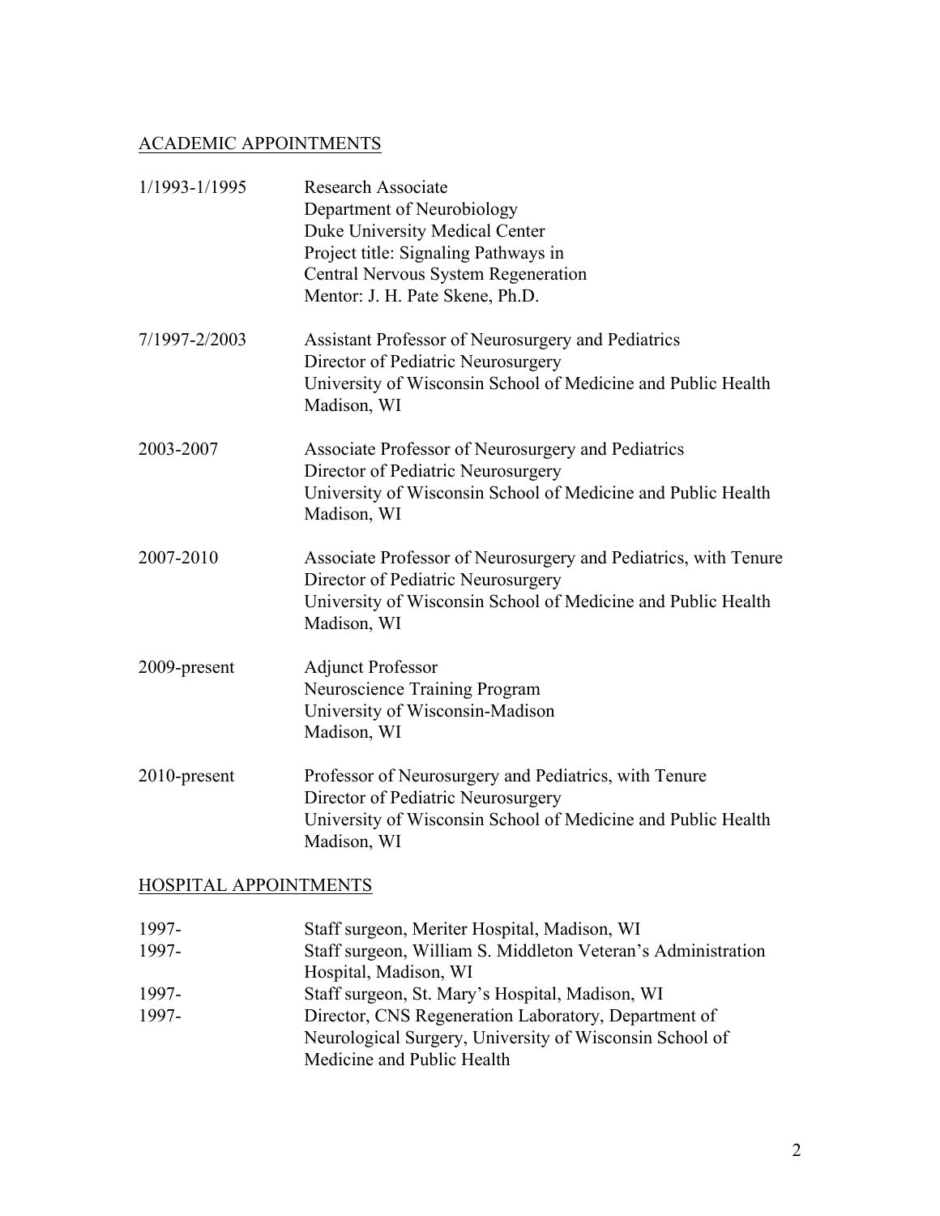## ACADEMIC APPOINTMENTS

| | |
|---|---|
| 1/1993-1/1995 | Research Associate<br>Department of Neurobiology<br>Duke University Medical Center<br>Project title: Signaling Pathways in Central Nervous System Regeneration<br>Mentor: J. H. Pate Skene, Ph.D. |
| 7/1997-2/2003 | Assistant Professor of Neurosurgery and Pediatrics<br>Director of Pediatric Neurosurgery<br>University of Wisconsin School of Medicine and Public Health<br>Madison, WI |
| 2003-2007 | Associate Professor of Neurosurgery and Pediatrics<br>Director of Pediatric Neurosurgery<br>University of Wisconsin School of Medicine and Public Health<br>Madison, WI |
| 2007-2010 | Associate Professor of Neurosurgery and Pediatrics, with Tenure<br>Director of Pediatric Neurosurgery<br>University of Wisconsin School of Medicine and Public Health<br>Madison, WI |
| 2009-present | Adjunct Professor<br>Neuroscience Training Program<br>University of Wisconsin-Madison<br>Madison, WI |
| 2010-present | Professor of Neurosurgery and Pediatrics, with Tenure<br>Director of Pediatric Neurosurgery<br>University of Wisconsin School of Medicine and Public Health<br>Madison, WI |

## HOSPITAL APPOINTMENTS

| | |
|---|---|
| 1997- | Staff surgeon, Meriter Hospital, Madison, WI |
| 1997- | Staff surgeon, William S. Middleton Veteran's Administration Hospital, Madison, WI |
| 1997- | Staff surgeon, St. Mary's Hospital, Madison, WI |
| 1997- | Director, CNS Regeneration Laboratory, Department of Neurological Surgery, University of Wisconsin School of Medicine and Public Health |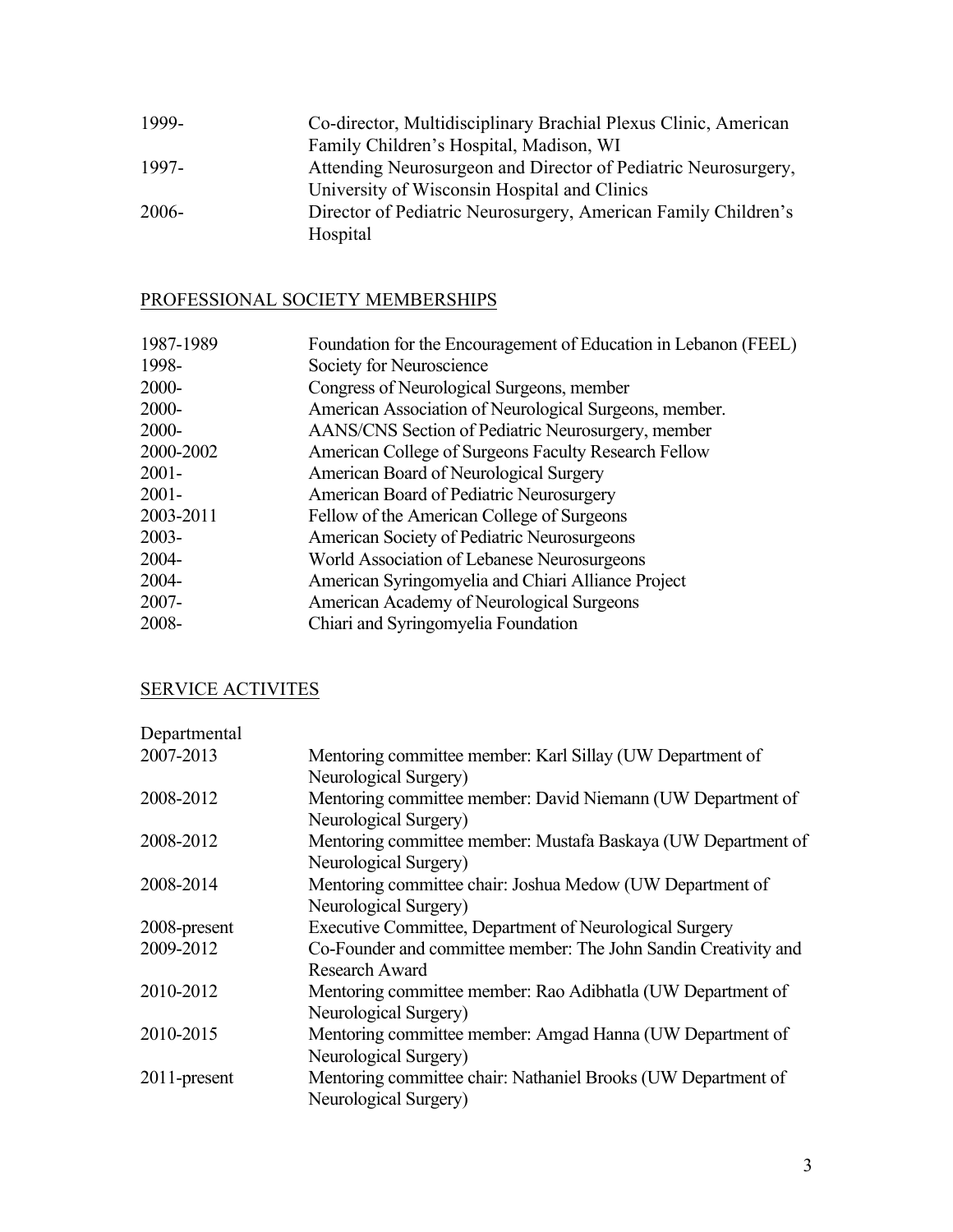| | |
|---|---|
| 1999- | Co-director, Multidisciplinary Brachial Plexus Clinic, American Family Children's Hospital, Madison, WI |
| 1997- | Attending Neurosurgeon and Director of Pediatric Neurosurgery, University of Wisconsin Hospital and Clinics |
| 2006- | Director of Pediatric Neurosurgery, American Family Children's Hospital |

## PROFESSIONAL SOCIETY MEMBERSHIPS

| | |
|---|---|
| 1987-1989 | Foundation for the Encouragement of Education in Lebanon (FEEL) |
| 1998- | Society for Neuroscience |
| 2000- | Congress of Neurological Surgeons, member |
| 2000- | American Association of Neurological Surgeons, member. |
| 2000- | AANS/CNS Section of Pediatric Neurosurgery, member |
| 2000-2002 | American College of Surgeons Faculty Research Fellow |
| 2001- | American Board of Neurological Surgery |
| 2001- | American Board of Pediatric Neurosurgery |
| 2003-2011 | Fellow of the American College of Surgeons |
| 2003- | American Society of Pediatric Neurosurgeons |
| 2004- | World Association of Lebanese Neurosurgeons |
| 2004- | American Syringomyelia and Chiari Alliance Project |
| 2007- | American Academy of Neurological Surgeons |
| 2008- | Chiari and Syringomyelia Foundation |

## SERVICE ACTIVITES

Departmental

| | |
|---|---|
| 2007-2013 | Mentoring committee member: Karl Sillay (UW Department of Neurological Surgery) |
| 2008-2012 | Mentoring committee member: David Niemann (UW Department of Neurological Surgery) |
| 2008-2012 | Mentoring committee member: Mustafa Baskaya (UW Department of Neurological Surgery) |
| 2008-2014 | Mentoring committee chair: Joshua Medow (UW Department of Neurological Surgery) |
| 2008-present | Executive Committee, Department of Neurological Surgery |
| 2009-2012 | Co-Founder and committee member: The John Sandin Creativity and Research Award |
| 2010-2012 | Mentoring committee member: Rao Adibhatla (UW Department of Neurological Surgery) |
| 2010-2015 | Mentoring committee member: Amgad Hanna (UW Department of Neurological Surgery) |
| 2011-present | Mentoring committee chair: Nathaniel Brooks (UW Department of Neurological Surgery) |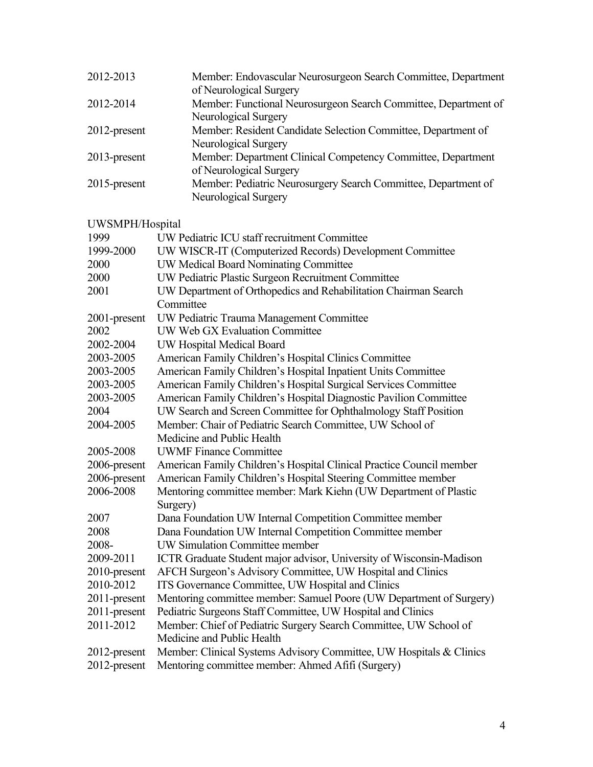| | |
|---|---|
| 2012-2013 | Member: Endovascular Neurosurgeon Search Committee, Department of Neurological Surgery |
| 2012-2014 | Member: Functional Neurosurgeon Search Committee, Department of Neurological Surgery |
| 2012-present | Member: Resident Candidate Selection Committee, Department of Neurological Surgery |
| 2013-present | Member: Department Clinical Competency Committee, Department of Neurological Surgery |
| 2015-present | Member: Pediatric Neurosurgery Search Committee, Department of Neurological Surgery |

UWSMPH/Hospital

| | |
|---|---|
| 1999 | UW Pediatric ICU staff recruitment Committee |
| 1999-2000 | UW WISCR-IT (Computerized Records) Development Committee |
| 2000 | UW Medical Board Nominating Committee |
| 2000 | UW Pediatric Plastic Surgeon Recruitment Committee |
| 2001 | UW Department of Orthopedics and Rehabilitation Chairman Search Committee |
| 2001-present | UW Pediatric Trauma Management Committee |
| 2002 | UW Web GX Evaluation Committee |
| 2002-2004 | UW Hospital Medical Board |
| 2003-2005 | American Family Children's Hospital Clinics Committee |
| 2003-2005 | American Family Children's Hospital Inpatient Units Committee |
| 2003-2005 | American Family Children's Hospital Surgical Services Committee |
| 2003-2005 | American Family Children's Hospital Diagnostic Pavilion Committee |
| 2004 | UW Search and Screen Committee for Ophthalmology Staff Position |
| 2004-2005 | Member: Chair of Pediatric Search Committee, UW School of Medicine and Public Health |
| 2005-2008 | UWMF Finance Committee |
| 2006-present | American Family Children's Hospital Clinical Practice Council member |
| 2006-present | American Family Children's Hospital Steering Committee member |
| 2006-2008 | Mentoring committee member: Mark Kiehn (UW Department of Plastic Surgery) |
| 2007 | Dana Foundation UW Internal Competition Committee member |
| 2008 | Dana Foundation UW Internal Competition Committee member |
| 2008- | UW Simulation Committee member |
| 2009-2011 | ICTR Graduate Student major advisor, University of Wisconsin-Madison |
| 2010-present | AFCH Surgeon's Advisory Committee, UW Hospital and Clinics |
| 2010-2012 | ITS Governance Committee, UW Hospital and Clinics |
| 2011-present | Mentoring committee member: Samuel Poore (UW Department of Surgery) |
| 2011-present | Pediatric Surgeons Staff Committee, UW Hospital and Clinics |
| 2011-2012 | Member: Chief of Pediatric Surgery Search Committee, UW School of Medicine and Public Health |
| 2012-present | Member: Clinical Systems Advisory Committee, UW Hospitals & Clinics |
| 2012-present | Mentoring committee member: Ahmed Afifi (Surgery) |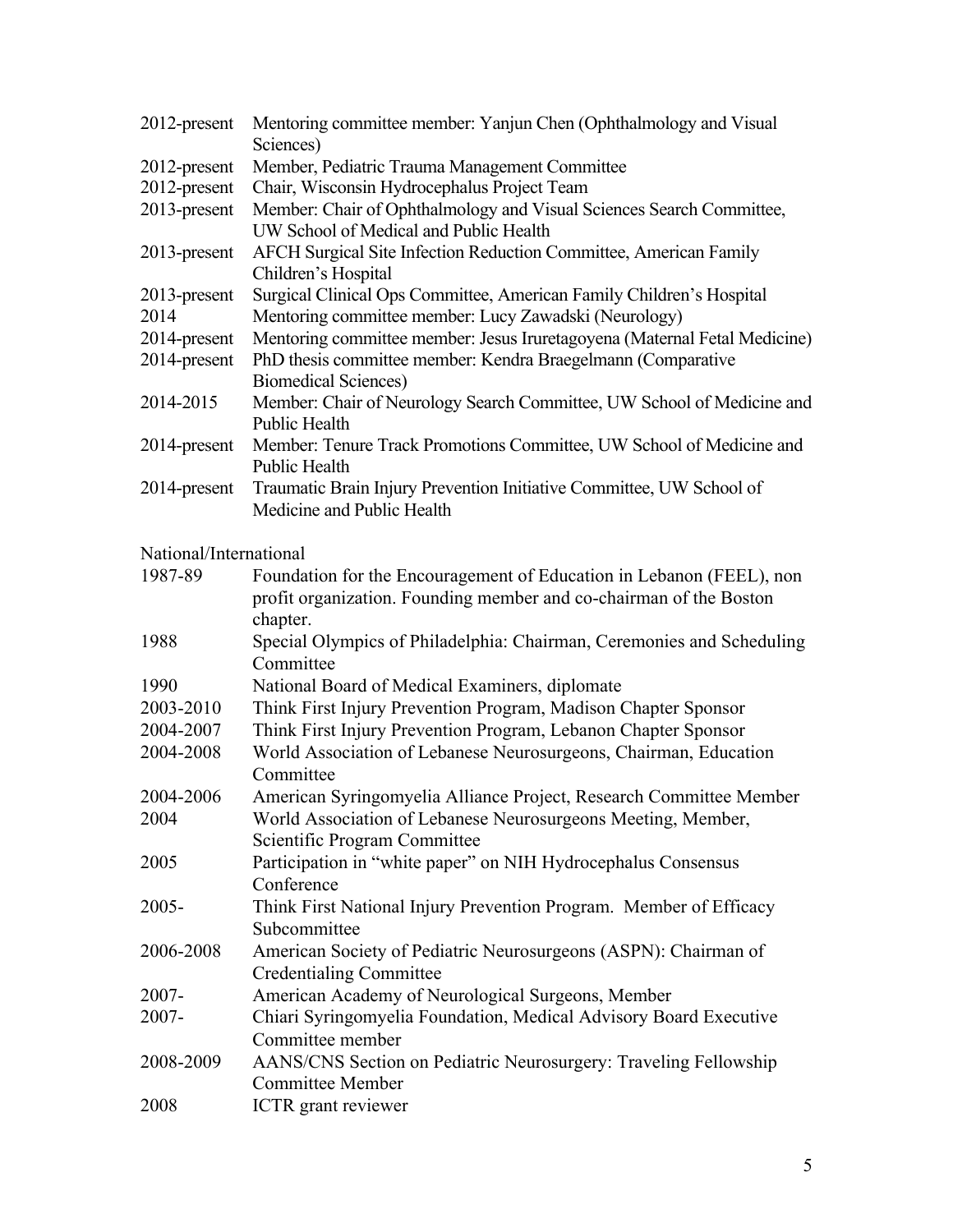| | |
|---|---|
| 2012-present | Mentoring committee member: Yanjun Chen (Ophthalmology and Visual Sciences) |
| 2012-present | Member, Pediatric Trauma Management Committee |
| 2012-present | Chair, Wisconsin Hydrocephalus Project Team |
| 2013-present | Member: Chair of Ophthalmology and Visual Sciences Search Committee, UW School of Medical and Public Health |
| 2013-present | AFCH Surgical Site Infection Reduction Committee, American Family Children's Hospital |
| 2013-present | Surgical Clinical Ops Committee, American Family Children's Hospital |
| 2014 | Mentoring committee member: Lucy Zawadski (Neurology) |
| 2014-present | Mentoring committee member: Jesus Iruretagoyena (Maternal Fetal Medicine) |
| 2014-present | PhD thesis committee member: Kendra Braegelmann (Comparative Biomedical Sciences) |
| 2014-2015 | Member: Chair of Neurology Search Committee, UW School of Medicine and Public Health |
| 2014-present | Member: Tenure Track Promotions Committee, UW School of Medicine and Public Health |
| 2014-present | Traumatic Brain Injury Prevention Initiative Committee, UW School of Medicine and Public Health |

National/International

| | |
|---|---|
| 1987-89 | Foundation for the Encouragement of Education in Lebanon (FEEL), non profit organization. Founding member and co-chairman of the Boston chapter. |
| 1988 | Special Olympics of Philadelphia: Chairman, Ceremonies and Scheduling Committee |
| 1990 | National Board of Medical Examiners, diplomate |
| 2003-2010 | Think First Injury Prevention Program, Madison Chapter Sponsor |
| 2004-2007 | Think First Injury Prevention Program, Lebanon Chapter Sponsor |
| 2004-2008 | World Association of Lebanese Neurosurgeons, Chairman, Education Committee |
| 2004-2006 | American Syringomyelia Alliance Project, Research Committee Member |
| 2004 | World Association of Lebanese Neurosurgeons Meeting, Member, Scientific Program Committee |
| 2005 | Participation in "white paper" on NIH Hydrocephalus Consensus Conference |
| 2005- | Think First National Injury Prevention Program. Member of Efficacy Subcommittee |
| 2006-2008 | American Society of Pediatric Neurosurgeons (ASPN): Chairman of Credentialing Committee |
| 2007- | American Academy of Neurological Surgeons, Member |
| 2007- | Chiari Syringomyelia Foundation, Medical Advisory Board Executive Committee member |
| 2008-2009 | AANS/CNS Section on Pediatric Neurosurgery: Traveling Fellowship Committee Member |
| 2008 | ICTR grant reviewer |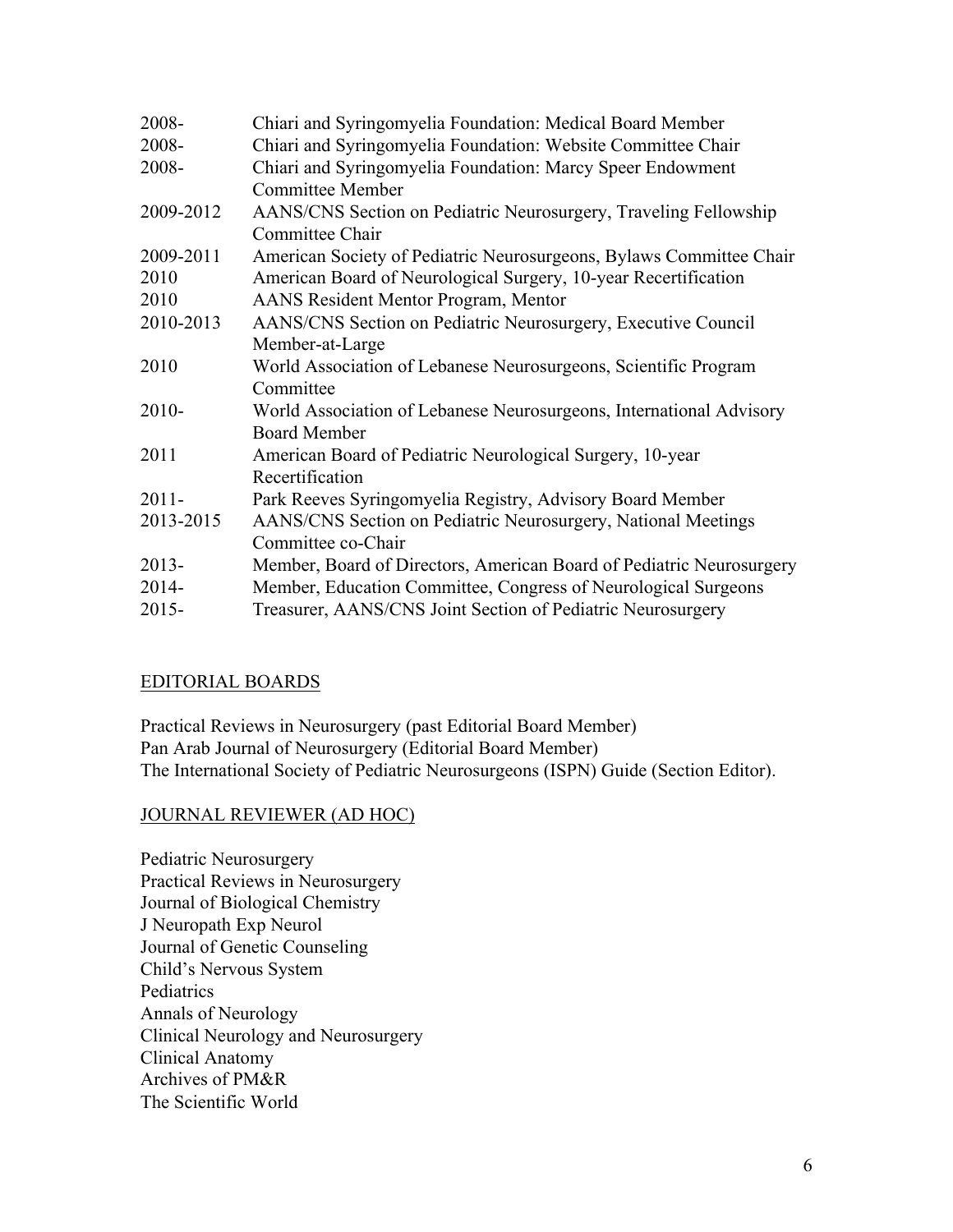| | |
|---|---|
| 2008- | Chiari and Syringomyelia Foundation: Medical Board Member |
| 2008- | Chiari and Syringomyelia Foundation: Website Committee Chair |
| 2008- | Chiari and Syringomyelia Foundation: Marcy Speer Endowment Committee Member |
| 2009-2012 | AANS/CNS Section on Pediatric Neurosurgery, Traveling Fellowship Committee Chair |
| 2009-2011 | American Society of Pediatric Neurosurgeons, Bylaws Committee Chair |
| 2010 | American Board of Neurological Surgery, 10-year Recertification |
| 2010 | AANS Resident Mentor Program, Mentor |
| 2010-2013 | AANS/CNS Section on Pediatric Neurosurgery, Executive Council Member-at-Large |
| 2010 | World Association of Lebanese Neurosurgeons, Scientific Program Committee |
| 2010- | World Association of Lebanese Neurosurgeons, International Advisory Board Member |
| 2011 | American Board of Pediatric Neurological Surgery, 10-year Recertification |
| 2011- | Park Reeves Syringomyelia Registry, Advisory Board Member |
| 2013-2015 | AANS/CNS Section on Pediatric Neurosurgery, National Meetings Committee co-Chair |
| 2013- | Member, Board of Directors, American Board of Pediatric Neurosurgery |
| 2014- | Member, Education Committee, Congress of Neurological Surgeons |
| 2015- | Treasurer, AANS/CNS Joint Section of Pediatric Neurosurgery |

## EDITORIAL BOARDS

Practical Reviews in Neurosurgery (past Editorial Board Member)
Pan Arab Journal of Neurosurgery (Editorial Board Member)
The International Society of Pediatric Neurosurgeons (ISPN) Guide (Section Editor).

## JOURNAL REVIEWER (AD HOC)

Pediatric Neurosurgery
Practical Reviews in Neurosurgery
Journal of Biological Chemistry
J Neuropath Exp Neurol
Journal of Genetic Counseling
Child's Nervous System
Pediatrics
Annals of Neurology
Clinical Neurology and Neurosurgery
Clinical Anatomy
Archives of PM&R
The Scientific World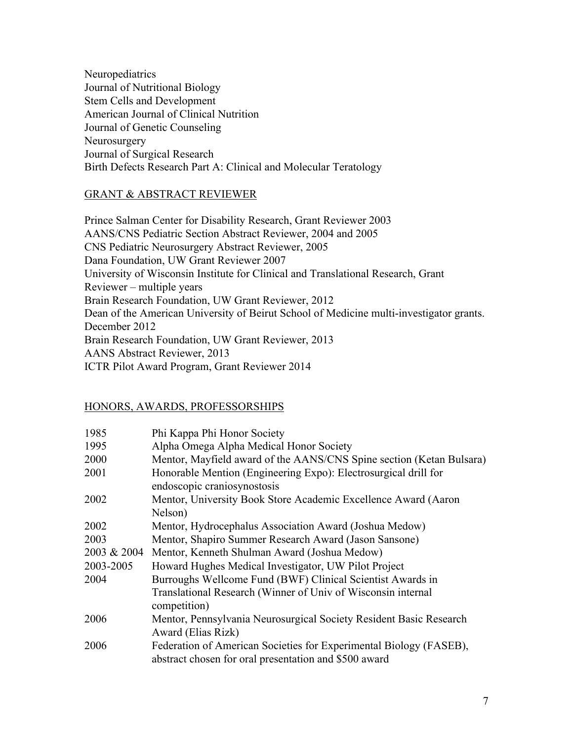Neuropediatrics
Journal of Nutritional Biology
Stem Cells and Development
American Journal of Clinical Nutrition
Journal of Genetic Counseling
Neurosurgery
Journal of Surgical Research
Birth Defects Research Part A: Clinical and Molecular Teratology

## GRANT & ABSTRACT REVIEWER

Prince Salman Center for Disability Research, Grant Reviewer 2003
AANS/CNS Pediatric Section Abstract Reviewer, 2004 and 2005
CNS Pediatric Neurosurgery Abstract Reviewer, 2005
Dana Foundation, UW Grant Reviewer 2007
University of Wisconsin Institute for Clinical and Translational Research, Grant Reviewer – multiple years
Brain Research Foundation, UW Grant Reviewer, 2012
Dean of the American University of Beirut School of Medicine multi-investigator grants. December 2012
Brain Research Foundation, UW Grant Reviewer, 2013
AANS Abstract Reviewer, 2013
ICTR Pilot Award Program, Grant Reviewer 2014

## HONORS, AWARDS, PROFESSORSHIPS

| | |
|---|---|
| 1985 | Phi Kappa Phi Honor Society |
| 1995 | Alpha Omega Alpha Medical Honor Society |
| 2000 | Mentor, Mayfield award of the AANS/CNS Spine section (Ketan Bulsara) |
| 2001 | Honorable Mention (Engineering Expo): Electrosurgical drill for endoscopic craniosynostosis |
| 2002 | Mentor, University Book Store Academic Excellence Award (Aaron Nelson) |
| 2002 | Mentor, Hydrocephalus Association Award (Joshua Medow) |
| 2003 | Mentor, Shapiro Summer Research Award (Jason Sansone) |
| 2003 & 2004 | Mentor, Kenneth Shulman Award (Joshua Medow) |
| 2003-2005 | Howard Hughes Medical Investigator, UW Pilot Project |
| 2004 | Burroughs Wellcome Fund (BWF) Clinical Scientist Awards in Translational Research (Winner of Univ of Wisconsin internal competition) |
| 2006 | Mentor, Pennsylvania Neurosurgical Society Resident Basic Research Award (Elias Rizk) |
| 2006 | Federation of American Societies for Experimental Biology (FASEB), abstract chosen for oral presentation and $500 award |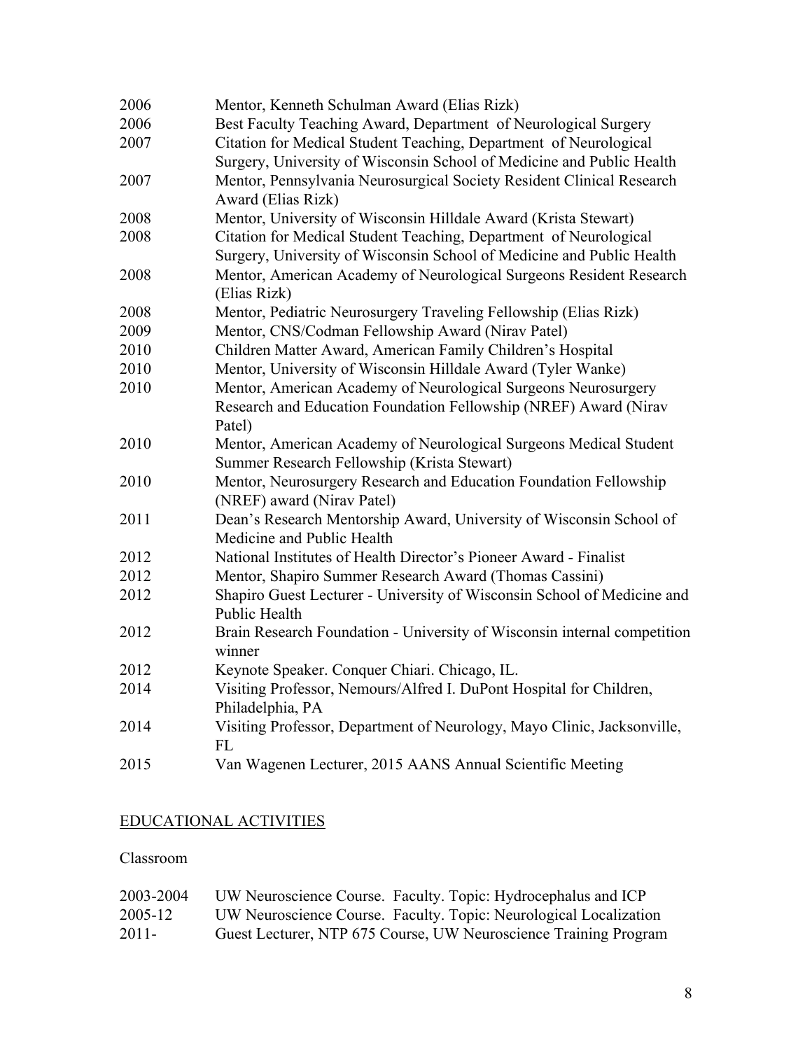| | |
|---|---|
| 2006 | Mentor, Kenneth Schulman Award (Elias Rizk) |
| 2006 | Best Faculty Teaching Award, Department of Neurological Surgery |
| 2007 | Citation for Medical Student Teaching, Department of Neurological Surgery, University of Wisconsin School of Medicine and Public Health |
| 2007 | Mentor, Pennsylvania Neurosurgical Society Resident Clinical Research Award (Elias Rizk) |
| 2008 | Mentor, University of Wisconsin Hilldale Award (Krista Stewart) |
| 2008 | Citation for Medical Student Teaching, Department of Neurological Surgery, University of Wisconsin School of Medicine and Public Health |
| 2008 | Mentor, American Academy of Neurological Surgeons Resident Research (Elias Rizk) |
| 2008 | Mentor, Pediatric Neurosurgery Traveling Fellowship (Elias Rizk) |
| 2009 | Mentor, CNS/Codman Fellowship Award (Nirav Patel) |
| 2010 | Children Matter Award, American Family Children's Hospital |
| 2010 | Mentor, University of Wisconsin Hilldale Award (Tyler Wanke) |
| 2010 | Mentor, American Academy of Neurological Surgeons Neurosurgery Research and Education Foundation Fellowship (NREF) Award (Nirav Patel) |
| 2010 | Mentor, American Academy of Neurological Surgeons Medical Student Summer Research Fellowship (Krista Stewart) |
| 2010 | Mentor, Neurosurgery Research and Education Foundation Fellowship (NREF) award (Nirav Patel) |
| 2011 | Dean's Research Mentorship Award, University of Wisconsin School of Medicine and Public Health |
| 2012 | National Institutes of Health Director's Pioneer Award - Finalist |
| 2012 | Mentor, Shapiro Summer Research Award (Thomas Cassini) |
| 2012 | Shapiro Guest Lecturer - University of Wisconsin School of Medicine and Public Health |
| 2012 | Brain Research Foundation - University of Wisconsin internal competition winner |
| 2012 | Keynote Speaker. Conquer Chiari. Chicago, IL. |
| 2014 | Visiting Professor, Nemours/Alfred I. DuPont Hospital for Children, Philadelphia, PA |
| 2014 | Visiting Professor, Department of Neurology, Mayo Clinic, Jacksonville, FL |
| 2015 | Van Wagenen Lecturer, 2015 AANS Annual Scientific Meeting |

## EDUCATIONAL ACTIVITIES

Classroom

| | |
|---|---|
| 2003-2004 | UW Neuroscience Course. Faculty. Topic: Hydrocephalus and ICP |
| 2005-12 | UW Neuroscience Course. Faculty. Topic: Neurological Localization |
| 2011- | Guest Lecturer, NTP 675 Course, UW Neuroscience Training Program |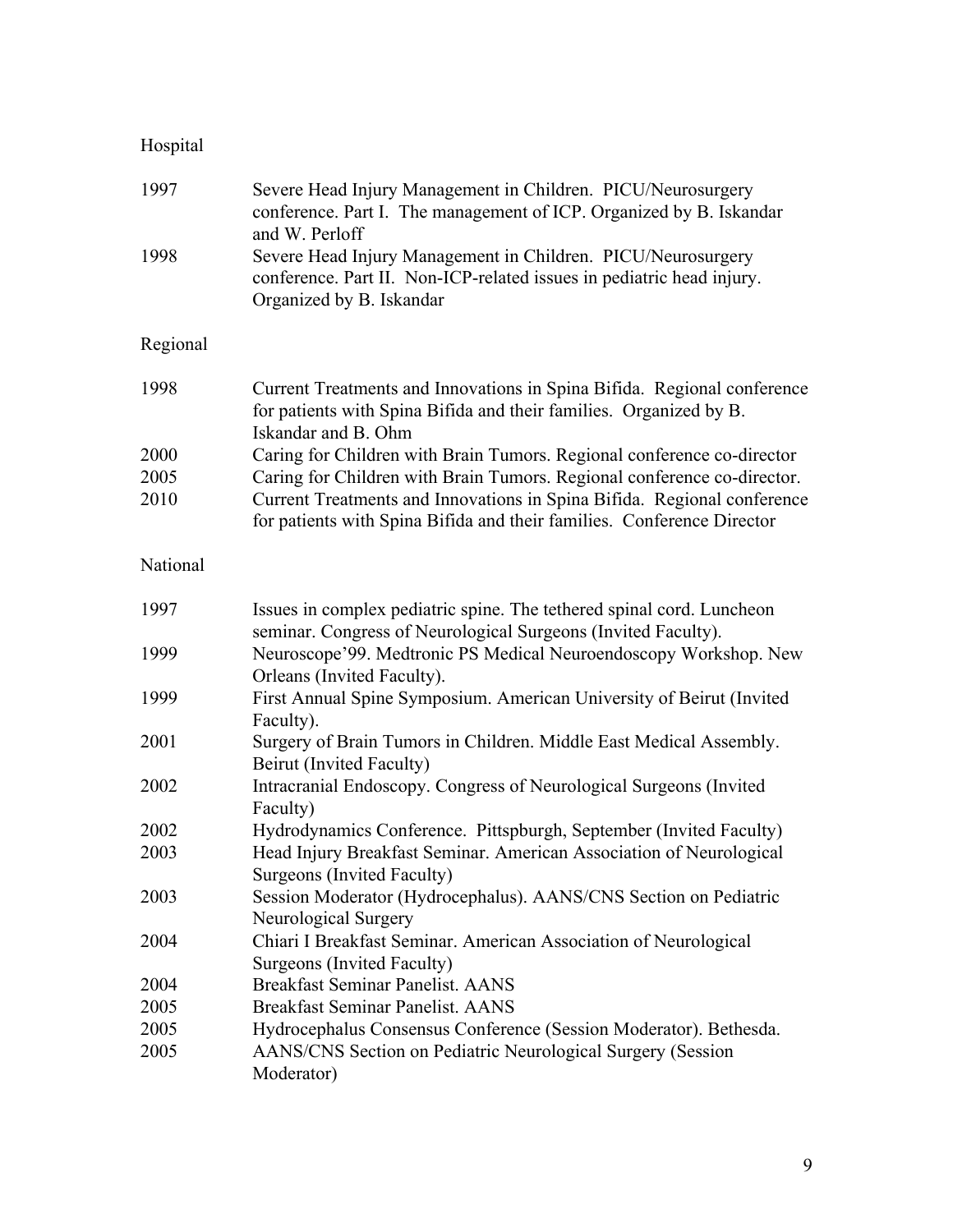Hospital

| | |
|---|---|
| 1997 | Severe Head Injury Management in Children. PICU/Neurosurgery conference. Part I. The management of ICP. Organized by B. Iskandar and W. Perloff |
| 1998 | Severe Head Injury Management in Children. PICU/Neurosurgery conference. Part II. Non-ICP-related issues in pediatric head injury. Organized by B. Iskandar |

Regional

| | |
|---|---|
| 1998 | Current Treatments and Innovations in Spina Bifida. Regional conference for patients with Spina Bifida and their families. Organized by B. Iskandar and B. Ohm |
| 2000 | Caring for Children with Brain Tumors. Regional conference co-director |
| 2005 | Caring for Children with Brain Tumors. Regional conference co-director. |
| 2010 | Current Treatments and Innovations in Spina Bifida. Regional conference for patients with Spina Bifida and their families. Conference Director |

National

| | |
|---|---|
| 1997 | Issues in complex pediatric spine. The tethered spinal cord. Luncheon seminar. Congress of Neurological Surgeons (Invited Faculty). |
| 1999 | Neuroscope'99. Medtronic PS Medical Neuroendoscopy Workshop. New Orleans (Invited Faculty). |
| 1999 | First Annual Spine Symposium. American University of Beirut (Invited Faculty). |
| 2001 | Surgery of Brain Tumors in Children. Middle East Medical Assembly. Beirut (Invited Faculty) |
| 2002 | Intracranial Endoscopy. Congress of Neurological Surgeons (Invited Faculty) |
| 2002 | Hydrodynamics Conference. Pittspburgh, September (Invited Faculty) |
| 2003 | Head Injury Breakfast Seminar. American Association of Neurological Surgeons (Invited Faculty) |
| 2003 | Session Moderator (Hydrocephalus). AANS/CNS Section on Pediatric Neurological Surgery |
| 2004 | Chiari I Breakfast Seminar. American Association of Neurological Surgeons (Invited Faculty) |
| 2004 | Breakfast Seminar Panelist. AANS |
| 2005 | Breakfast Seminar Panelist. AANS |
| 2005 | Hydrocephalus Consensus Conference (Session Moderator). Bethesda. |
| 2005 | AANS/CNS Section on Pediatric Neurological Surgery (Session Moderator) |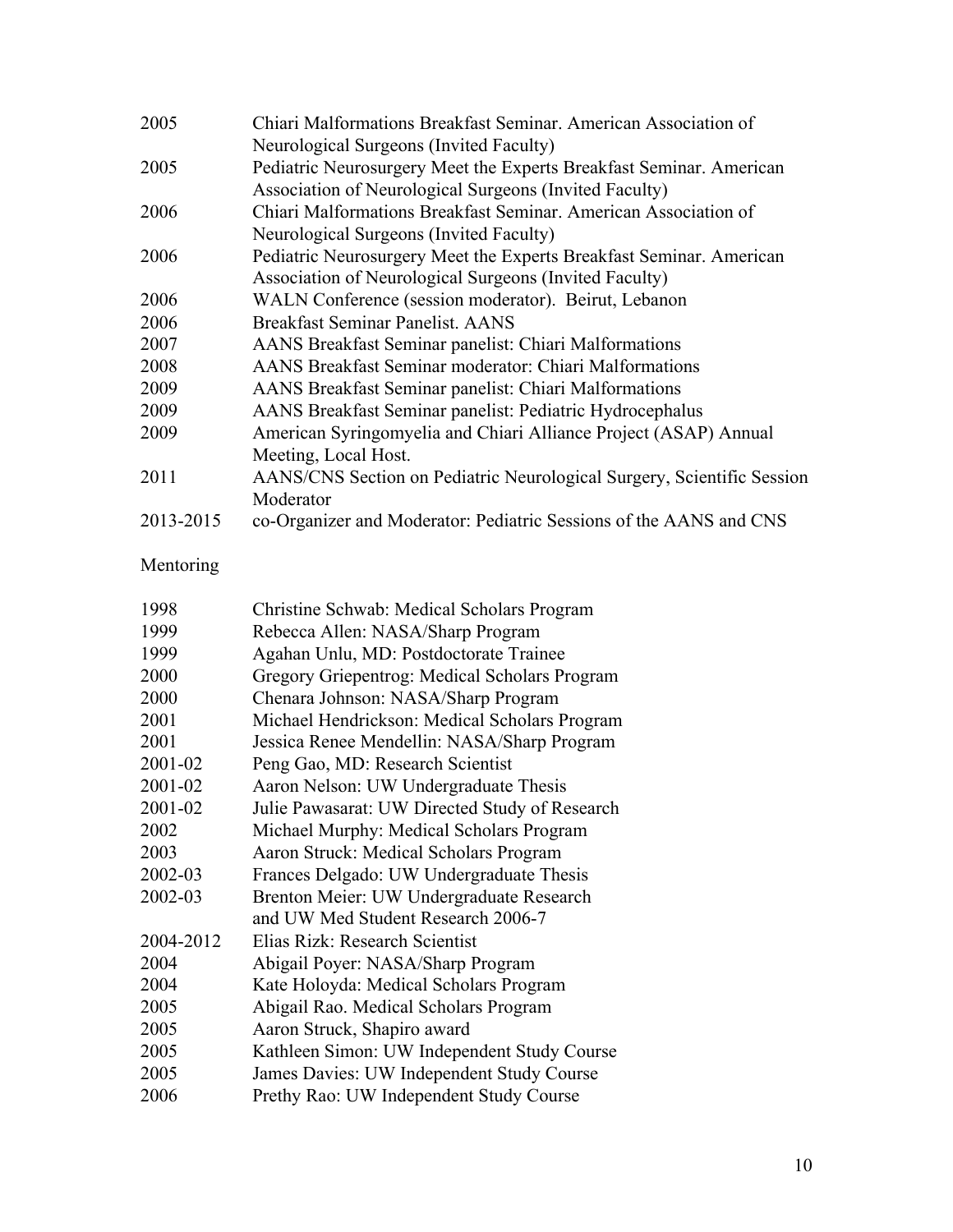| | |
|---|---|
| 2005 | Chiari Malformations Breakfast Seminar. American Association of Neurological Surgeons (Invited Faculty) |
| 2005 | Pediatric Neurosurgery Meet the Experts Breakfast Seminar. American Association of Neurological Surgeons (Invited Faculty) |
| 2006 | Chiari Malformations Breakfast Seminar. American Association of Neurological Surgeons (Invited Faculty) |
| 2006 | Pediatric Neurosurgery Meet the Experts Breakfast Seminar. American Association of Neurological Surgeons (Invited Faculty) |
| 2006 | WALN Conference (session moderator). Beirut, Lebanon |
| 2006 | Breakfast Seminar Panelist. AANS |
| 2007 | AANS Breakfast Seminar panelist: Chiari Malformations |
| 2008 | AANS Breakfast Seminar moderator: Chiari Malformations |
| 2009 | AANS Breakfast Seminar panelist: Chiari Malformations |
| 2009 | AANS Breakfast Seminar panelist: Pediatric Hydrocephalus |
| 2009 | American Syringomyelia and Chiari Alliance Project (ASAP) Annual Meeting, Local Host. |
| 2011 | AANS/CNS Section on Pediatric Neurological Surgery, Scientific Session Moderator |
| 2013-2015 | co-Organizer and Moderator: Pediatric Sessions of the AANS and CNS |

Mentoring

| | |
|---|---|
| 1998 | Christine Schwab: Medical Scholars Program |
| 1999 | Rebecca Allen: NASA/Sharp Program |
| 1999 | Agahan Unlu, MD: Postdoctorate Trainee |
| 2000 | Gregory Griepentrog: Medical Scholars Program |
| 2000 | Chenara Johnson: NASA/Sharp Program |
| 2001 | Michael Hendrickson: Medical Scholars Program |
| 2001 | Jessica Renee Mendellin: NASA/Sharp Program |
| 2001-02 | Peng Gao, MD: Research Scientist |
| 2001-02 | Aaron Nelson: UW Undergraduate Thesis |
| 2001-02 | Julie Pawasarat: UW Directed Study of Research |
| 2002 | Michael Murphy: Medical Scholars Program |
| 2003 | Aaron Struck: Medical Scholars Program |
| 2002-03 | Frances Delgado: UW Undergraduate Thesis |
| 2002-03 | Brenton Meier: UW Undergraduate Research and UW Med Student Research 2006-7 |
| 2004-2012 | Elias Rizk: Research Scientist |
| 2004 | Abigail Poyer: NASA/Sharp Program |
| 2004 | Kate Holoyda: Medical Scholars Program |
| 2005 | Abigail Rao. Medical Scholars Program |
| 2005 | Aaron Struck, Shapiro award |
| 2005 | Kathleen Simon: UW Independent Study Course |
| 2005 | James Davies: UW Independent Study Course |
| 2006 | Prethy Rao: UW Independent Study Course |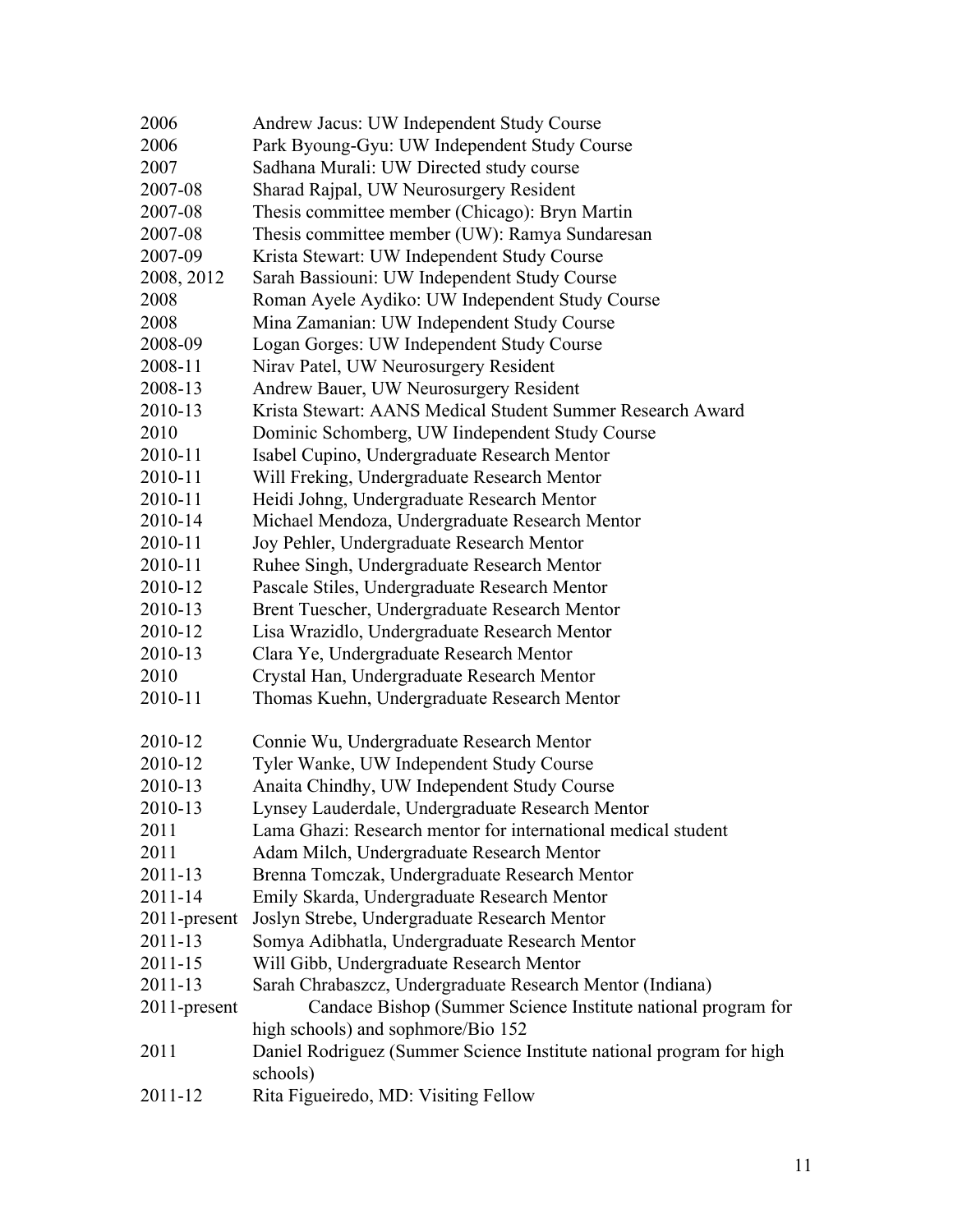2006 Andrew Jacus: UW Independent Study Course
2006 Park Byoung-Gyu: UW Independent Study Course
2007 Sadhana Murali: UW Directed study course
2007-08 Sharad Rajpal, UW Neurosurgery Resident
2007-08 Thesis committee member (Chicago): Bryn Martin
2007-08 Thesis committee member (UW): Ramya Sundaresan
2007-09 Krista Stewart: UW Independent Study Course
2008, 2012 Sarah Bassiouni: UW Independent Study Course
2008 Roman Ayele Aydiko: UW Independent Study Course
2008 Mina Zamanian: UW Independent Study Course
2008-09 Logan Gorges: UW Independent Study Course
2008-11 Nirav Patel, UW Neurosurgery Resident
2008-13 Andrew Bauer, UW Neurosurgery Resident
2010-13 Krista Stewart: AANS Medical Student Summer Research Award
2010 Dominic Schomberg, UW Iindependent Study Course
2010-11 Isabel Cupino, Undergraduate Research Mentor
2010-11 Will Freking, Undergraduate Research Mentor
2010-11 Heidi Johng, Undergraduate Research Mentor
2010-14 Michael Mendoza, Undergraduate Research Mentor
2010-11 Joy Pehler, Undergraduate Research Mentor
2010-11 Ruhee Singh, Undergraduate Research Mentor
2010-12 Pascale Stiles, Undergraduate Research Mentor
2010-13 Brent Tuescher, Undergraduate Research Mentor
2010-12 Lisa Wrazidlo, Undergraduate Research Mentor
2010-13 Clara Ye, Undergraduate Research Mentor
2010 Crystal Han, Undergraduate Research Mentor
2010-11 Thomas Kuehn, Undergraduate Research Mentor

2010-12 Connie Wu, Undergraduate Research Mentor
2010-12 Tyler Wanke, UW Independent Study Course
2010-13 Anaita Chindhy, UW Independent Study Course
2010-13 Lynsey Lauderdale, Undergraduate Research Mentor
2011 Lama Ghazi: Research mentor for international medical student
2011 Adam Milch, Undergraduate Research Mentor
2011-13 Brenna Tomczak, Undergraduate Research Mentor
2011-14 Emily Skarda, Undergraduate Research Mentor
2011-present Joslyn Strebe, Undergraduate Research Mentor
2011-13 Somya Adibhatla, Undergraduate Research Mentor
2011-15 Will Gibb, Undergraduate Research Mentor
2011-13 Sarah Chrabaszcz, Undergraduate Research Mentor (Indiana)
2011-present Candace Bishop (Summer Science Institute national program for high schools) and sophmore/Bio 152
2011 Daniel Rodriguez (Summer Science Institute national program for high schools)
2011-12 Rita Figueiredo, MD: Visiting Fellow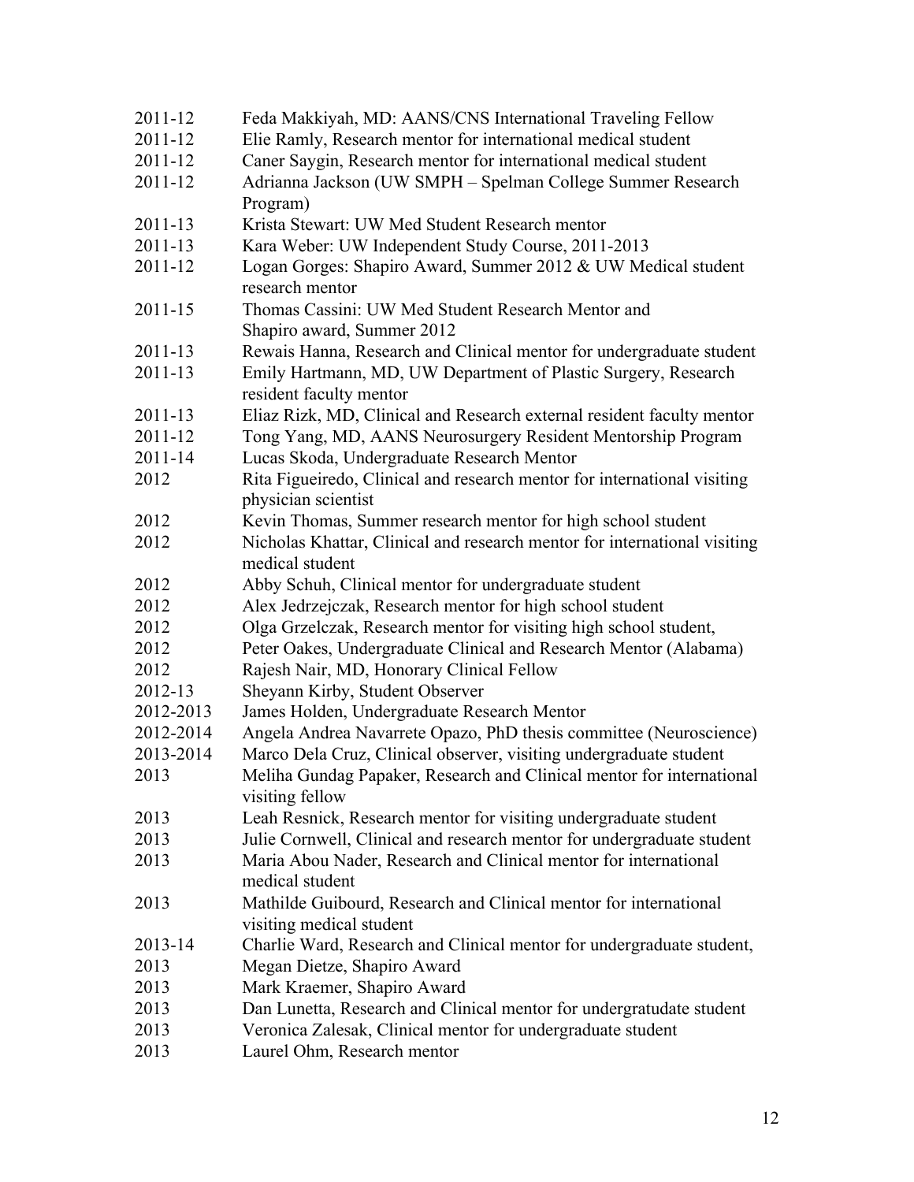| | |
|---|---|
| 2011-12 | Feda Makkiyah, MD: AANS/CNS International Traveling Fellow |
| 2011-12 | Elie Ramly, Research mentor for international medical student |
| 2011-12 | Caner Saygin, Research mentor for international medical student |
| 2011-12 | Adrianna Jackson (UW SMPH – Spelman College Summer Research Program) |
| 2011-13 | Krista Stewart: UW Med Student Research mentor |
| 2011-13 | Kara Weber: UW Independent Study Course, 2011-2013 |
| 2011-12 | Logan Gorges: Shapiro Award, Summer 2012 & UW Medical student research mentor |
| 2011-15 | Thomas Cassini: UW Med Student Research Mentor and Shapiro award, Summer 2012 |
| 2011-13 | Rewais Hanna, Research and Clinical mentor for undergraduate student |
| 2011-13 | Emily Hartmann, MD, UW Department of Plastic Surgery, Research resident faculty mentor |
| 2011-13 | Eliaz Rizk, MD, Clinical and Research external resident faculty mentor |
| 2011-12 | Tong Yang, MD, AANS Neurosurgery Resident Mentorship Program |
| 2011-14 | Lucas Skoda, Undergraduate Research Mentor |
| 2012 | Rita Figueiredo, Clinical and research mentor for international visiting physician scientist |
| 2012 | Kevin Thomas, Summer research mentor for high school student |
| 2012 | Nicholas Khattar, Clinical and research mentor for international visiting medical student |
| 2012 | Abby Schuh, Clinical mentor for undergraduate student |
| 2012 | Alex Jedrzejczak, Research mentor for high school student |
| 2012 | Olga Grzelczak, Research mentor for visiting high school student, |
| 2012 | Peter Oakes, Undergraduate Clinical and Research Mentor (Alabama) |
| 2012 | Rajesh Nair, MD, Honorary Clinical Fellow |
| 2012-13 | Sheyann Kirby, Student Observer |
| 2012-2013 | James Holden, Undergraduate Research Mentor |
| 2012-2014 | Angela Andrea Navarrete Opazo, PhD thesis committee (Neuroscience) |
| 2013-2014 | Marco Dela Cruz, Clinical observer, visiting undergraduate student |
| 2013 | Meliha Gundag Papaker, Research and Clinical mentor for international visiting fellow |
| 2013 | Leah Resnick, Research mentor for visiting undergraduate student |
| 2013 | Julie Cornwell, Clinical and research mentor for undergraduate student |
| 2013 | Maria Abou Nader, Research and Clinical mentor for international medical student |
| 2013 | Mathilde Guibourd, Research and Clinical mentor for international visiting medical student |
| 2013-14 | Charlie Ward, Research and Clinical mentor for undergraduate student, |
| 2013 | Megan Dietze, Shapiro Award |
| 2013 | Mark Kraemer, Shapiro Award |
| 2013 | Dan Lunetta, Research and Clinical mentor for undergratudate student |
| 2013 | Veronica Zalesak, Clinical mentor for undergraduate student |
| 2013 | Laurel Ohm, Research mentor |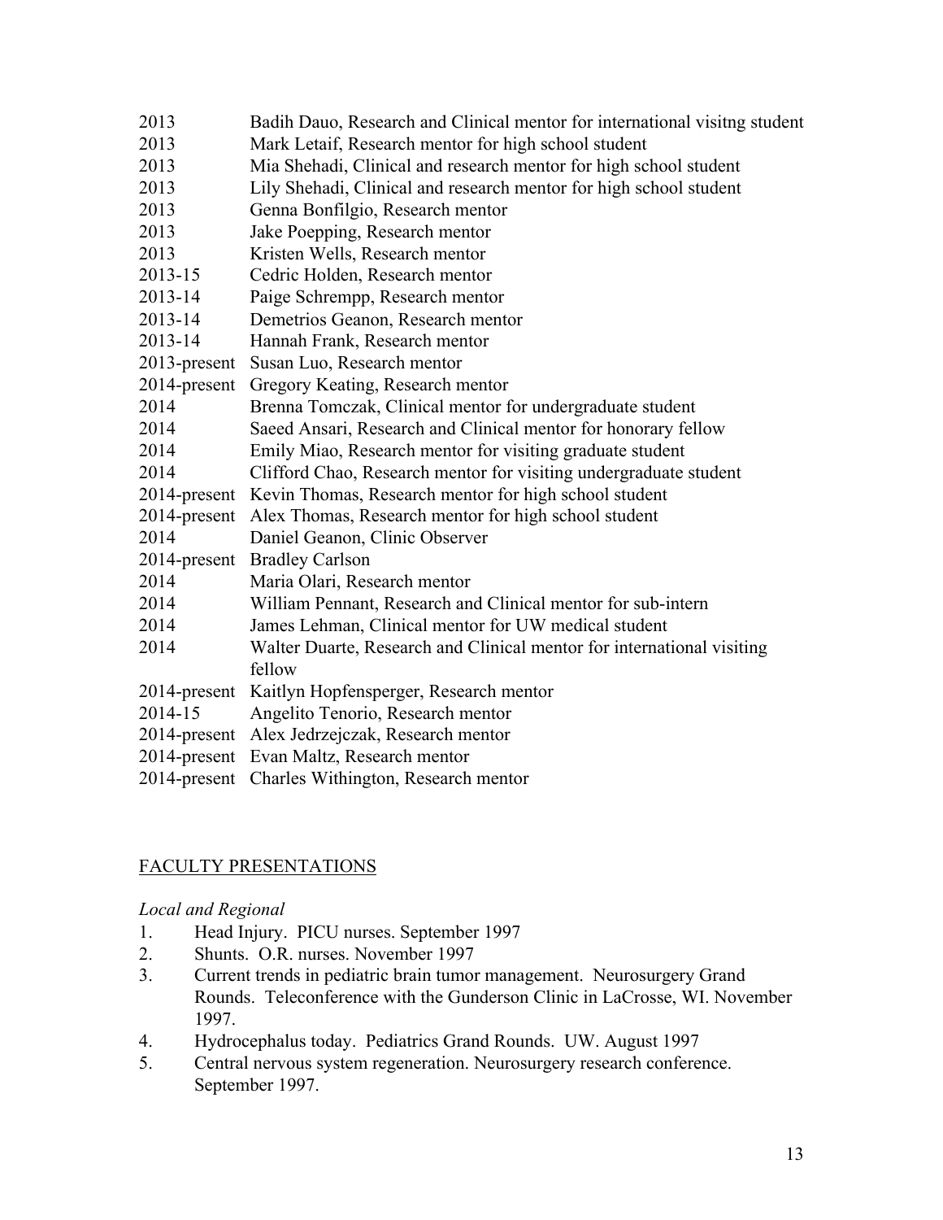2013	Badih Dauo, Research and Clinical mentor for international visitng student
2013	Mark Letaif, Research mentor for high school student
2013	Mia Shehadi, Clinical and research mentor for high school student
2013	Lily Shehadi, Clinical and research mentor for high school student
2013	Genna Bonfilgio, Research mentor
2013	Jake Poepping, Research mentor
2013	Kristen Wells, Research mentor
2013-15	Cedric Holden, Research mentor
2013-14	Paige Schrempp, Research mentor
2013-14	Demetrios Geanon, Research mentor
2013-14	Hannah Frank, Research mentor
2013-present	Susan Luo, Research mentor
2014-present	Gregory Keating, Research mentor
2014	Brenna Tomczak, Clinical mentor for undergraduate student
2014	Saeed Ansari, Research and Clinical mentor for honorary fellow
2014	Emily Miao, Research mentor for visiting graduate student
2014	Clifford Chao, Research mentor for visiting undergraduate student
2014-present	Kevin Thomas, Research mentor for high school student
2014-present	Alex Thomas, Research mentor for high school student
2014	Daniel Geanon, Clinic Observer
2014-present	Bradley Carlson
2014	Maria Olari, Research mentor
2014	William Pennant, Research and Clinical mentor for sub-intern
2014	James Lehman, Clinical mentor for UW medical student
2014	Walter Duarte, Research and Clinical mentor for international visiting fellow
2014-present	Kaitlyn Hopfensperger, Research mentor
2014-15	Angelito Tenorio, Research mentor
2014-present	Alex Jedrzejczak, Research mentor
2014-present	Evan Maltz, Research mentor
2014-present	Charles Withington, Research mentor

## FACULTY PRESENTATIONS

*Local and Regional*

1. Head Injury. PICU nurses. September 1997
2. Shunts. O.R. nurses. November 1997
3. Current trends in pediatric brain tumor management. Neurosurgery Grand Rounds. Teleconference with the Gunderson Clinic in LaCrosse, WI. November 1997.
4. Hydrocephalus today. Pediatrics Grand Rounds. UW. August 1997
5. Central nervous system regeneration. Neurosurgery research conference. September 1997.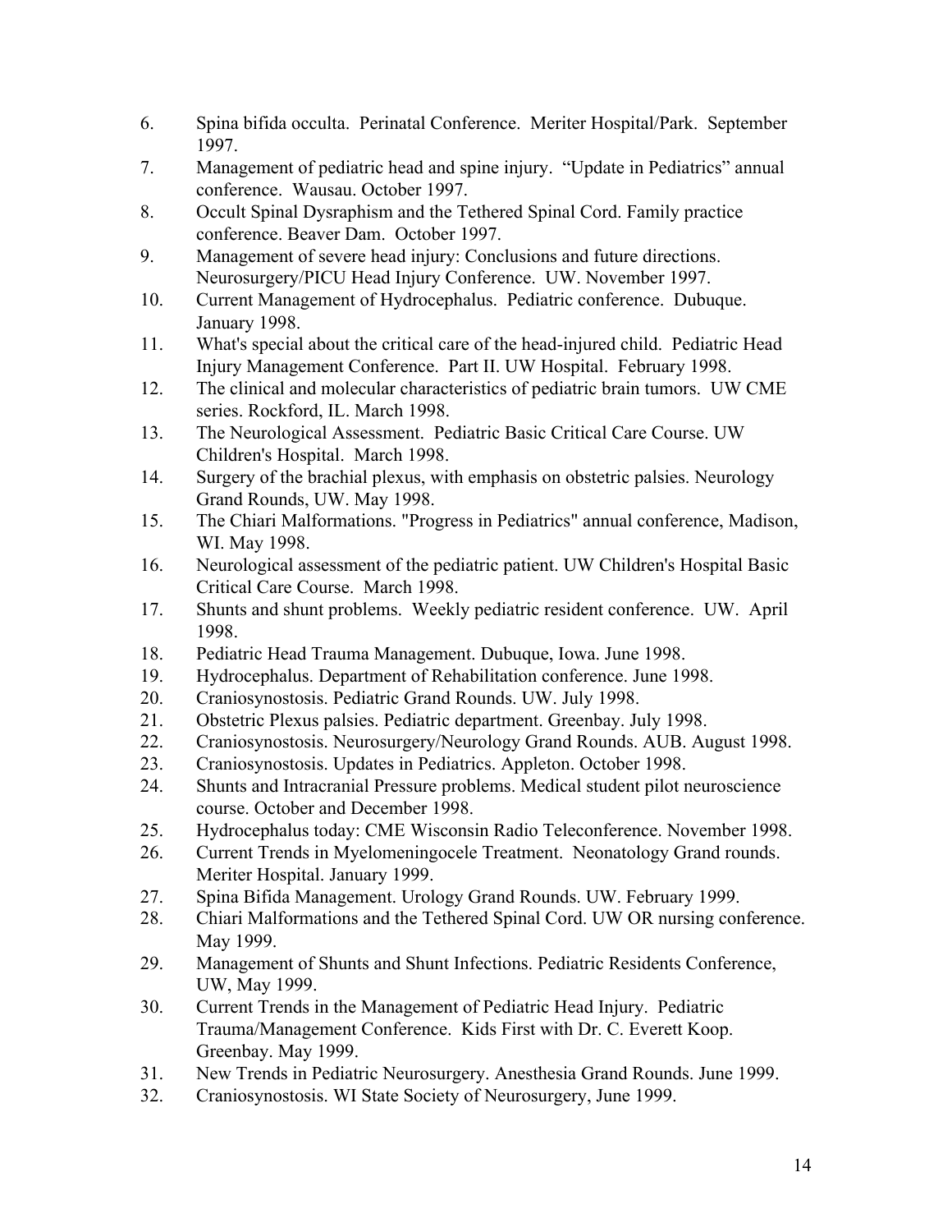6. Spina bifida occulta. Perinatal Conference. Meriter Hospital/Park. September 1997.
7. Management of pediatric head and spine injury. "Update in Pediatrics" annual conference. Wausau. October 1997.
8. Occult Spinal Dysraphism and the Tethered Spinal Cord. Family practice conference. Beaver Dam. October 1997.
9. Management of severe head injury: Conclusions and future directions. Neurosurgery/PICU Head Injury Conference. UW. November 1997.
10. Current Management of Hydrocephalus. Pediatric conference. Dubuque. January 1998.
11. What's special about the critical care of the head-injured child. Pediatric Head Injury Management Conference. Part II. UW Hospital. February 1998.
12. The clinical and molecular characteristics of pediatric brain tumors. UW CME series. Rockford, IL. March 1998.
13. The Neurological Assessment. Pediatric Basic Critical Care Course. UW Children's Hospital. March 1998.
14. Surgery of the brachial plexus, with emphasis on obstetric palsies. Neurology Grand Rounds, UW. May 1998.
15. The Chiari Malformations. "Progress in Pediatrics" annual conference, Madison, WI. May 1998.
16. Neurological assessment of the pediatric patient. UW Children's Hospital Basic Critical Care Course. March 1998.
17. Shunts and shunt problems. Weekly pediatric resident conference. UW. April 1998.
18. Pediatric Head Trauma Management. Dubuque, Iowa. June 1998.
19. Hydrocephalus. Department of Rehabilitation conference. June 1998.
20. Craniosynostosis. Pediatric Grand Rounds. UW. July 1998.
21. Obstetric Plexus palsies. Pediatric department. Greenbay. July 1998.
22. Craniosynostosis. Neurosurgery/Neurology Grand Rounds. AUB. August 1998.
23. Craniosynostosis. Updates in Pediatrics. Appleton. October 1998.
24. Shunts and Intracranial Pressure problems. Medical student pilot neuroscience course. October and December 1998.
25. Hydrocephalus today: CME Wisconsin Radio Teleconference. November 1998.
26. Current Trends in Myelomeningocele Treatment. Neonatology Grand rounds. Meriter Hospital. January 1999.
27. Spina Bifida Management. Urology Grand Rounds. UW. February 1999.
28. Chiari Malformations and the Tethered Spinal Cord. UW OR nursing conference. May 1999.
29. Management of Shunts and Shunt Infections. Pediatric Residents Conference, UW, May 1999.
30. Current Trends in the Management of Pediatric Head Injury. Pediatric Trauma/Management Conference. Kids First with Dr. C. Everett Koop. Greenbay. May 1999.
31. New Trends in Pediatric Neurosurgery. Anesthesia Grand Rounds. June 1999.
32. Craniosynostosis. WI State Society of Neurosurgery, June 1999.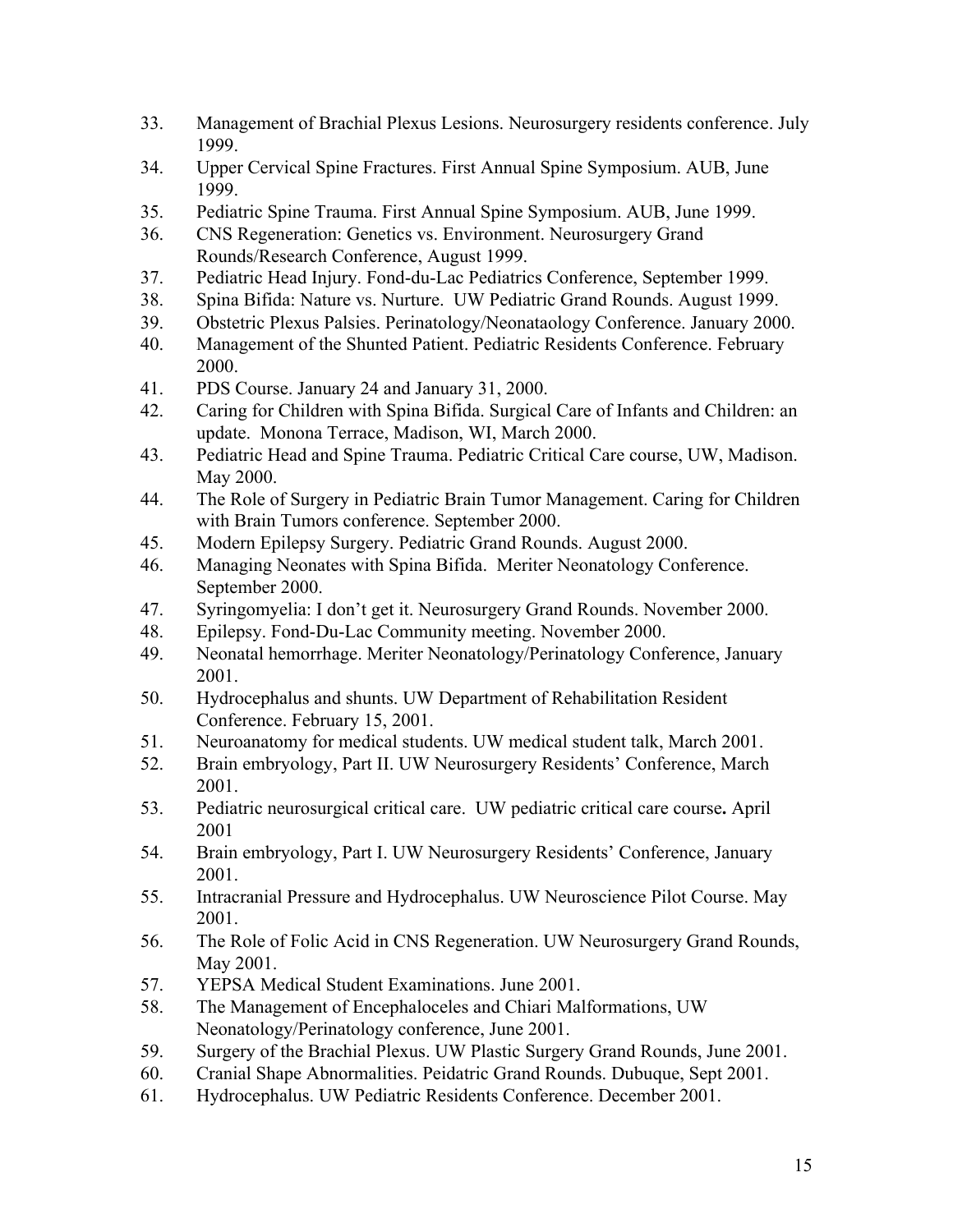33. Management of Brachial Plexus Lesions. Neurosurgery residents conference. July 1999.
34. Upper Cervical Spine Fractures. First Annual Spine Symposium. AUB, June 1999.
35. Pediatric Spine Trauma. First Annual Spine Symposium. AUB, June 1999.
36. CNS Regeneration: Genetics vs. Environment. Neurosurgery Grand Rounds/Research Conference, August 1999.
37. Pediatric Head Injury. Fond-du-Lac Pediatrics Conference, September 1999.
38. Spina Bifida: Nature vs. Nurture. UW Pediatric Grand Rounds. August 1999.
39. Obstetric Plexus Palsies. Perinatology/Neonataology Conference. January 2000.
40. Management of the Shunted Patient. Pediatric Residents Conference. February 2000.
41. PDS Course. January 24 and January 31, 2000.
42. Caring for Children with Spina Bifida. Surgical Care of Infants and Children: an update. Monona Terrace, Madison, WI, March 2000.
43. Pediatric Head and Spine Trauma. Pediatric Critical Care course, UW, Madison. May 2000.
44. The Role of Surgery in Pediatric Brain Tumor Management. Caring for Children with Brain Tumors conference. September 2000.
45. Modern Epilepsy Surgery. Pediatric Grand Rounds. August 2000.
46. Managing Neonates with Spina Bifida. Meriter Neonatology Conference. September 2000.
47. Syringomyelia: I don't get it. Neurosurgery Grand Rounds. November 2000.
48. Epilepsy. Fond-Du-Lac Community meeting. November 2000.
49. Neonatal hemorrhage. Meriter Neonatology/Perinatology Conference, January 2001.
50. Hydrocephalus and shunts. UW Department of Rehabilitation Resident Conference. February 15, 2001.
51. Neuroanatomy for medical students. UW medical student talk, March 2001.
52. Brain embryology, Part II. UW Neurosurgery Residents' Conference, March 2001.
53. Pediatric neurosurgical critical care. UW pediatric critical care course**.** April 2001
54. Brain embryology, Part I. UW Neurosurgery Residents' Conference, January 2001.
55. Intracranial Pressure and Hydrocephalus. UW Neuroscience Pilot Course. May 2001.
56. The Role of Folic Acid in CNS Regeneration. UW Neurosurgery Grand Rounds, May 2001.
57. YEPSA Medical Student Examinations. June 2001.
58. The Management of Encephaloceles and Chiari Malformations, UW Neonatology/Perinatology conference, June 2001.
59. Surgery of the Brachial Plexus. UW Plastic Surgery Grand Rounds, June 2001.
60. Cranial Shape Abnormalities. Peidatric Grand Rounds. Dubuque, Sept 2001.
61. Hydrocephalus. UW Pediatric Residents Conference. December 2001.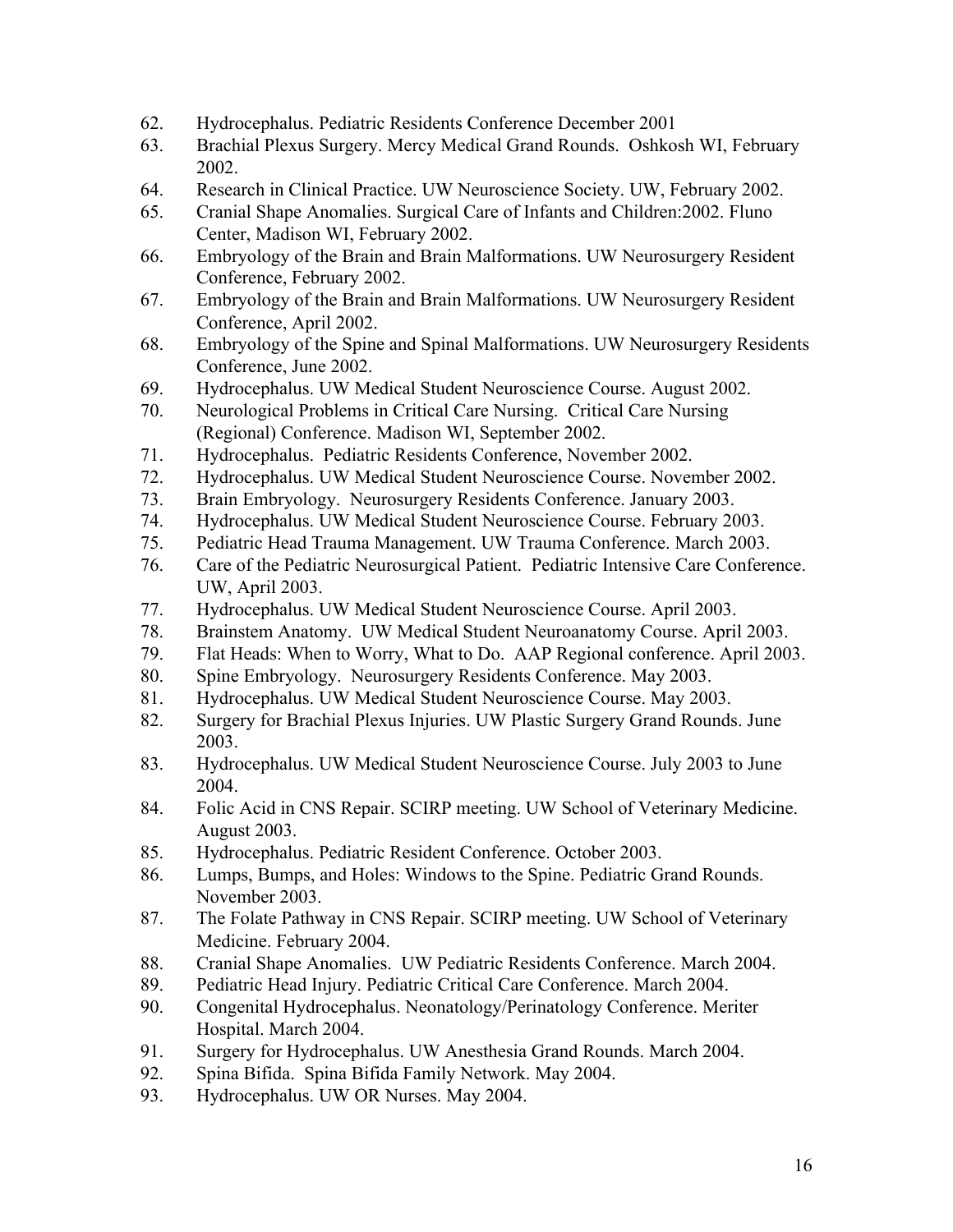62. Hydrocephalus. Pediatric Residents Conference December 2001
63. Brachial Plexus Surgery. Mercy Medical Grand Rounds. Oshkosh WI, February 2002.
64. Research in Clinical Practice. UW Neuroscience Society. UW, February 2002.
65. Cranial Shape Anomalies. Surgical Care of Infants and Children:2002. Fluno Center, Madison WI, February 2002.
66. Embryology of the Brain and Brain Malformations. UW Neurosurgery Resident Conference, February 2002.
67. Embryology of the Brain and Brain Malformations. UW Neurosurgery Resident Conference, April 2002.
68. Embryology of the Spine and Spinal Malformations. UW Neurosurgery Residents Conference, June 2002.
69. Hydrocephalus. UW Medical Student Neuroscience Course. August 2002.
70. Neurological Problems in Critical Care Nursing. Critical Care Nursing (Regional) Conference. Madison WI, September 2002.
71. Hydrocephalus. Pediatric Residents Conference, November 2002.
72. Hydrocephalus. UW Medical Student Neuroscience Course. November 2002.
73. Brain Embryology. Neurosurgery Residents Conference. January 2003.
74. Hydrocephalus. UW Medical Student Neuroscience Course. February 2003.
75. Pediatric Head Trauma Management. UW Trauma Conference. March 2003.
76. Care of the Pediatric Neurosurgical Patient. Pediatric Intensive Care Conference. UW, April 2003.
77. Hydrocephalus. UW Medical Student Neuroscience Course. April 2003.
78. Brainstem Anatomy. UW Medical Student Neuroanatomy Course. April 2003.
79. Flat Heads: When to Worry, What to Do. AAP Regional conference. April 2003.
80. Spine Embryology. Neurosurgery Residents Conference. May 2003.
81. Hydrocephalus. UW Medical Student Neuroscience Course. May 2003.
82. Surgery for Brachial Plexus Injuries. UW Plastic Surgery Grand Rounds. June 2003.
83. Hydrocephalus. UW Medical Student Neuroscience Course. July 2003 to June 2004.
84. Folic Acid in CNS Repair. SCIRP meeting. UW School of Veterinary Medicine. August 2003.
85. Hydrocephalus. Pediatric Resident Conference. October 2003.
86. Lumps, Bumps, and Holes: Windows to the Spine. Pediatric Grand Rounds. November 2003.
87. The Folate Pathway in CNS Repair. SCIRP meeting. UW School of Veterinary Medicine. February 2004.
88. Cranial Shape Anomalies. UW Pediatric Residents Conference. March 2004.
89. Pediatric Head Injury. Pediatric Critical Care Conference. March 2004.
90. Congenital Hydrocephalus. Neonatology/Perinatology Conference. Meriter Hospital. March 2004.
91. Surgery for Hydrocephalus. UW Anesthesia Grand Rounds. March 2004.
92. Spina Bifida. Spina Bifida Family Network. May 2004.
93. Hydrocephalus. UW OR Nurses. May 2004.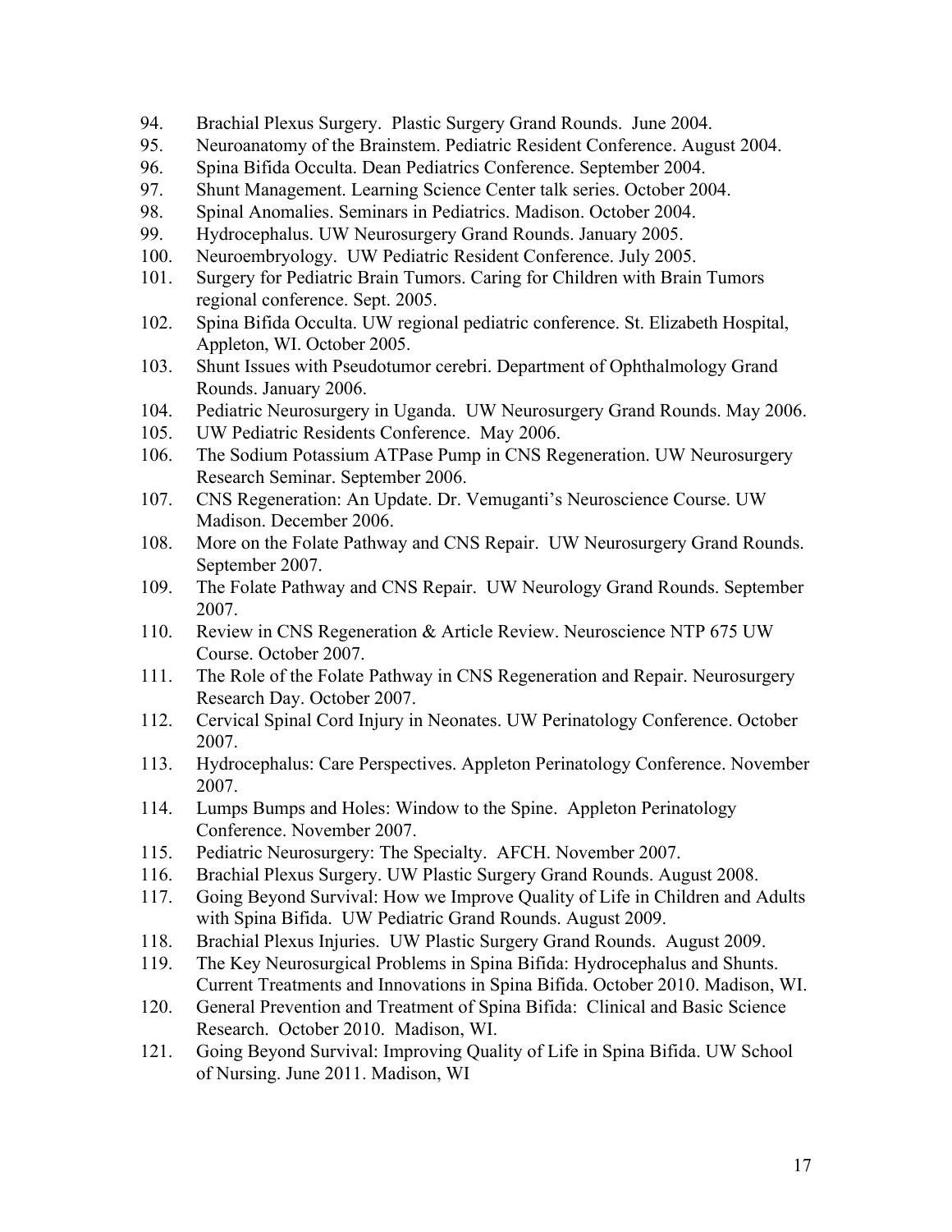94. Brachial Plexus Surgery. Plastic Surgery Grand Rounds. June 2004.
95. Neuroanatomy of the Brainstem. Pediatric Resident Conference. August 2004.
96. Spina Bifida Occulta. Dean Pediatrics Conference. September 2004.
97. Shunt Management. Learning Science Center talk series. October 2004.
98. Spinal Anomalies. Seminars in Pediatrics. Madison. October 2004.
99. Hydrocephalus. UW Neurosurgery Grand Rounds. January 2005.
100. Neuroembryology. UW Pediatric Resident Conference. July 2005.
101. Surgery for Pediatric Brain Tumors. Caring for Children with Brain Tumors regional conference. Sept. 2005.
102. Spina Bifida Occulta. UW regional pediatric conference. St. Elizabeth Hospital, Appleton, WI. October 2005.
103. Shunt Issues with Pseudotumor cerebri. Department of Ophthalmology Grand Rounds. January 2006.
104. Pediatric Neurosurgery in Uganda. UW Neurosurgery Grand Rounds. May 2006.
105. UW Pediatric Residents Conference. May 2006.
106. The Sodium Potassium ATPase Pump in CNS Regeneration. UW Neurosurgery Research Seminar. September 2006.
107. CNS Regeneration: An Update. Dr. Vemuganti's Neuroscience Course. UW Madison. December 2006.
108. More on the Folate Pathway and CNS Repair. UW Neurosurgery Grand Rounds. September 2007.
109. The Folate Pathway and CNS Repair. UW Neurology Grand Rounds. September 2007.
110. Review in CNS Regeneration & Article Review. Neuroscience NTP 675 UW Course. October 2007.
111. The Role of the Folate Pathway in CNS Regeneration and Repair. Neurosurgery Research Day. October 2007.
112. Cervical Spinal Cord Injury in Neonates. UW Perinatology Conference. October 2007.
113. Hydrocephalus: Care Perspectives. Appleton Perinatology Conference. November 2007.
114. Lumps Bumps and Holes: Window to the Spine. Appleton Perinatology Conference. November 2007.
115. Pediatric Neurosurgery: The Specialty. AFCH. November 2007.
116. Brachial Plexus Surgery. UW Plastic Surgery Grand Rounds. August 2008.
117. Going Beyond Survival: How we Improve Quality of Life in Children and Adults with Spina Bifida. UW Pediatric Grand Rounds. August 2009.
118. Brachial Plexus Injuries. UW Plastic Surgery Grand Rounds. August 2009.
119. The Key Neurosurgical Problems in Spina Bifida: Hydrocephalus and Shunts. Current Treatments and Innovations in Spina Bifida. October 2010. Madison, WI.
120. General Prevention and Treatment of Spina Bifida: Clinical and Basic Science Research. October 2010. Madison, WI.
121. Going Beyond Survival: Improving Quality of Life in Spina Bifida. UW School of Nursing. June 2011. Madison, WI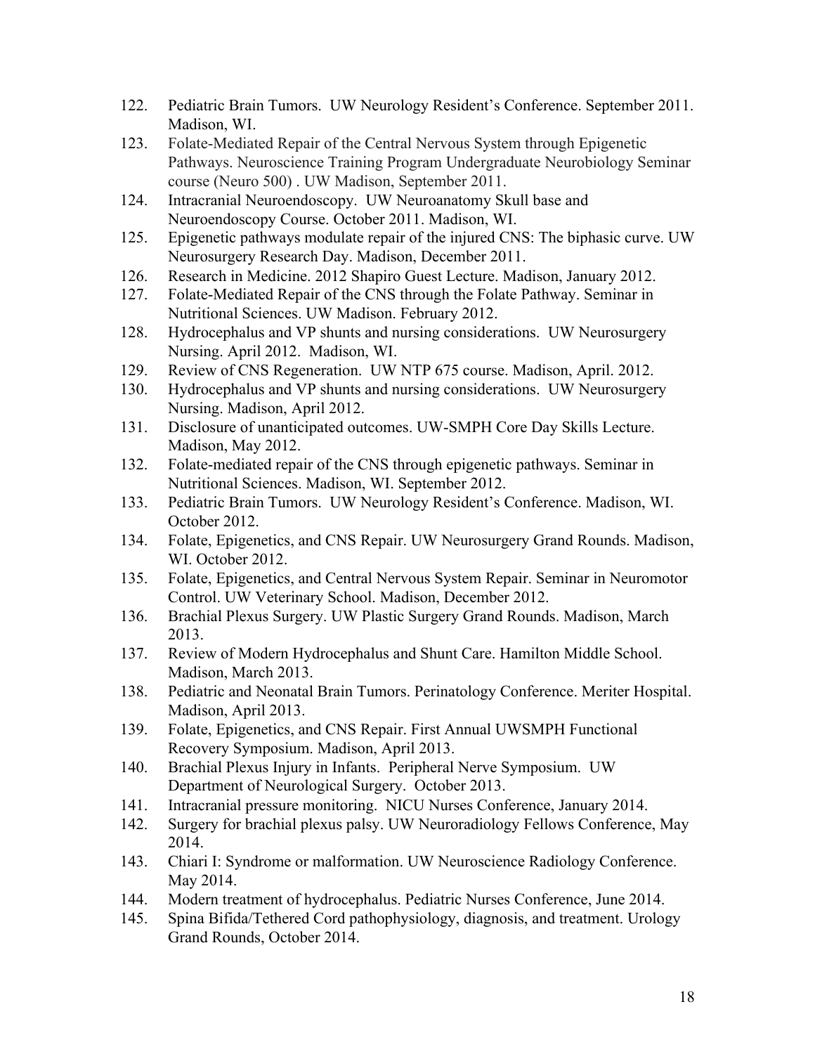122. Pediatric Brain Tumors. UW Neurology Resident's Conference. September 2011. Madison, WI.
123. Folate-Mediated Repair of the Central Nervous System through Epigenetic Pathways. Neuroscience Training Program Undergraduate Neurobiology Seminar course (Neuro 500) . UW Madison, September 2011.
124. Intracranial Neuroendoscopy. UW Neuroanatomy Skull base and Neuroendoscopy Course. October 2011. Madison, WI.
125. Epigenetic pathways modulate repair of the injured CNS: The biphasic curve. UW Neurosurgery Research Day. Madison, December 2011.
126. Research in Medicine. 2012 Shapiro Guest Lecture. Madison, January 2012.
127. Folate-Mediated Repair of the CNS through the Folate Pathway. Seminar in Nutritional Sciences. UW Madison. February 2012.
128. Hydrocephalus and VP shunts and nursing considerations. UW Neurosurgery Nursing. April 2012. Madison, WI.
129. Review of CNS Regeneration. UW NTP 675 course. Madison, April. 2012.
130. Hydrocephalus and VP shunts and nursing considerations. UW Neurosurgery Nursing. Madison, April 2012.
131. Disclosure of unanticipated outcomes. UW-SMPH Core Day Skills Lecture. Madison, May 2012.
132. Folate-mediated repair of the CNS through epigenetic pathways. Seminar in Nutritional Sciences. Madison, WI. September 2012.
133. Pediatric Brain Tumors. UW Neurology Resident's Conference. Madison, WI. October 2012.
134. Folate, Epigenetics, and CNS Repair. UW Neurosurgery Grand Rounds. Madison, WI. October 2012.
135. Folate, Epigenetics, and Central Nervous System Repair. Seminar in Neuromotor Control. UW Veterinary School. Madison, December 2012.
136. Brachial Plexus Surgery. UW Plastic Surgery Grand Rounds. Madison, March 2013.
137. Review of Modern Hydrocephalus and Shunt Care. Hamilton Middle School. Madison, March 2013.
138. Pediatric and Neonatal Brain Tumors. Perinatology Conference. Meriter Hospital. Madison, April 2013.
139. Folate, Epigenetics, and CNS Repair. First Annual UWSMPH Functional Recovery Symposium. Madison, April 2013.
140. Brachial Plexus Injury in Infants. Peripheral Nerve Symposium. UW Department of Neurological Surgery. October 2013.
141. Intracranial pressure monitoring. NICU Nurses Conference, January 2014.
142. Surgery for brachial plexus palsy. UW Neuroradiology Fellows Conference, May 2014.
143. Chiari I: Syndrome or malformation. UW Neuroscience Radiology Conference. May 2014.
144. Modern treatment of hydrocephalus. Pediatric Nurses Conference, June 2014.
145. Spina Bifida/Tethered Cord pathophysiology, diagnosis, and treatment. Urology Grand Rounds, October 2014.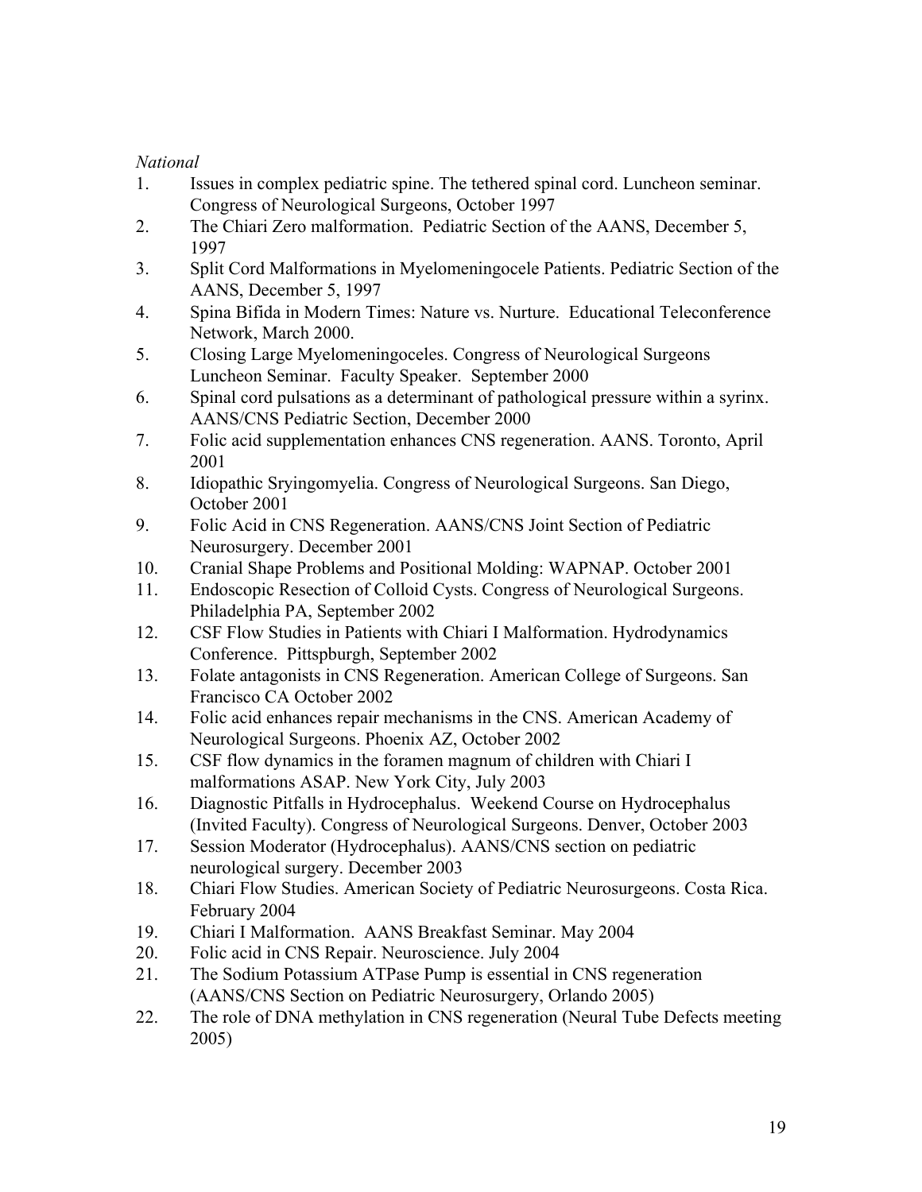*National*

1. Issues in complex pediatric spine. The tethered spinal cord. Luncheon seminar. Congress of Neurological Surgeons, October 1997
2. The Chiari Zero malformation. Pediatric Section of the AANS, December 5, 1997
3. Split Cord Malformations in Myelomeningocele Patients. Pediatric Section of the AANS, December 5, 1997
4. Spina Bifida in Modern Times: Nature vs. Nurture. Educational Teleconference Network, March 2000.
5. Closing Large Myelomeningoceles. Congress of Neurological Surgeons Luncheon Seminar. Faculty Speaker. September 2000
6. Spinal cord pulsations as a determinant of pathological pressure within a syrinx. AANS/CNS Pediatric Section, December 2000
7. Folic acid supplementation enhances CNS regeneration. AANS. Toronto, April 2001
8. Idiopathic Sryingomyelia. Congress of Neurological Surgeons. San Diego, October 2001
9. Folic Acid in CNS Regeneration. AANS/CNS Joint Section of Pediatric Neurosurgery. December 2001
10. Cranial Shape Problems and Positional Molding: WAPNAP. October 2001
11. Endoscopic Resection of Colloid Cysts. Congress of Neurological Surgeons. Philadelphia PA, September 2002
12. CSF Flow Studies in Patients with Chiari I Malformation. Hydrodynamics Conference. Pittspburgh, September 2002
13. Folate antagonists in CNS Regeneration. American College of Surgeons. San Francisco CA October 2002
14. Folic acid enhances repair mechanisms in the CNS. American Academy of Neurological Surgeons. Phoenix AZ, October 2002
15. CSF flow dynamics in the foramen magnum of children with Chiari I malformations ASAP. New York City, July 2003
16. Diagnostic Pitfalls in Hydrocephalus. Weekend Course on Hydrocephalus (Invited Faculty). Congress of Neurological Surgeons. Denver, October 2003
17. Session Moderator (Hydrocephalus). AANS/CNS section on pediatric neurological surgery. December 2003
18. Chiari Flow Studies. American Society of Pediatric Neurosurgeons. Costa Rica. February 2004
19. Chiari I Malformation. AANS Breakfast Seminar. May 2004
20. Folic acid in CNS Repair. Neuroscience. July 2004
21. The Sodium Potassium ATPase Pump is essential in CNS regeneration (AANS/CNS Section on Pediatric Neurosurgery, Orlando 2005)
22. The role of DNA methylation in CNS regeneration (Neural Tube Defects meeting 2005)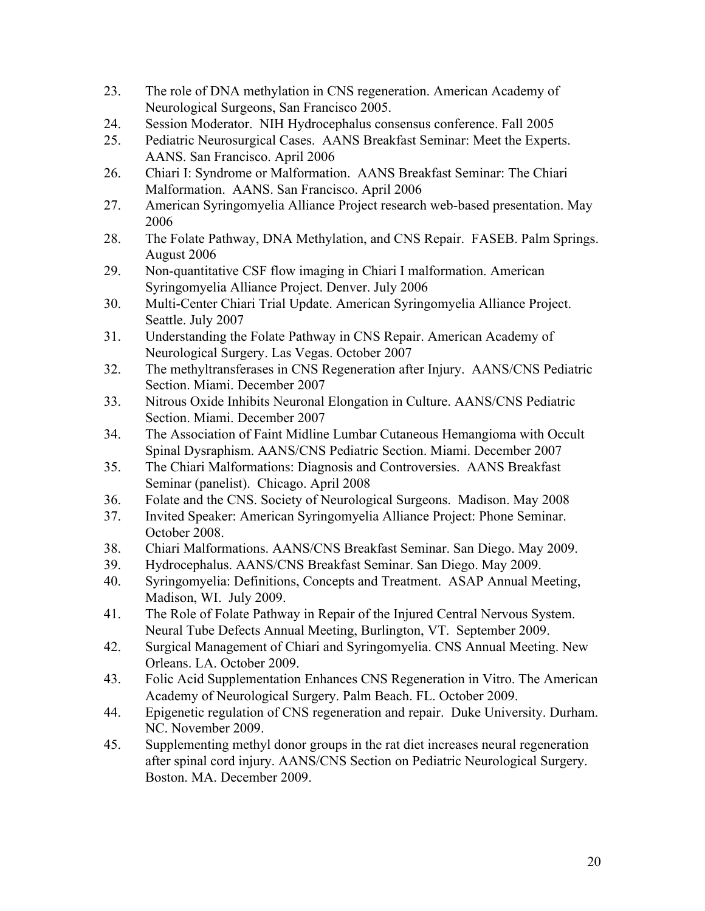23. The role of DNA methylation in CNS regeneration. American Academy of Neurological Surgeons, San Francisco 2005.
24. Session Moderator. NIH Hydrocephalus consensus conference. Fall 2005
25. Pediatric Neurosurgical Cases. AANS Breakfast Seminar: Meet the Experts. AANS. San Francisco. April 2006
26. Chiari I: Syndrome or Malformation. AANS Breakfast Seminar: The Chiari Malformation. AANS. San Francisco. April 2006
27. American Syringomyelia Alliance Project research web-based presentation. May 2006
28. The Folate Pathway, DNA Methylation, and CNS Repair. FASEB. Palm Springs. August 2006
29. Non-quantitative CSF flow imaging in Chiari I malformation. American Syringomyelia Alliance Project. Denver. July 2006
30. Multi-Center Chiari Trial Update. American Syringomyelia Alliance Project. Seattle. July 2007
31. Understanding the Folate Pathway in CNS Repair. American Academy of Neurological Surgery. Las Vegas. October 2007
32. The methyltransferases in CNS Regeneration after Injury. AANS/CNS Pediatric Section. Miami. December 2007
33. Nitrous Oxide Inhibits Neuronal Elongation in Culture. AANS/CNS Pediatric Section. Miami. December 2007
34. The Association of Faint Midline Lumbar Cutaneous Hemangioma with Occult Spinal Dysraphism. AANS/CNS Pediatric Section. Miami. December 2007
35. The Chiari Malformations: Diagnosis and Controversies. AANS Breakfast Seminar (panelist). Chicago. April 2008
36. Folate and the CNS. Society of Neurological Surgeons. Madison. May 2008
37. Invited Speaker: American Syringomyelia Alliance Project: Phone Seminar. October 2008.
38. Chiari Malformations. AANS/CNS Breakfast Seminar. San Diego. May 2009.
39. Hydrocephalus. AANS/CNS Breakfast Seminar. San Diego. May 2009.
40. Syringomyelia: Definitions, Concepts and Treatment. ASAP Annual Meeting, Madison, WI. July 2009.
41. The Role of Folate Pathway in Repair of the Injured Central Nervous System. Neural Tube Defects Annual Meeting, Burlington, VT. September 2009.
42. Surgical Management of Chiari and Syringomyelia. CNS Annual Meeting. New Orleans. LA. October 2009.
43. Folic Acid Supplementation Enhances CNS Regeneration in Vitro. The American Academy of Neurological Surgery. Palm Beach. FL. October 2009.
44. Epigenetic regulation of CNS regeneration and repair. Duke University. Durham. NC. November 2009.
45. Supplementing methyl donor groups in the rat diet increases neural regeneration after spinal cord injury. AANS/CNS Section on Pediatric Neurological Surgery. Boston. MA. December 2009.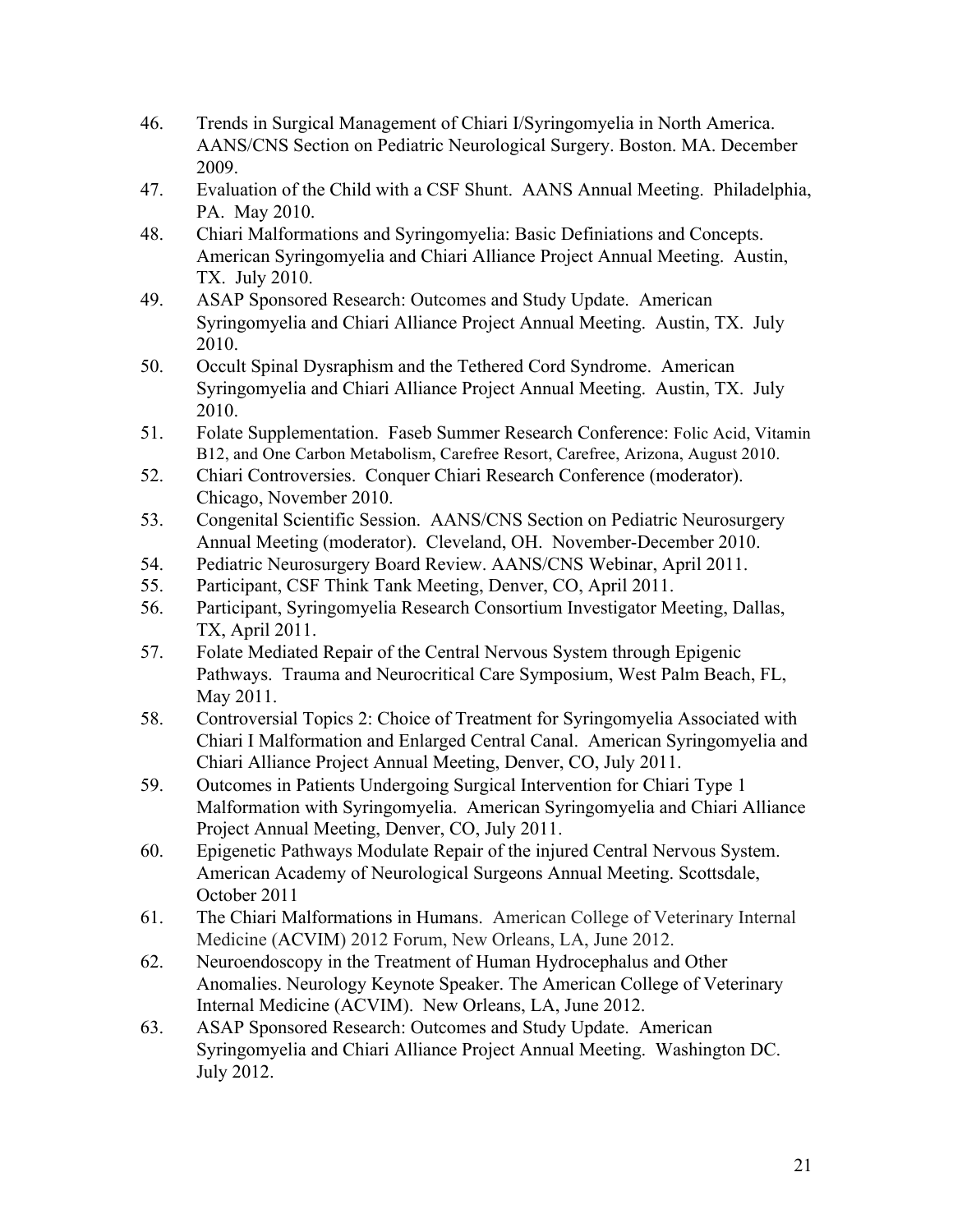46. Trends in Surgical Management of Chiari I/Syringomyelia in North America. AANS/CNS Section on Pediatric Neurological Surgery. Boston. MA. December 2009.
47. Evaluation of the Child with a CSF Shunt. AANS Annual Meeting. Philadelphia, PA. May 2010.
48. Chiari Malformations and Syringomyelia: Basic Definiations and Concepts. American Syringomyelia and Chiari Alliance Project Annual Meeting. Austin, TX. July 2010.
49. ASAP Sponsored Research: Outcomes and Study Update. American Syringomyelia and Chiari Alliance Project Annual Meeting. Austin, TX. July 2010.
50. Occult Spinal Dysraphism and the Tethered Cord Syndrome. American Syringomyelia and Chiari Alliance Project Annual Meeting. Austin, TX. July 2010.
51. Folate Supplementation. Faseb Summer Research Conference: Folic Acid, Vitamin B12, and One Carbon Metabolism, Carefree Resort, Carefree, Arizona, August 2010.
52. Chiari Controversies. Conquer Chiari Research Conference (moderator). Chicago, November 2010.
53. Congenital Scientific Session. AANS/CNS Section on Pediatric Neurosurgery Annual Meeting (moderator). Cleveland, OH. November-December 2010.
54. Pediatric Neurosurgery Board Review. AANS/CNS Webinar, April 2011.
55. Participant, CSF Think Tank Meeting, Denver, CO, April 2011.
56. Participant, Syringomyelia Research Consortium Investigator Meeting, Dallas, TX, April 2011.
57. Folate Mediated Repair of the Central Nervous System through Epigenic Pathways. Trauma and Neurocritical Care Symposium, West Palm Beach, FL, May 2011.
58. Controversial Topics 2: Choice of Treatment for Syringomyelia Associated with Chiari I Malformation and Enlarged Central Canal. American Syringomyelia and Chiari Alliance Project Annual Meeting, Denver, CO, July 2011.
59. Outcomes in Patients Undergoing Surgical Intervention for Chiari Type 1 Malformation with Syringomyelia. American Syringomyelia and Chiari Alliance Project Annual Meeting, Denver, CO, July 2011.
60. Epigenetic Pathways Modulate Repair of the injured Central Nervous System. American Academy of Neurological Surgeons Annual Meeting. Scottsdale, October 2011
61. The Chiari Malformations in Humans. American College of Veterinary Internal Medicine (ACVIM) 2012 Forum, New Orleans, LA, June 2012.
62. Neuroendoscopy in the Treatment of Human Hydrocephalus and Other Anomalies. Neurology Keynote Speaker. The American College of Veterinary Internal Medicine (ACVIM). New Orleans, LA, June 2012.
63. ASAP Sponsored Research: Outcomes and Study Update. American Syringomyelia and Chiari Alliance Project Annual Meeting. Washington DC. July 2012.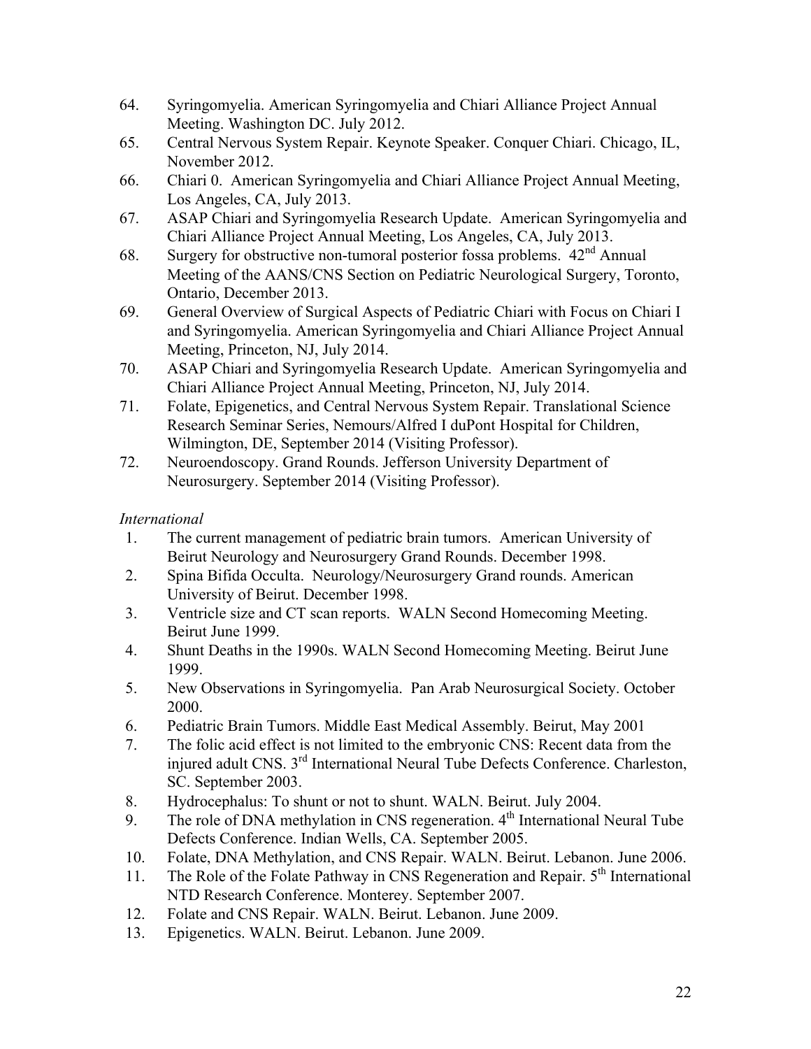64. Syringomyelia. American Syringomyelia and Chiari Alliance Project Annual Meeting. Washington DC. July 2012.
65. Central Nervous System Repair. Keynote Speaker. Conquer Chiari. Chicago, IL, November 2012.
66. Chiari 0. American Syringomyelia and Chiari Alliance Project Annual Meeting, Los Angeles, CA, July 2013.
67. ASAP Chiari and Syringomyelia Research Update. American Syringomyelia and Chiari Alliance Project Annual Meeting, Los Angeles, CA, July 2013.
68. Surgery for obstructive non-tumoral posterior fossa problems. 42nd Annual Meeting of the AANS/CNS Section on Pediatric Neurological Surgery, Toronto, Ontario, December 2013.
69. General Overview of Surgical Aspects of Pediatric Chiari with Focus on Chiari I and Syringomyelia. American Syringomyelia and Chiari Alliance Project Annual Meeting, Princeton, NJ, July 2014.
70. ASAP Chiari and Syringomyelia Research Update. American Syringomyelia and Chiari Alliance Project Annual Meeting, Princeton, NJ, July 2014.
71. Folate, Epigenetics, and Central Nervous System Repair. Translational Science Research Seminar Series, Nemours/Alfred I duPont Hospital for Children, Wilmington, DE, September 2014 (Visiting Professor).
72. Neuroendoscopy. Grand Rounds. Jefferson University Department of Neurosurgery. September 2014 (Visiting Professor).

*International*

1. The current management of pediatric brain tumors. American University of Beirut Neurology and Neurosurgery Grand Rounds. December 1998.
2. Spina Bifida Occulta. Neurology/Neurosurgery Grand rounds. American University of Beirut. December 1998.
3. Ventricle size and CT scan reports. WALN Second Homecoming Meeting. Beirut June 1999.
4. Shunt Deaths in the 1990s. WALN Second Homecoming Meeting. Beirut June 1999.
5. New Observations in Syringomyelia. Pan Arab Neurosurgical Society. October 2000.
6. Pediatric Brain Tumors. Middle East Medical Assembly. Beirut, May 2001
7. The folic acid effect is not limited to the embryonic CNS: Recent data from the injured adult CNS. 3rd International Neural Tube Defects Conference. Charleston, SC. September 2003.
8. Hydrocephalus: To shunt or not to shunt. WALN. Beirut. July 2004.
9. The role of DNA methylation in CNS regeneration. 4th International Neural Tube Defects Conference. Indian Wells, CA. September 2005.
10. Folate, DNA Methylation, and CNS Repair. WALN. Beirut. Lebanon. June 2006.
11. The Role of the Folate Pathway in CNS Regeneration and Repair. 5th International NTD Research Conference. Monterey. September 2007.
12. Folate and CNS Repair. WALN. Beirut. Lebanon. June 2009.
13. Epigenetics. WALN. Beirut. Lebanon. June 2009.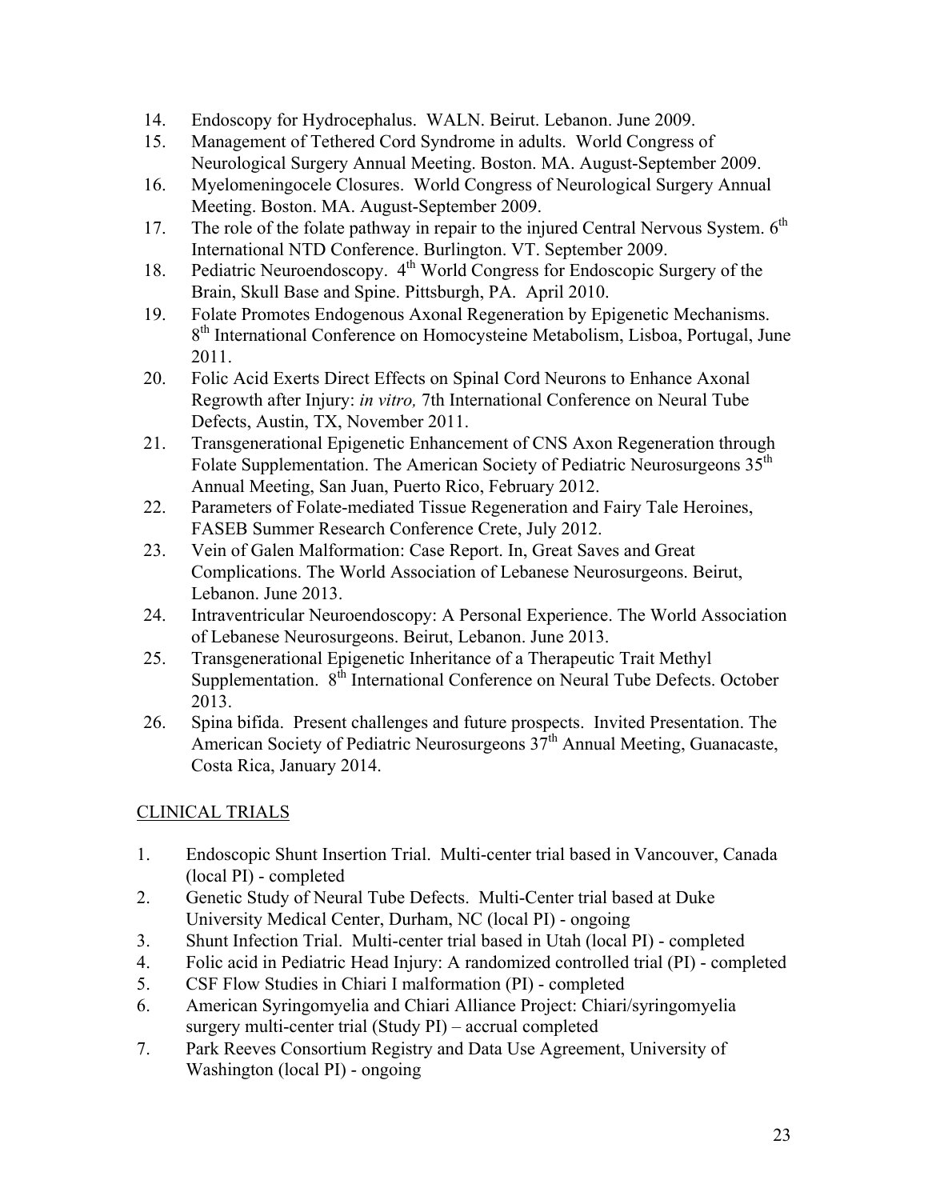14. Endoscopy for Hydrocephalus. WALN. Beirut. Lebanon. June 2009.
15. Management of Tethered Cord Syndrome in adults. World Congress of Neurological Surgery Annual Meeting. Boston. MA. August-September 2009.
16. Myelomeningocele Closures. World Congress of Neurological Surgery Annual Meeting. Boston. MA. August-September 2009.
17. The role of the folate pathway in repair to the injured Central Nervous System. 6th International NTD Conference. Burlington. VT. September 2009.
18. Pediatric Neuroendoscopy. 4th World Congress for Endoscopic Surgery of the Brain, Skull Base and Spine. Pittsburgh, PA. April 2010.
19. Folate Promotes Endogenous Axonal Regeneration by Epigenetic Mechanisms. 8th International Conference on Homocysteine Metabolism, Lisboa, Portugal, June 2011.
20. Folic Acid Exerts Direct Effects on Spinal Cord Neurons to Enhance Axonal Regrowth after Injury: *in vitro,* 7th International Conference on Neural Tube Defects, Austin, TX, November 2011.
21. Transgenerational Epigenetic Enhancement of CNS Axon Regeneration through Folate Supplementation. The American Society of Pediatric Neurosurgeons 35th Annual Meeting, San Juan, Puerto Rico, February 2012.
22. Parameters of Folate-mediated Tissue Regeneration and Fairy Tale Heroines, FASEB Summer Research Conference Crete, July 2012.
23. Vein of Galen Malformation: Case Report. In, Great Saves and Great Complications. The World Association of Lebanese Neurosurgeons. Beirut, Lebanon. June 2013.
24. Intraventricular Neuroendoscopy: A Personal Experience. The World Association of Lebanese Neurosurgeons. Beirut, Lebanon. June 2013.
25. Transgenerational Epigenetic Inheritance of a Therapeutic Trait Methyl Supplementation. 8th International Conference on Neural Tube Defects. October 2013.
26. Spina bifida. Present challenges and future prospects. Invited Presentation. The American Society of Pediatric Neurosurgeons 37th Annual Meeting, Guanacaste, Costa Rica, January 2014.

## CLINICAL TRIALS

1. Endoscopic Shunt Insertion Trial. Multi-center trial based in Vancouver, Canada (local PI) - completed
2. Genetic Study of Neural Tube Defects. Multi-Center trial based at Duke University Medical Center, Durham, NC (local PI) - ongoing
3. Shunt Infection Trial. Multi-center trial based in Utah (local PI) - completed
4. Folic acid in Pediatric Head Injury: A randomized controlled trial (PI) - completed
5. CSF Flow Studies in Chiari I malformation (PI) - completed
6. American Syringomyelia and Chiari Alliance Project: Chiari/syringomyelia surgery multi-center trial (Study PI) – accrual completed
7. Park Reeves Consortium Registry and Data Use Agreement, University of Washington (local PI) - ongoing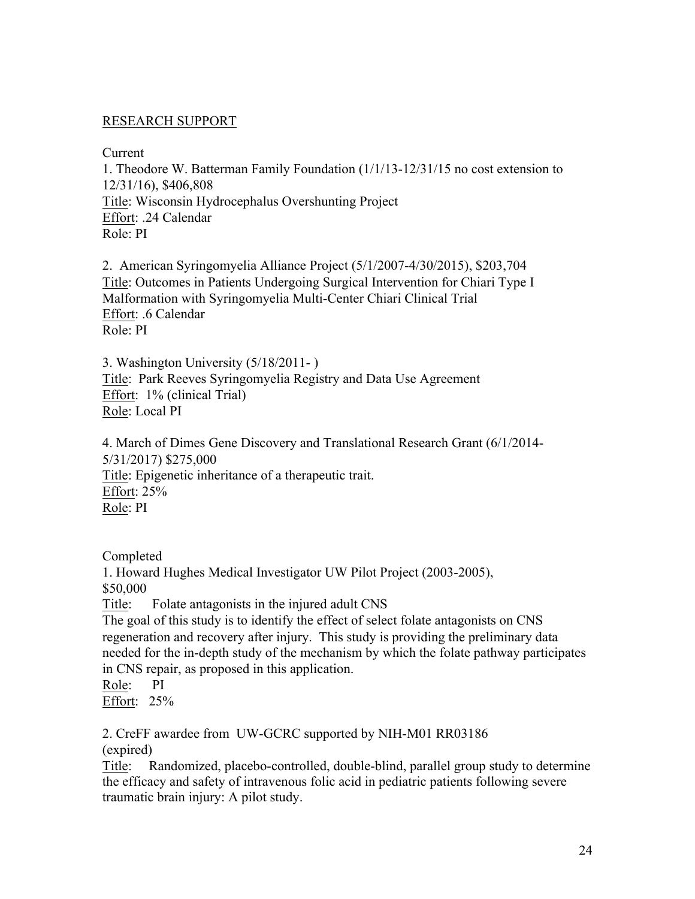RESEARCH SUPPORT

Current

1. Theodore W. Batterman Family Foundation (1/1/13-12/31/15 no cost extension to 12/31/16), $406,808
Title: Wisconsin Hydrocephalus Overshunting Project
Effort: .24 Calendar
Role: PI

2. American Syringomyelia Alliance Project (5/1/2007-4/30/2015), $203,704
Title: Outcomes in Patients Undergoing Surgical Intervention for Chiari Type I Malformation with Syringomyelia Multi-Center Chiari Clinical Trial
Effort: .6 Calendar
Role: PI

3. Washington University (5/18/2011- )
Title: Park Reeves Syringomyelia Registry and Data Use Agreement
Effort: 1% (clinical Trial)
Role: Local PI

4. March of Dimes Gene Discovery and Translational Research Grant (6/1/2014-5/31/2017) $275,000
Title: Epigenetic inheritance of a therapeutic trait.
Effort: 25%
Role: PI

Completed

1. Howard Hughes Medical Investigator UW Pilot Project (2003-2005), $50,000
Title: Folate antagonists in the injured adult CNS
The goal of this study is to identify the effect of select folate antagonists on CNS regeneration and recovery after injury. This study is providing the preliminary data needed for the in-depth study of the mechanism by which the folate pathway participates in CNS repair, as proposed in this application.
Role: PI
Effort: 25%

2. CreFF awardee from UW-GCRC supported by NIH-M01 RR03186 (expired)
Title: Randomized, placebo-controlled, double-blind, parallel group study to determine the efficacy and safety of intravenous folic acid in pediatric patients following severe traumatic brain injury: A pilot study.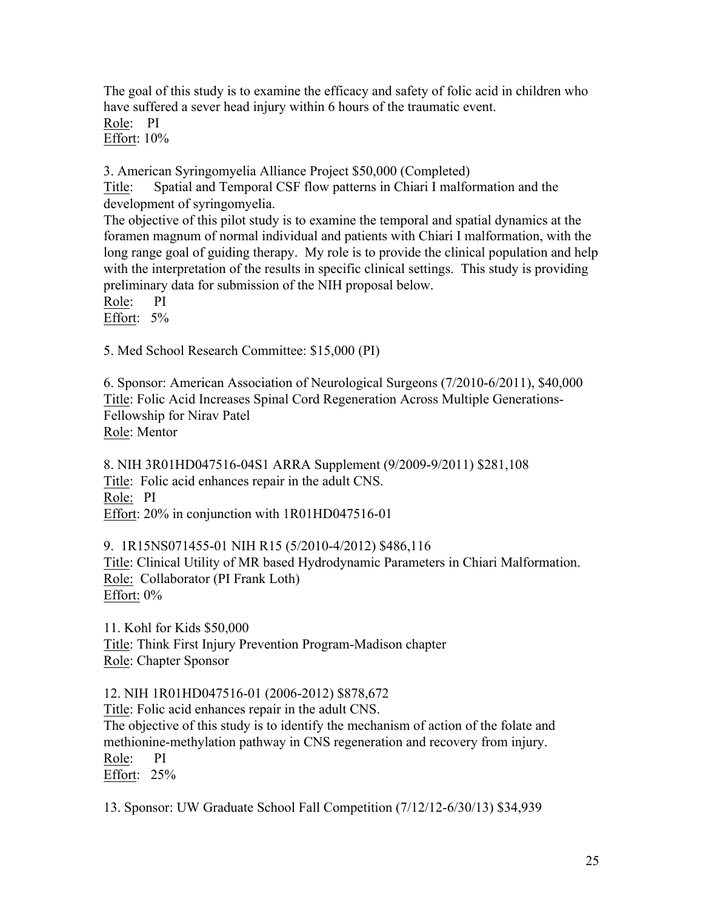The goal of this study is to examine the efficacy and safety of folic acid in children who have suffered a sever head injury within 6 hours of the traumatic event.
Role: PI
Effort: 10%

3. American Syringomyelia Alliance Project $50,000 (Completed)
Title: Spatial and Temporal CSF flow patterns in Chiari I malformation and the development of syringomyelia.
The objective of this pilot study is to examine the temporal and spatial dynamics at the foramen magnum of normal individual and patients with Chiari I malformation, with the long range goal of guiding therapy. My role is to provide the clinical population and help with the interpretation of the results in specific clinical settings. This study is providing preliminary data for submission of the NIH proposal below.
Role: PI
Effort: 5%

5. Med School Research Committee: $15,000 (PI)

6. Sponsor: American Association of Neurological Surgeons (7/2010-6/2011), $40,000
Title: Folic Acid Increases Spinal Cord Regeneration Across Multiple Generations-Fellowship for Nirav Patel
Role: Mentor

8. NIH 3R01HD047516-04S1 ARRA Supplement (9/2009-9/2011) $281,108
Title: Folic acid enhances repair in the adult CNS.
Role: PI
Effort: 20% in conjunction with 1R01HD047516-01

9. 1R15NS071455-01 NIH R15 (5/2010-4/2012) $486,116
Title: Clinical Utility of MR based Hydrodynamic Parameters in Chiari Malformation.
Role: Collaborator (PI Frank Loth)
Effort: 0%

11. Kohl for Kids $50,000
Title: Think First Injury Prevention Program-Madison chapter
Role: Chapter Sponsor

12. NIH 1R01HD047516-01 (2006-2012) $878,672
Title: Folic acid enhances repair in the adult CNS.
The objective of this study is to identify the mechanism of action of the folate and methionine-methylation pathway in CNS regeneration and recovery from injury.
Role: PI
Effort: 25%

13. Sponsor: UW Graduate School Fall Competition (7/12/12-6/30/13) $34,939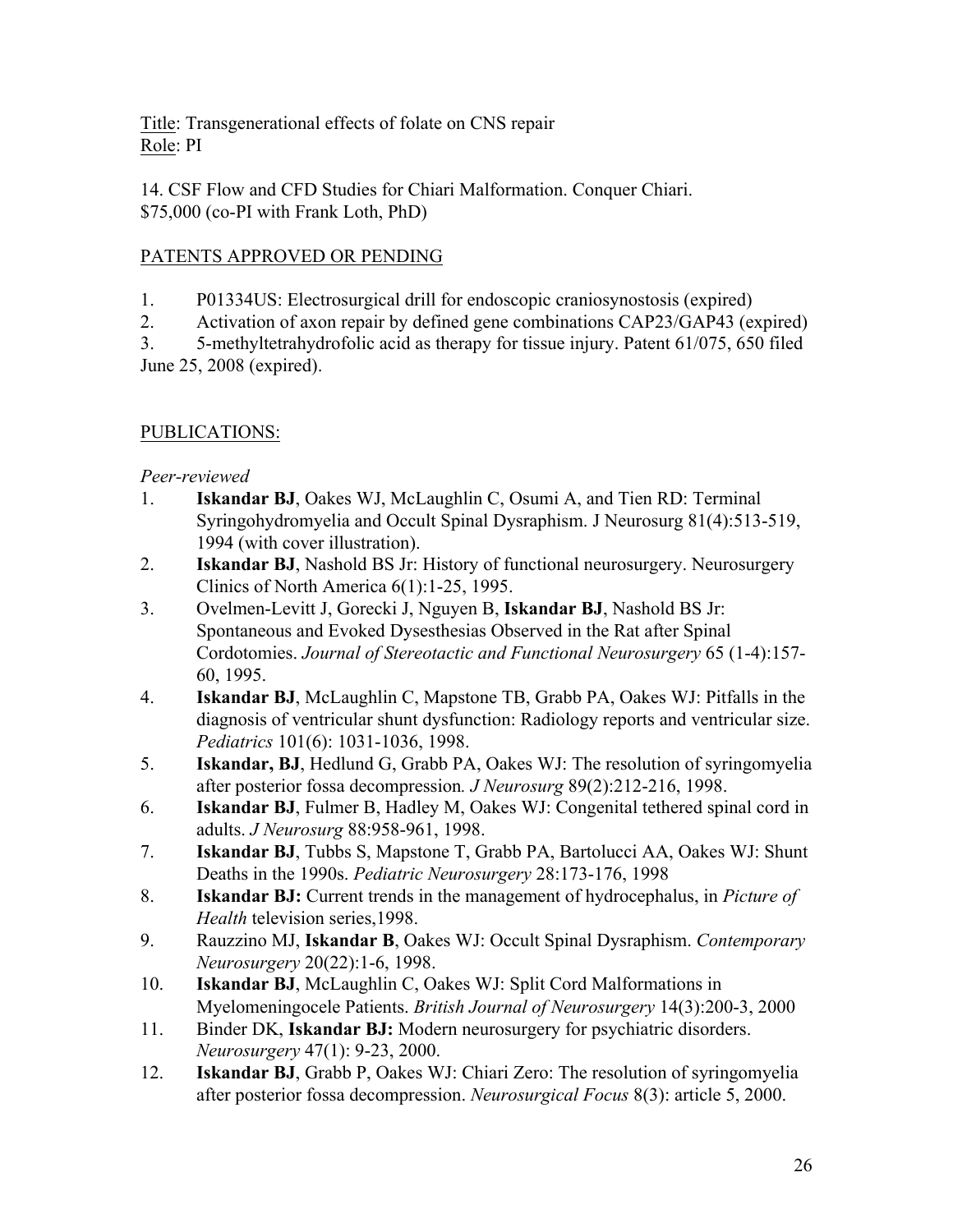Title: Transgenerational effects of folate on CNS repair
Role: PI

14. CSF Flow and CFD Studies for Chiari Malformation. Conquer Chiari. $75,000 (co-PI with Frank Loth, PhD)

## PATENTS APPROVED OR PENDING

1. P01334US: Electrosurgical drill for endoscopic craniosynostosis (expired)
2. Activation of axon repair by defined gene combinations CAP23/GAP43 (expired)
3. 5-methyltetrahydrofolic acid as therapy for tissue injury. Patent 61/075, 650 filed June 25, 2008 (expired).

## PUBLICATIONS:

*Peer-reviewed*

1. **Iskandar BJ**, Oakes WJ, McLaughlin C, Osumi A, and Tien RD: Terminal Syringohydromyelia and Occult Spinal Dysraphism. J Neurosurg 81(4):513-519, 1994 (with cover illustration).
2. **Iskandar BJ**, Nashold BS Jr: History of functional neurosurgery. Neurosurgery Clinics of North America 6(1):1-25, 1995.
3. Ovelmen-Levitt J, Gorecki J, Nguyen B, **Iskandar BJ**, Nashold BS Jr: Spontaneous and Evoked Dysesthesias Observed in the Rat after Spinal Cordotomies. *Journal of Stereotactic and Functional Neurosurgery* 65 (1-4):157-60, 1995.
4. **Iskandar BJ**, McLaughlin C, Mapstone TB, Grabb PA, Oakes WJ: Pitfalls in the diagnosis of ventricular shunt dysfunction: Radiology reports and ventricular size. *Pediatrics* 101(6): 1031-1036, 1998.
5. **Iskandar, BJ**, Hedlund G, Grabb PA, Oakes WJ: The resolution of syringomyelia after posterior fossa decompression*. J Neurosurg* 89(2):212-216, 1998.
6. **Iskandar BJ**, Fulmer B, Hadley M, Oakes WJ: Congenital tethered spinal cord in adults. *J Neurosurg* 88:958-961, 1998.
7. **Iskandar BJ**, Tubbs S, Mapstone T, Grabb PA, Bartolucci AA, Oakes WJ: Shunt Deaths in the 1990s. *Pediatric Neurosurgery* 28:173-176, 1998
8. **Iskandar BJ:** Current trends in the management of hydrocephalus, in *Picture of Health* television series,1998.
9. Rauzzino MJ, **Iskandar B**, Oakes WJ: Occult Spinal Dysraphism. *Contemporary Neurosurgery* 20(22):1-6, 1998.
10. **Iskandar BJ**, McLaughlin C, Oakes WJ: Split Cord Malformations in Myelomeningocele Patients. *British Journal of Neurosurgery* 14(3):200-3, 2000
11. Binder DK, **Iskandar BJ:** Modern neurosurgery for psychiatric disorders. *Neurosurgery* 47(1): 9-23, 2000.
12. **Iskandar BJ**, Grabb P, Oakes WJ: Chiari Zero: The resolution of syringomyelia after posterior fossa decompression. *Neurosurgical Focus* 8(3): article 5, 2000.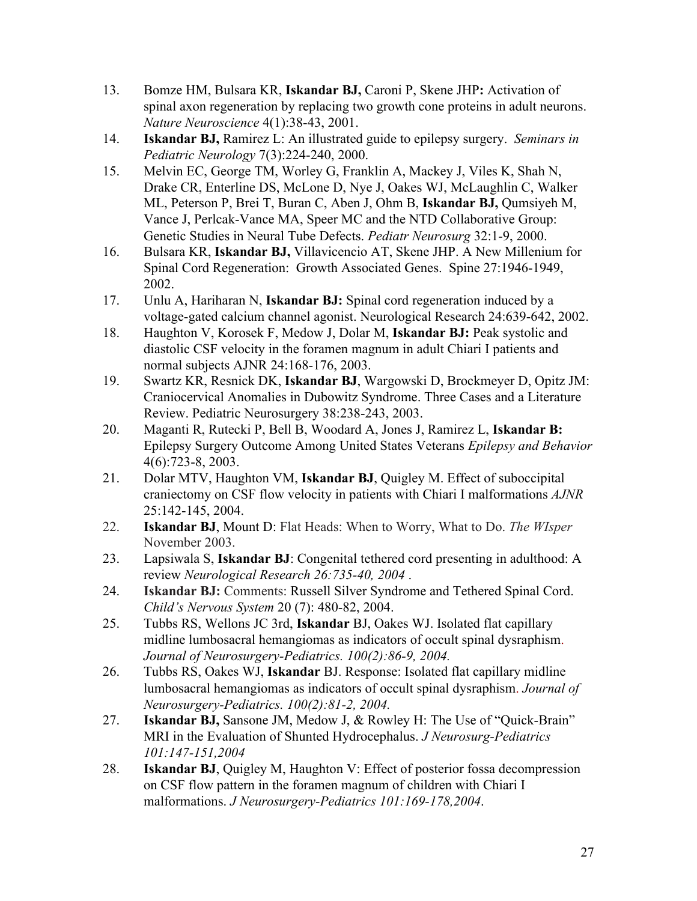13. Bomze HM, Bulsara KR, **Iskandar BJ,** Caroni P, Skene JHP**:** Activation of spinal axon regeneration by replacing two growth cone proteins in adult neurons. *Nature Neuroscience* 4(1):38-43, 2001.
14. **Iskandar BJ,** Ramirez L: An illustrated guide to epilepsy surgery. *Seminars in Pediatric Neurology* 7(3):224-240, 2000.
15. Melvin EC, George TM, Worley G, Franklin A, Mackey J, Viles K, Shah N, Drake CR, Enterline DS, McLone D, Nye J, Oakes WJ, McLaughlin C, Walker ML, Peterson P, Brei T, Buran C, Aben J, Ohm B, **Iskandar BJ,** Qumsiyeh M, Vance J, Perlcak-Vance MA, Speer MC and the NTD Collaborative Group: Genetic Studies in Neural Tube Defects. *Pediatr Neurosurg* 32:1-9, 2000.
16. Bulsara KR, **Iskandar BJ,** Villavicencio AT, Skene JHP. A New Millenium for Spinal Cord Regeneration: Growth Associated Genes. Spine 27:1946-1949, 2002.
17. Unlu A, Hariharan N, **Iskandar BJ:** Spinal cord regeneration induced by a voltage-gated calcium channel agonist. Neurological Research 24:639-642, 2002.
18. Haughton V, Korosek F, Medow J, Dolar M, **Iskandar BJ:** Peak systolic and diastolic CSF velocity in the foramen magnum in adult Chiari I patients and normal subjects AJNR 24:168-176, 2003.
19. Swartz KR, Resnick DK, **Iskandar BJ**, Wargowski D, Brockmeyer D, Opitz JM: Craniocervical Anomalies in Dubowitz Syndrome. Three Cases and a Literature Review. Pediatric Neurosurgery 38:238-243, 2003.
20. Maganti R, Rutecki P, Bell B, Woodard A, Jones J, Ramirez L, **Iskandar B:** Epilepsy Surgery Outcome Among United States Veterans *Epilepsy and Behavior* 4(6):723-8, 2003.
21. Dolar MTV, Haughton VM, **Iskandar BJ**, Quigley M. Effect of suboccipital craniectomy on CSF flow velocity in patients with Chiari I malformations *AJNR* 25:142-145, 2004.
22. **Iskandar BJ**, Mount D: Flat Heads: When to Worry, What to Do. *The WIsper* November 2003.
23. Lapsiwala S, **Iskandar BJ**: Congenital tethered cord presenting in adulthood: A review *Neurological Research 26:735-40, 2004* .
24. **Iskandar BJ:** Comments: Russell Silver Syndrome and Tethered Spinal Cord. *Child's Nervous System* 20 (7): 480-82, 2004.
25. Tubbs RS, Wellons JC 3rd, **Iskandar** BJ, Oakes WJ. Isolated flat capillary midline lumbosacral hemangiomas as indicators of occult spinal dysraphism. *Journal of Neurosurgery-Pediatrics. 100(2):86-9, 2004.*
26. Tubbs RS, Oakes WJ, **Iskandar** BJ. Response: Isolated flat capillary midline lumbosacral hemangiomas as indicators of occult spinal dysraphism. *Journal of Neurosurgery-Pediatrics. 100(2):81-2, 2004.*
27. **Iskandar BJ,** Sansone JM, Medow J, & Rowley H: The Use of "Quick-Brain" MRI in the Evaluation of Shunted Hydrocephalus. *J Neurosurg-Pediatrics 101:147-151,2004*
28. **Iskandar BJ**, Quigley M, Haughton V: Effect of posterior fossa decompression on CSF flow pattern in the foramen magnum of children with Chiari I malformations. *J Neurosurgery-Pediatrics 101:169-178,2004*.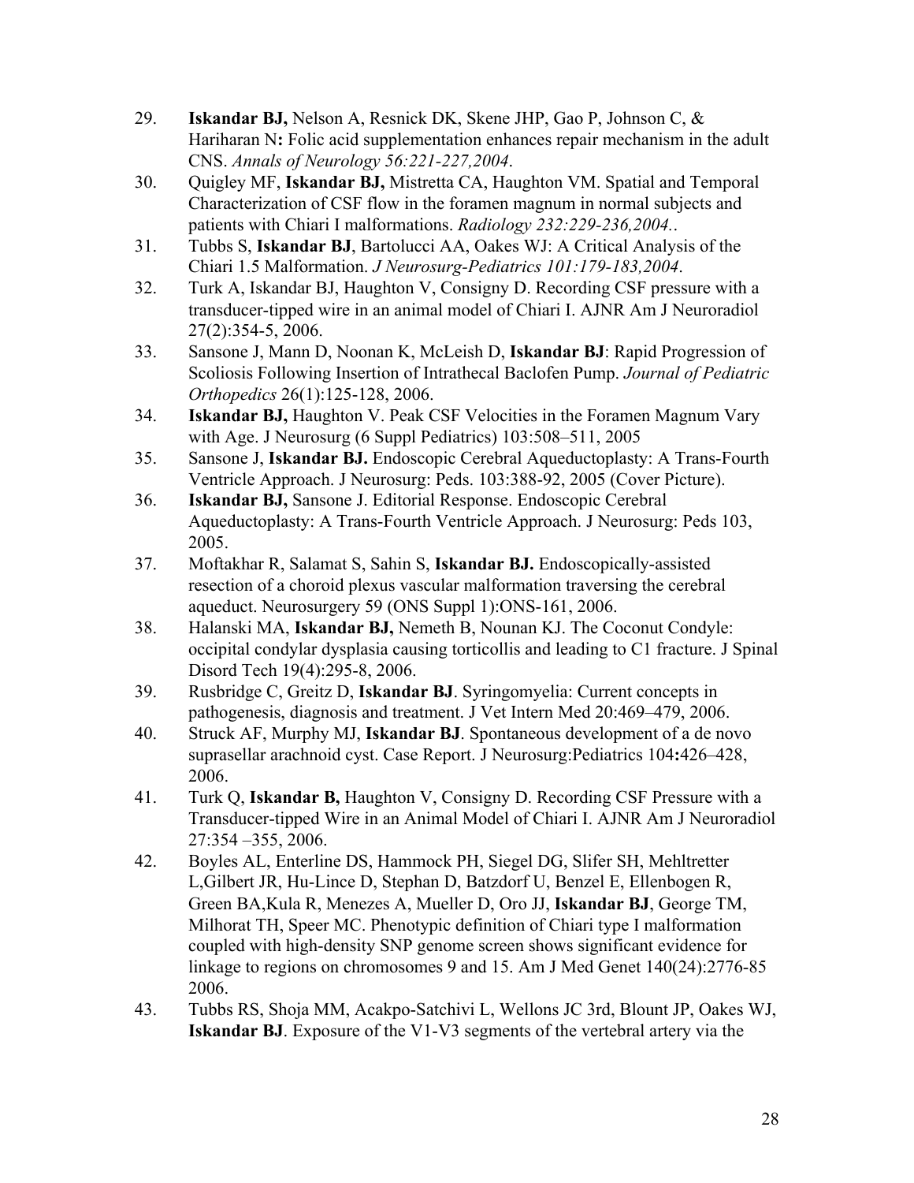29. **Iskandar BJ,** Nelson A, Resnick DK, Skene JHP, Gao P, Johnson C, & Hariharan N**:** Folic acid supplementation enhances repair mechanism in the adult CNS. *Annals of Neurology 56:221-227,2004*.
30. Quigley MF, **Iskandar BJ,** Mistretta CA, Haughton VM. Spatial and Temporal Characterization of CSF flow in the foramen magnum in normal subjects and patients with Chiari I malformations. *Radiology 232:229-236,2004.*.
31. Tubbs S, **Iskandar BJ**, Bartolucci AA, Oakes WJ: A Critical Analysis of the Chiari 1.5 Malformation. *J Neurosurg-Pediatrics 101:179-183,2004*.
32. Turk A, Iskandar BJ, Haughton V, Consigny D. Recording CSF pressure with a transducer-tipped wire in an animal model of Chiari I. AJNR Am J Neuroradiol 27(2):354-5, 2006.
33. Sansone J, Mann D, Noonan K, McLeish D, **Iskandar BJ**: Rapid Progression of Scoliosis Following Insertion of Intrathecal Baclofen Pump. *Journal of Pediatric Orthopedics* 26(1):125-128, 2006.
34. **Iskandar BJ,** Haughton V. Peak CSF Velocities in the Foramen Magnum Vary with Age. J Neurosurg (6 Suppl Pediatrics) 103:508–511, 2005
35. Sansone J, **Iskandar BJ.** Endoscopic Cerebral Aqueductoplasty: A Trans-Fourth Ventricle Approach. J Neurosurg: Peds. 103:388-92, 2005 (Cover Picture).
36. **Iskandar BJ,** Sansone J. Editorial Response. Endoscopic Cerebral Aqueductoplasty: A Trans-Fourth Ventricle Approach. J Neurosurg: Peds 103, 2005.
37. Moftakhar R, Salamat S, Sahin S, **Iskandar BJ.** Endoscopically-assisted resection of a choroid plexus vascular malformation traversing the cerebral aqueduct. Neurosurgery 59 (ONS Suppl 1):ONS-161, 2006.
38. Halanski MA, **Iskandar BJ,** Nemeth B, Nounan KJ. The Coconut Condyle: occipital condylar dysplasia causing torticollis and leading to C1 fracture. J Spinal Disord Tech 19(4):295-8, 2006.
39. Rusbridge C, Greitz D, **Iskandar BJ**. Syringomyelia: Current concepts in pathogenesis, diagnosis and treatment. J Vet Intern Med 20:469–479, 2006.
40. Struck AF, Murphy MJ, **Iskandar BJ**. Spontaneous development of a de novo suprasellar arachnoid cyst. Case Report. J Neurosurg:Pediatrics 104**:**426–428, 2006.
41. Turk Q, **Iskandar B,** Haughton V, Consigny D. Recording CSF Pressure with a Transducer-tipped Wire in an Animal Model of Chiari I. AJNR Am J Neuroradiol 27:354 –355, 2006.
42. Boyles AL, Enterline DS, Hammock PH, Siegel DG, Slifer SH, Mehltretter L,Gilbert JR, Hu-Lince D, Stephan D, Batzdorf U, Benzel E, Ellenbogen R, Green BA,Kula R, Menezes A, Mueller D, Oro JJ, **Iskandar BJ**, George TM, Milhorat TH, Speer MC. Phenotypic definition of Chiari type I malformation coupled with high-density SNP genome screen shows significant evidence for linkage to regions on chromosomes 9 and 15. Am J Med Genet 140(24):2776-85 2006.
43. Tubbs RS, Shoja MM, Acakpo-Satchivi L, Wellons JC 3rd, Blount JP, Oakes WJ, **Iskandar BJ**. Exposure of the V1-V3 segments of the vertebral artery via the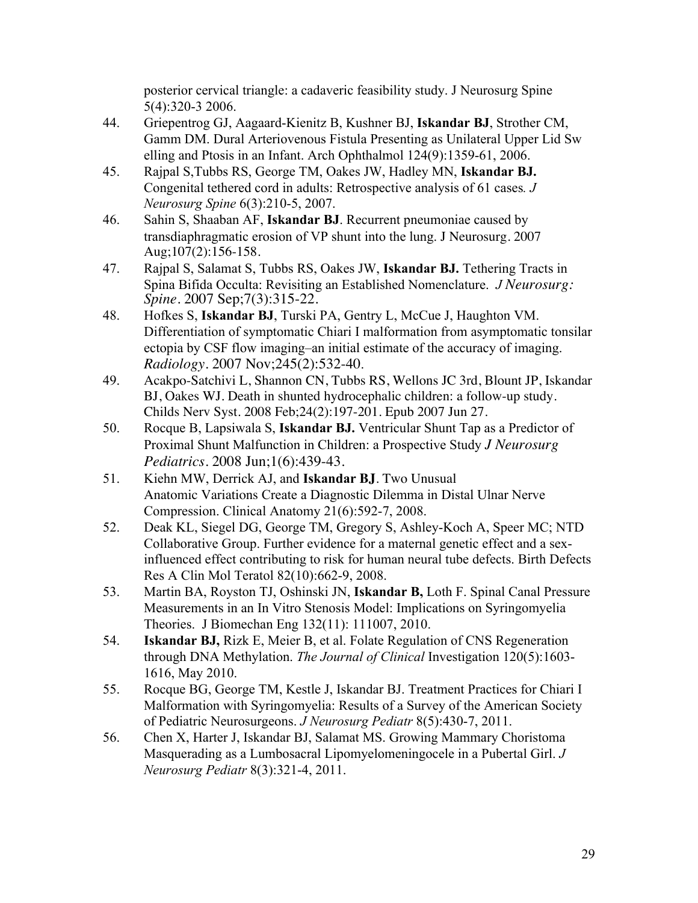posterior cervical triangle: a cadaveric feasibility study. J Neurosurg Spine 5(4):320-3 2006.

44. Griepentrog GJ, Aagaard-Kienitz B, Kushner BJ, **Iskandar BJ**, Strother CM, Gamm DM. Dural Arteriovenous Fistula Presenting as Unilateral Upper Lid Sw elling and Ptosis in an Infant. Arch Ophthalmol 124(9):1359-61, 2006.
45. Rajpal S,Tubbs RS, George TM, Oakes JW, Hadley MN, **Iskandar BJ.** Congenital tethered cord in adults: Retrospective analysis of 61 cases*. J Neurosurg Spine* 6(3):210-5, 2007.
46. Sahin S, Shaaban AF, **Iskandar BJ**. Recurrent pneumoniae caused by transdiaphragmatic erosion of VP shunt into the lung. J Neurosurg. 2007 Aug;107(2):156-158.
47. Rajpal S, Salamat S, Tubbs RS, Oakes JW, **Iskandar BJ.** Tethering Tracts in Spina Bifida Occulta: Revisiting an Established Nomenclature. *J Neurosurg: Spine*. 2007 Sep;7(3):315-22.
48. Hofkes S, **Iskandar BJ**, Turski PA, Gentry L, McCue J, Haughton VM. Differentiation of symptomatic Chiari I malformation from asymptomatic tonsilar ectopia by CSF flow imaging–an initial estimate of the accuracy of imaging. *Radiology*. 2007 Nov;245(2):532-40.
49. Acakpo-Satchivi L, Shannon CN, Tubbs RS, Wellons JC 3rd, Blount JP, Iskandar BJ, Oakes WJ. Death in shunted hydrocephalic children: a follow-up study. Childs Nerv Syst. 2008 Feb;24(2):197-201. Epub 2007 Jun 27.
50. Rocque B, Lapsiwala S, **Iskandar BJ.** Ventricular Shunt Tap as a Predictor of Proximal Shunt Malfunction in Children: a Prospective Study *J Neurosurg Pediatrics*. 2008 Jun;1(6):439-43.
51. Kiehn MW, Derrick AJ, and **Iskandar BJ**. Two Unusual Anatomic Variations Create a Diagnostic Dilemma in Distal Ulnar Nerve Compression. Clinical Anatomy 21(6):592-7, 2008.
52. Deak KL, Siegel DG, George TM, Gregory S, Ashley-Koch A, Speer MC; NTD Collaborative Group. Further evidence for a maternal genetic effect and a sex-influenced effect contributing to risk for human neural tube defects. Birth Defects Res A Clin Mol Teratol 82(10):662-9, 2008.
53. Martin BA, Royston TJ, Oshinski JN, **Iskandar B,** Loth F. Spinal Canal Pressure Measurements in an In Vitro Stenosis Model: Implications on Syringomyelia Theories. J Biomechan Eng 132(11): 111007, 2010.
54. **Iskandar BJ,** Rizk E, Meier B, et al. Folate Regulation of CNS Regeneration through DNA Methylation. *The Journal of Clinical* Investigation 120(5):1603-1616, May 2010.
55. Rocque BG, George TM, Kestle J, Iskandar BJ. Treatment Practices for Chiari I Malformation with Syringomyelia: Results of a Survey of the American Society of Pediatric Neurosurgeons. *J Neurosurg Pediatr* 8(5):430-7, 2011.
56. Chen X, Harter J, Iskandar BJ, Salamat MS. Growing Mammary Choristoma Masquerading as a Lumbosacral Lipomyelomeningocele in a Pubertal Girl. *J Neurosurg Pediatr* 8(3):321-4, 2011.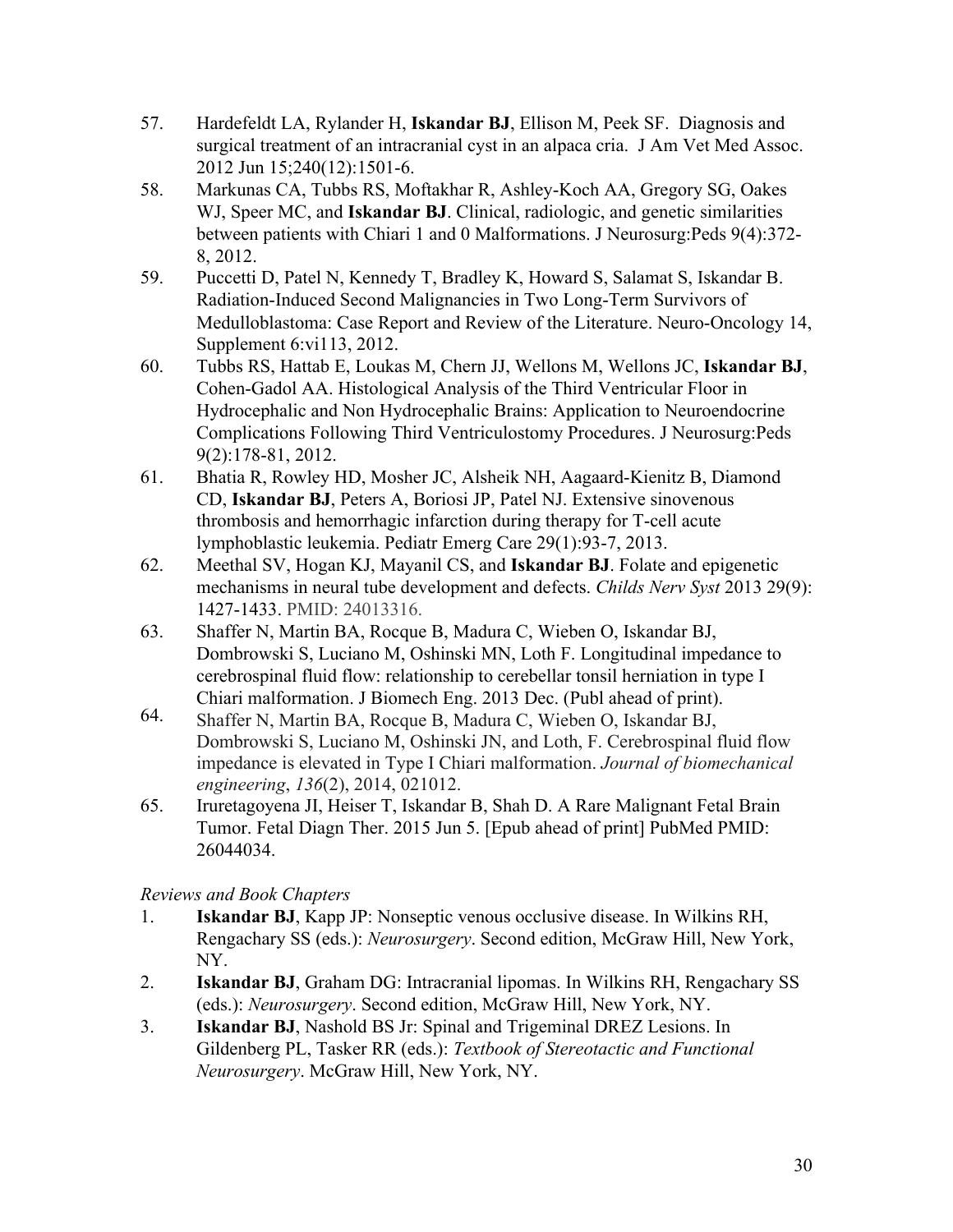57. Hardefeldt LA, Rylander H, **Iskandar BJ**, Ellison M, Peek SF. Diagnosis and surgical treatment of an intracranial cyst in an alpaca cria. J Am Vet Med Assoc. 2012 Jun 15;240(12):1501-6.
58. Markunas CA, Tubbs RS, Moftakhar R, Ashley-Koch AA, Gregory SG, Oakes WJ, Speer MC, and **Iskandar BJ**. Clinical, radiologic, and genetic similarities between patients with Chiari 1 and 0 Malformations. J Neurosurg:Peds 9(4):372-8, 2012.
59. Puccetti D, Patel N, Kennedy T, Bradley K, Howard S, Salamat S, Iskandar B. Radiation-Induced Second Malignancies in Two Long-Term Survivors of Medulloblastoma: Case Report and Review of the Literature. Neuro-Oncology 14, Supplement 6:vi113, 2012.
60. Tubbs RS, Hattab E, Loukas M, Chern JJ, Wellons M, Wellons JC, **Iskandar BJ**, Cohen-Gadol AA. Histological Analysis of the Third Ventricular Floor in Hydrocephalic and Non Hydrocephalic Brains: Application to Neuroendocrine Complications Following Third Ventriculostomy Procedures. J Neurosurg:Peds 9(2):178-81, 2012.
61. Bhatia R, Rowley HD, Mosher JC, Alsheik NH, Aagaard-Kienitz B, Diamond CD, **Iskandar BJ**, Peters A, Boriosi JP, Patel NJ. Extensive sinovenous thrombosis and hemorrhagic infarction during therapy for T-cell acute lymphoblastic leukemia. Pediatr Emerg Care 29(1):93-7, 2013.
62. Meethal SV, Hogan KJ, Mayanil CS, and **Iskandar BJ**. Folate and epigenetic mechanisms in neural tube development and defects. *Childs Nerv Syst* 2013 29(9): 1427-1433. PMID: 24013316.
63. Shaffer N, Martin BA, Rocque B, Madura C, Wieben O, Iskandar BJ, Dombrowski S, Luciano M, Oshinski MN, Loth F. Longitudinal impedance to cerebrospinal fluid flow: relationship to cerebellar tonsil herniation in type I Chiari malformation. J Biomech Eng. 2013 Dec. (Publ ahead of print).
64. Shaffer N, Martin BA, Rocque B, Madura C, Wieben O, Iskandar BJ, Dombrowski S, Luciano M, Oshinski JN, and Loth, F. Cerebrospinal fluid flow impedance is elevated in Type I Chiari malformation. *Journal of biomechanical engineering*, *136*(2), 2014, 021012.
65. Iruretagoyena JI, Heiser T, Iskandar B, Shah D. A Rare Malignant Fetal Brain Tumor. Fetal Diagn Ther. 2015 Jun 5. [Epub ahead of print] PubMed PMID: 26044034.

*Reviews and Book Chapters*

1. **Iskandar BJ**, Kapp JP: Nonseptic venous occlusive disease. In Wilkins RH, Rengachary SS (eds.): *Neurosurgery*. Second edition, McGraw Hill, New York, NY.
2. **Iskandar BJ**, Graham DG: Intracranial lipomas. In Wilkins RH, Rengachary SS (eds.): *Neurosurgery*. Second edition, McGraw Hill, New York, NY.
3. **Iskandar BJ**, Nashold BS Jr: Spinal and Trigeminal DREZ Lesions. In Gildenberg PL, Tasker RR (eds.): *Textbook of Stereotactic and Functional Neurosurgery*. McGraw Hill, New York, NY.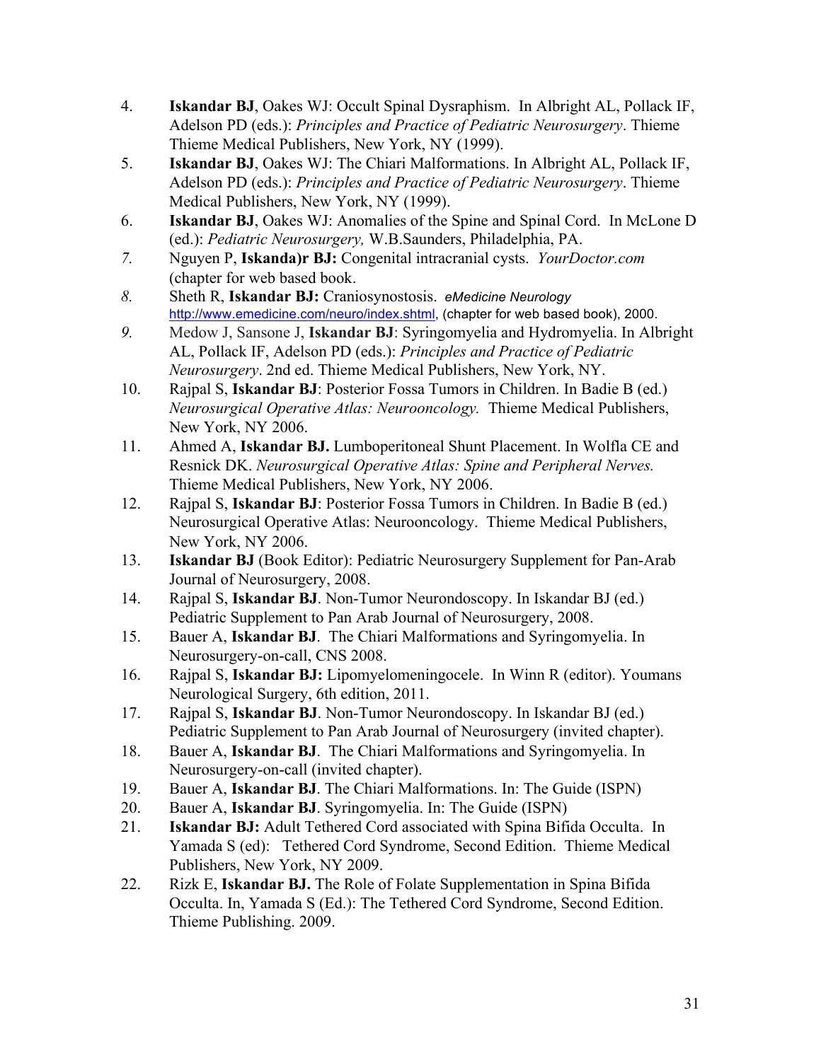4. **Iskandar BJ**, Oakes WJ: Occult Spinal Dysraphism. In Albright AL, Pollack IF, Adelson PD (eds.): *Principles and Practice of Pediatric Neurosurgery*. Thieme Thieme Medical Publishers, New York, NY (1999).
5. **Iskandar BJ**, Oakes WJ: The Chiari Malformations. In Albright AL, Pollack IF, Adelson PD (eds.): *Principles and Practice of Pediatric Neurosurgery*. Thieme Medical Publishers, New York, NY (1999).
6. **Iskandar BJ**, Oakes WJ: Anomalies of the Spine and Spinal Cord. In McLone D (ed.): *Pediatric Neurosurgery,* W.B.Saunders, Philadelphia, PA.
7. Nguyen P, **Iskanda)r BJ:** Congenital intracranial cysts. *YourDoctor.com* (chapter for web based book.
8. Sheth R, **Iskandar BJ:** Craniosynostosis. *eMedicine Neurology* http://www.emedicine.com/neuro/index.shtml, (chapter for web based book), 2000.
9. Medow J, Sansone J, **Iskandar BJ**: Syringomyelia and Hydromyelia. In Albright AL, Pollack IF, Adelson PD (eds.): *Principles and Practice of Pediatric Neurosurgery*. 2nd ed. Thieme Medical Publishers, New York, NY.
10. Rajpal S, **Iskandar BJ**: Posterior Fossa Tumors in Children. In Badie B (ed.) *Neurosurgical Operative Atlas: Neurooncology.* Thieme Medical Publishers, New York, NY 2006.
11. Ahmed A, **Iskandar BJ.** Lumboperitoneal Shunt Placement. In Wolfla CE and Resnick DK. *Neurosurgical Operative Atlas: Spine and Peripheral Nerves.* Thieme Medical Publishers, New York, NY 2006.
12. Rajpal S, **Iskandar BJ**: Posterior Fossa Tumors in Children. In Badie B (ed.) Neurosurgical Operative Atlas: Neurooncology. Thieme Medical Publishers, New York, NY 2006.
13. **Iskandar BJ** (Book Editor): Pediatric Neurosurgery Supplement for Pan-Arab Journal of Neurosurgery, 2008.
14. Rajpal S, **Iskandar BJ**. Non-Tumor Neurondoscopy. In Iskandar BJ (ed.) Pediatric Supplement to Pan Arab Journal of Neurosurgery, 2008.
15. Bauer A, **Iskandar BJ**. The Chiari Malformations and Syringomyelia. In Neurosurgery-on-call, CNS 2008.
16. Rajpal S, **Iskandar BJ:** Lipomyelomeningocele. In Winn R (editor). Youmans Neurological Surgery, 6th edition, 2011.
17. Rajpal S, **Iskandar BJ**. Non-Tumor Neurondoscopy. In Iskandar BJ (ed.) Pediatric Supplement to Pan Arab Journal of Neurosurgery (invited chapter).
18. Bauer A, **Iskandar BJ**. The Chiari Malformations and Syringomyelia. In Neurosurgery-on-call (invited chapter).
19. Bauer A, **Iskandar BJ**. The Chiari Malformations. In: The Guide (ISPN)
20. Bauer A, **Iskandar BJ**. Syringomyelia. In: The Guide (ISPN)
21. **Iskandar BJ:** Adult Tethered Cord associated with Spina Bifida Occulta. In Yamada S (ed): Tethered Cord Syndrome, Second Edition. Thieme Medical Publishers, New York, NY 2009.
22. Rizk E, **Iskandar BJ.** The Role of Folate Supplementation in Spina Bifida Occulta. In, Yamada S (Ed.): The Tethered Cord Syndrome, Second Edition. Thieme Publishing. 2009.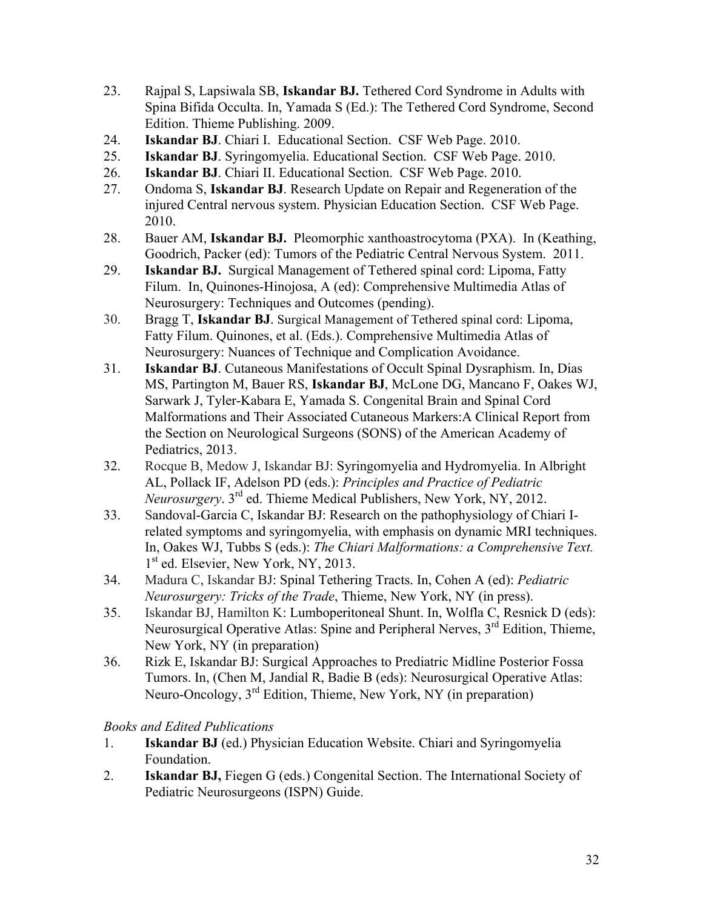23. Rajpal S, Lapsiwala SB, **Iskandar BJ.** Tethered Cord Syndrome in Adults with Spina Bifida Occulta. In, Yamada S (Ed.): The Tethered Cord Syndrome, Second Edition. Thieme Publishing. 2009.
24. **Iskandar BJ**. Chiari I. Educational Section. CSF Web Page. 2010.
25. **Iskandar BJ**. Syringomyelia. Educational Section. CSF Web Page. 2010.
26. **Iskandar BJ**. Chiari II. Educational Section. CSF Web Page. 2010.
27. Ondoma S, **Iskandar BJ**. Research Update on Repair and Regeneration of the injured Central nervous system. Physician Education Section. CSF Web Page. 2010.
28. Bauer AM, **Iskandar BJ.** Pleomorphic xanthoastrocytoma (PXA). In (Keathing, Goodrich, Packer (ed): Tumors of the Pediatric Central Nervous System. 2011.
29. **Iskandar BJ.** Surgical Management of Tethered spinal cord: Lipoma, Fatty Filum. In, Quinones-Hinojosa, A (ed): Comprehensive Multimedia Atlas of Neurosurgery: Techniques and Outcomes (pending).
30. Bragg T, **Iskandar BJ**. Surgical Management of Tethered spinal cord: Lipoma, Fatty Filum. Quinones, et al. (Eds.). Comprehensive Multimedia Atlas of Neurosurgery: Nuances of Technique and Complication Avoidance.
31. **Iskandar BJ**. Cutaneous Manifestations of Occult Spinal Dysraphism. In, Dias MS, Partington M, Bauer RS, **Iskandar BJ**, McLone DG, Mancano F, Oakes WJ, Sarwark J, Tyler-Kabara E, Yamada S. Congenital Brain and Spinal Cord Malformations and Their Associated Cutaneous Markers:A Clinical Report from the Section on Neurological Surgeons (SONS) of the American Academy of Pediatrics, 2013.
32. Rocque B, Medow J, Iskandar BJ: Syringomyelia and Hydromyelia. In Albright AL, Pollack IF, Adelson PD (eds.): *Principles and Practice of Pediatric Neurosurgery*. 3rd ed. Thieme Medical Publishers, New York, NY, 2012.
33. Sandoval-Garcia C, Iskandar BJ: Research on the pathophysiology of Chiari I-related symptoms and syringomyelia, with emphasis on dynamic MRI techniques. In, Oakes WJ, Tubbs S (eds.): *The Chiari Malformations: a Comprehensive Text.* 1st ed. Elsevier, New York, NY, 2013.
34. Madura C, Iskandar BJ: Spinal Tethering Tracts. In, Cohen A (ed): *Pediatric Neurosurgery: Tricks of the Trade*, Thieme, New York, NY (in press).
35. Iskandar BJ, Hamilton K: Lumboperitoneal Shunt. In, Wolfla C, Resnick D (eds): Neurosurgical Operative Atlas: Spine and Peripheral Nerves, 3rd Edition, Thieme, New York, NY (in preparation)
36. Rizk E, Iskandar BJ: Surgical Approaches to Prediatric Midline Posterior Fossa Tumors. In, (Chen M, Jandial R, Badie B (eds): Neurosurgical Operative Atlas: Neuro-Oncology, 3rd Edition, Thieme, New York, NY (in preparation)

*Books and Edited Publications*

1. **Iskandar BJ** (ed.) Physician Education Website. Chiari and Syringomyelia Foundation.
2. **Iskandar BJ,** Fiegen G (eds.) Congenital Section. The International Society of Pediatric Neurosurgeons (ISPN) Guide.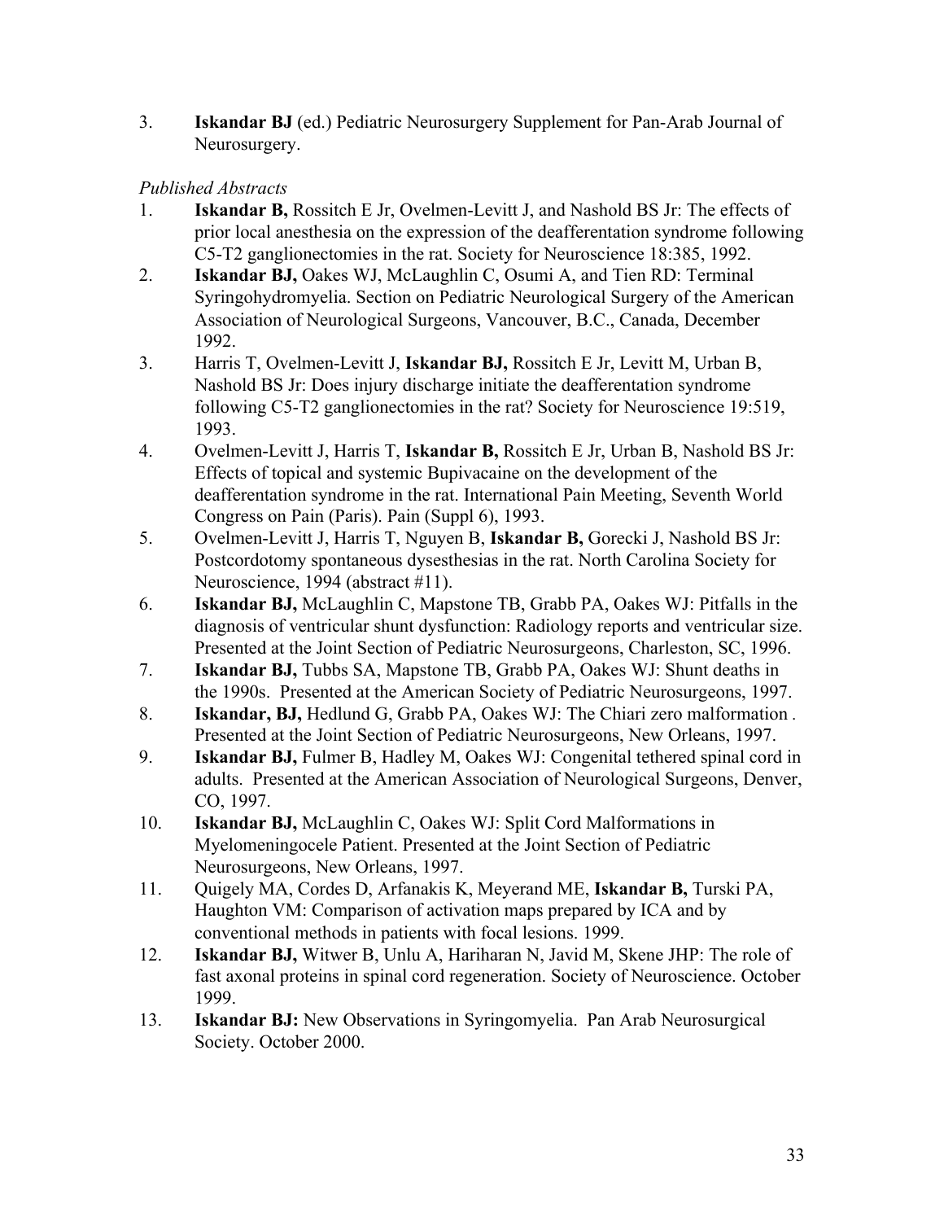3. **Iskandar BJ** (ed.) Pediatric Neurosurgery Supplement for Pan-Arab Journal of Neurosurgery.

*Published Abstracts*

1. **Iskandar B,** Rossitch E Jr, Ovelmen-Levitt J, and Nashold BS Jr: The effects of prior local anesthesia on the expression of the deafferentation syndrome following C5-T2 ganglionectomies in the rat. Society for Neuroscience 18:385, 1992.
2. **Iskandar BJ,** Oakes WJ, McLaughlin C, Osumi A, and Tien RD: Terminal Syringohydromyelia. Section on Pediatric Neurological Surgery of the American Association of Neurological Surgeons, Vancouver, B.C., Canada, December 1992.
3. Harris T, Ovelmen-Levitt J, **Iskandar BJ,** Rossitch E Jr, Levitt M, Urban B, Nashold BS Jr: Does injury discharge initiate the deafferentation syndrome following C5-T2 ganglionectomies in the rat? Society for Neuroscience 19:519, 1993.
4. Ovelmen-Levitt J, Harris T, **Iskandar B,** Rossitch E Jr, Urban B, Nashold BS Jr: Effects of topical and systemic Bupivacaine on the development of the deafferentation syndrome in the rat. International Pain Meeting, Seventh World Congress on Pain (Paris). Pain (Suppl 6), 1993.
5. Ovelmen-Levitt J, Harris T, Nguyen B, **Iskandar B,** Gorecki J, Nashold BS Jr: Postcordotomy spontaneous dysesthesias in the rat. North Carolina Society for Neuroscience, 1994 (abstract #11).
6. **Iskandar BJ,** McLaughlin C, Mapstone TB, Grabb PA, Oakes WJ: Pitfalls in the diagnosis of ventricular shunt dysfunction: Radiology reports and ventricular size. Presented at the Joint Section of Pediatric Neurosurgeons, Charleston, SC, 1996.
7. **Iskandar BJ,** Tubbs SA, Mapstone TB, Grabb PA, Oakes WJ: Shunt deaths in the 1990s. Presented at the American Society of Pediatric Neurosurgeons, 1997.
8. **Iskandar, BJ,** Hedlund G, Grabb PA, Oakes WJ: The Chiari zero malformation . Presented at the Joint Section of Pediatric Neurosurgeons, New Orleans, 1997.
9. **Iskandar BJ,** Fulmer B, Hadley M, Oakes WJ: Congenital tethered spinal cord in adults. Presented at the American Association of Neurological Surgeons, Denver, CO, 1997.
10. **Iskandar BJ,** McLaughlin C, Oakes WJ: Split Cord Malformations in Myelomeningocele Patient. Presented at the Joint Section of Pediatric Neurosurgeons, New Orleans, 1997.
11. Quigely MA, Cordes D, Arfanakis K, Meyerand ME, **Iskandar B,** Turski PA, Haughton VM: Comparison of activation maps prepared by ICA and by conventional methods in patients with focal lesions. 1999.
12. **Iskandar BJ,** Witwer B, Unlu A, Hariharan N, Javid M, Skene JHP: The role of fast axonal proteins in spinal cord regeneration. Society of Neuroscience. October 1999.
13. **Iskandar BJ:** New Observations in Syringomyelia. Pan Arab Neurosurgical Society. October 2000.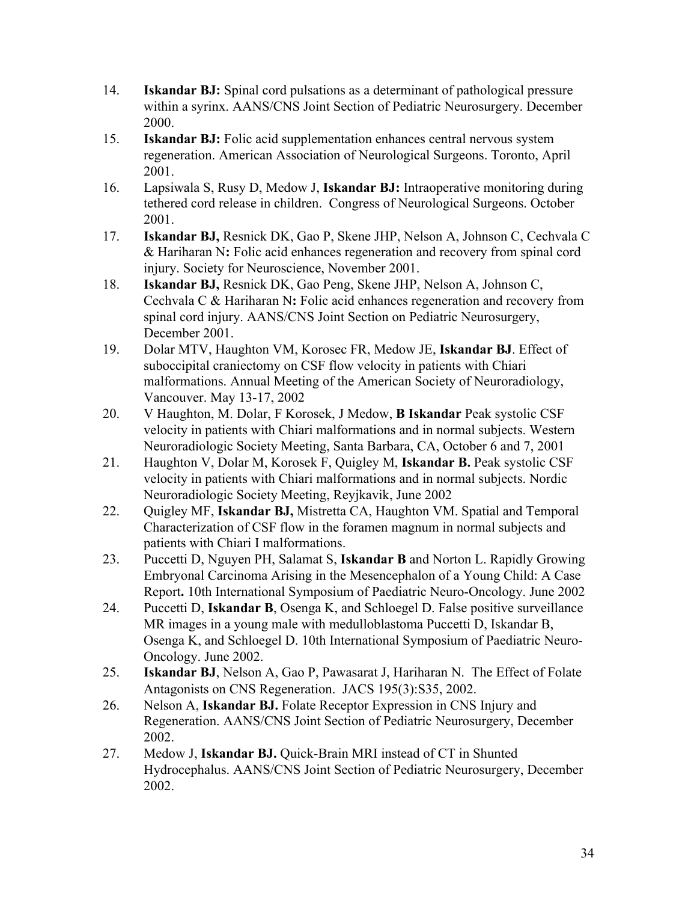14. **Iskandar BJ:** Spinal cord pulsations as a determinant of pathological pressure within a syrinx. AANS/CNS Joint Section of Pediatric Neurosurgery. December 2000.
15. **Iskandar BJ:** Folic acid supplementation enhances central nervous system regeneration. American Association of Neurological Surgeons. Toronto, April 2001.
16. Lapsiwala S, Rusy D, Medow J, **Iskandar BJ:** Intraoperative monitoring during tethered cord release in children. Congress of Neurological Surgeons. October 2001.
17. **Iskandar BJ,** Resnick DK, Gao P, Skene JHP, Nelson A, Johnson C, Cechvala C & Hariharan N**:** Folic acid enhances regeneration and recovery from spinal cord injury. Society for Neuroscience, November 2001.
18. **Iskandar BJ,** Resnick DK, Gao Peng, Skene JHP, Nelson A, Johnson C, Cechvala C & Hariharan N**:** Folic acid enhances regeneration and recovery from spinal cord injury. AANS/CNS Joint Section on Pediatric Neurosurgery, December 2001.
19. Dolar MTV, Haughton VM, Korosec FR, Medow JE, **Iskandar BJ**. Effect of suboccipital craniectomy on CSF flow velocity in patients with Chiari malformations. Annual Meeting of the American Society of Neuroradiology, Vancouver. May 13-17, 2002
20. V Haughton, M. Dolar, F Korosek, J Medow, **B Iskandar** Peak systolic CSF velocity in patients with Chiari malformations and in normal subjects. Western Neuroradiologic Society Meeting, Santa Barbara, CA, October 6 and 7, 2001
21. Haughton V, Dolar M, Korosek F, Quigley M, **Iskandar B.** Peak systolic CSF velocity in patients with Chiari malformations and in normal subjects. Nordic Neuroradiologic Society Meeting, Reyjkavik, June 2002
22. Quigley MF, **Iskandar BJ,** Mistretta CA, Haughton VM. Spatial and Temporal Characterization of CSF flow in the foramen magnum in normal subjects and patients with Chiari I malformations.
23. Puccetti D, Nguyen PH, Salamat S, **Iskandar B** and Norton L. Rapidly Growing Embryonal Carcinoma Arising in the Mesencephalon of a Young Child: A Case Report**.** 10th International Symposium of Paediatric Neuro-Oncology. June 2002
24. Puccetti D, **Iskandar B**, Osenga K, and Schloegel D. False positive surveillance MR images in a young male with medulloblastoma Puccetti D, Iskandar B, Osenga K, and Schloegel D. 10th International Symposium of Paediatric Neuro-Oncology. June 2002.
25. **Iskandar BJ**, Nelson A, Gao P, Pawasarat J, Hariharan N. The Effect of Folate Antagonists on CNS Regeneration. JACS 195(3):S35, 2002.
26. Nelson A, **Iskandar BJ.** Folate Receptor Expression in CNS Injury and Regeneration. AANS/CNS Joint Section of Pediatric Neurosurgery, December 2002.
27. Medow J, **Iskandar BJ.** Quick-Brain MRI instead of CT in Shunted Hydrocephalus. AANS/CNS Joint Section of Pediatric Neurosurgery, December 2002.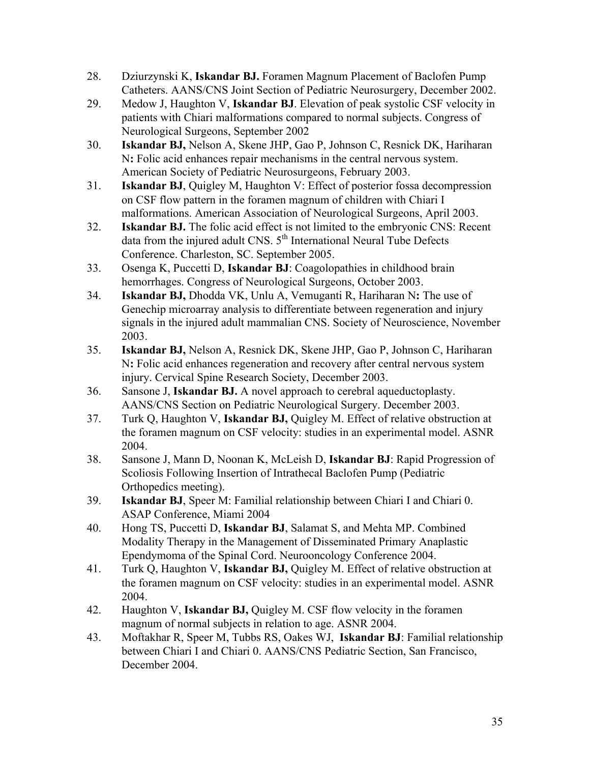28. Dziurzynski K, **Iskandar BJ.** Foramen Magnum Placement of Baclofen Pump Catheters. AANS/CNS Joint Section of Pediatric Neurosurgery, December 2002.
29. Medow J, Haughton V, **Iskandar BJ**. Elevation of peak systolic CSF velocity in patients with Chiari malformations compared to normal subjects. Congress of Neurological Surgeons, September 2002
30. **Iskandar BJ,** Nelson A, Skene JHP, Gao P, Johnson C, Resnick DK, Hariharan N**:** Folic acid enhances repair mechanisms in the central nervous system. American Society of Pediatric Neurosurgeons, February 2003.
31. **Iskandar BJ**, Quigley M, Haughton V: Effect of posterior fossa decompression on CSF flow pattern in the foramen magnum of children with Chiari I malformations. American Association of Neurological Surgeons, April 2003.
32. **Iskandar BJ.** The folic acid effect is not limited to the embryonic CNS: Recent data from the injured adult CNS. 5th International Neural Tube Defects Conference. Charleston, SC. September 2005.
33. Osenga K, Puccetti D, **Iskandar BJ**: Coagolopathies in childhood brain hemorrhages. Congress of Neurological Surgeons, October 2003.
34. **Iskandar BJ,** Dhodda VK, Unlu A, Vemuganti R, Hariharan N**:** The use of Genechip microarray analysis to differentiate between regeneration and injury signals in the injured adult mammalian CNS. Society of Neuroscience, November 2003.
35. **Iskandar BJ,** Nelson A, Resnick DK, Skene JHP, Gao P, Johnson C, Hariharan N**:** Folic acid enhances regeneration and recovery after central nervous system injury. Cervical Spine Research Society, December 2003.
36. Sansone J, **Iskandar BJ.** A novel approach to cerebral aqueductoplasty. AANS/CNS Section on Pediatric Neurological Surgery. December 2003.
37. Turk Q, Haughton V, **Iskandar BJ,** Quigley M. Effect of relative obstruction at the foramen magnum on CSF velocity: studies in an experimental model. ASNR 2004.
38. Sansone J, Mann D, Noonan K, McLeish D, **Iskandar BJ**: Rapid Progression of Scoliosis Following Insertion of Intrathecal Baclofen Pump (Pediatric Orthopedics meeting).
39. **Iskandar BJ**, Speer M: Familial relationship between Chiari I and Chiari 0. ASAP Conference, Miami 2004
40. Hong TS, Puccetti D, **Iskandar BJ**, Salamat S, and Mehta MP. Combined Modality Therapy in the Management of Disseminated Primary Anaplastic Ependymoma of the Spinal Cord. Neurooncology Conference 2004.
41. Turk Q, Haughton V, **Iskandar BJ,** Quigley M. Effect of relative obstruction at the foramen magnum on CSF velocity: studies in an experimental model. ASNR 2004.
42. Haughton V, **Iskandar BJ,** Quigley M. CSF flow velocity in the foramen magnum of normal subjects in relation to age. ASNR 2004.
43. Moftakhar R, Speer M, Tubbs RS, Oakes WJ, **Iskandar BJ**: Familial relationship between Chiari I and Chiari 0. AANS/CNS Pediatric Section, San Francisco, December 2004.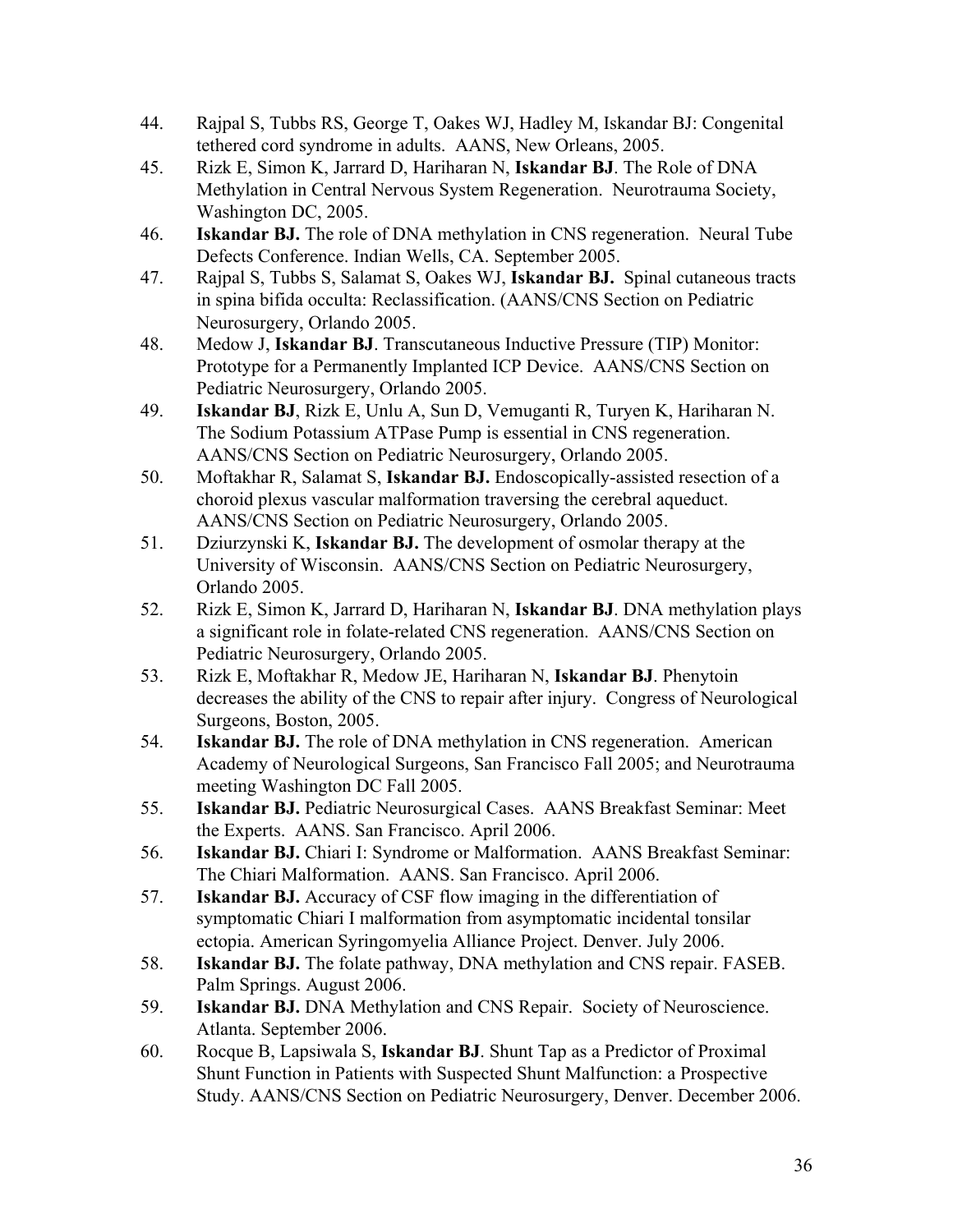44. Rajpal S, Tubbs RS, George T, Oakes WJ, Hadley M, Iskandar BJ: Congenital tethered cord syndrome in adults. AANS, New Orleans, 2005.
45. Rizk E, Simon K, Jarrard D, Hariharan N, **Iskandar BJ**. The Role of DNA Methylation in Central Nervous System Regeneration. Neurotrauma Society, Washington DC, 2005.
46. **Iskandar BJ.** The role of DNA methylation in CNS regeneration. Neural Tube Defects Conference. Indian Wells, CA. September 2005.
47. Rajpal S, Tubbs S, Salamat S, Oakes WJ, **Iskandar BJ.** Spinal cutaneous tracts in spina bifida occulta: Reclassification. (AANS/CNS Section on Pediatric Neurosurgery, Orlando 2005.
48. Medow J, **Iskandar BJ**. Transcutaneous Inductive Pressure (TIP) Monitor: Prototype for a Permanently Implanted ICP Device. AANS/CNS Section on Pediatric Neurosurgery, Orlando 2005.
49. **Iskandar BJ**, Rizk E, Unlu A, Sun D, Vemuganti R, Turyen K, Hariharan N. The Sodium Potassium ATPase Pump is essential in CNS regeneration. AANS/CNS Section on Pediatric Neurosurgery, Orlando 2005.
50. Moftakhar R, Salamat S, **Iskandar BJ.** Endoscopically-assisted resection of a choroid plexus vascular malformation traversing the cerebral aqueduct. AANS/CNS Section on Pediatric Neurosurgery, Orlando 2005.
51. Dziurzynski K, **Iskandar BJ.** The development of osmolar therapy at the University of Wisconsin. AANS/CNS Section on Pediatric Neurosurgery, Orlando 2005.
52. Rizk E, Simon K, Jarrard D, Hariharan N, **Iskandar BJ**. DNA methylation plays a significant role in folate-related CNS regeneration. AANS/CNS Section on Pediatric Neurosurgery, Orlando 2005.
53. Rizk E, Moftakhar R, Medow JE, Hariharan N, **Iskandar BJ**. Phenytoin decreases the ability of the CNS to repair after injury. Congress of Neurological Surgeons, Boston, 2005.
54. **Iskandar BJ.** The role of DNA methylation in CNS regeneration. American Academy of Neurological Surgeons, San Francisco Fall 2005; and Neurotrauma meeting Washington DC Fall 2005.
55. **Iskandar BJ.** Pediatric Neurosurgical Cases. AANS Breakfast Seminar: Meet the Experts. AANS. San Francisco. April 2006.
56. **Iskandar BJ.** Chiari I: Syndrome or Malformation. AANS Breakfast Seminar: The Chiari Malformation. AANS. San Francisco. April 2006.
57. **Iskandar BJ.** Accuracy of CSF flow imaging in the differentiation of symptomatic Chiari I malformation from asymptomatic incidental tonsilar ectopia. American Syringomyelia Alliance Project. Denver. July 2006.
58. **Iskandar BJ.** The folate pathway, DNA methylation and CNS repair. FASEB. Palm Springs. August 2006.
59. **Iskandar BJ.** DNA Methylation and CNS Repair. Society of Neuroscience. Atlanta. September 2006.
60. Rocque B, Lapsiwala S, **Iskandar BJ**. Shunt Tap as a Predictor of Proximal Shunt Function in Patients with Suspected Shunt Malfunction: a Prospective Study. AANS/CNS Section on Pediatric Neurosurgery, Denver. December 2006.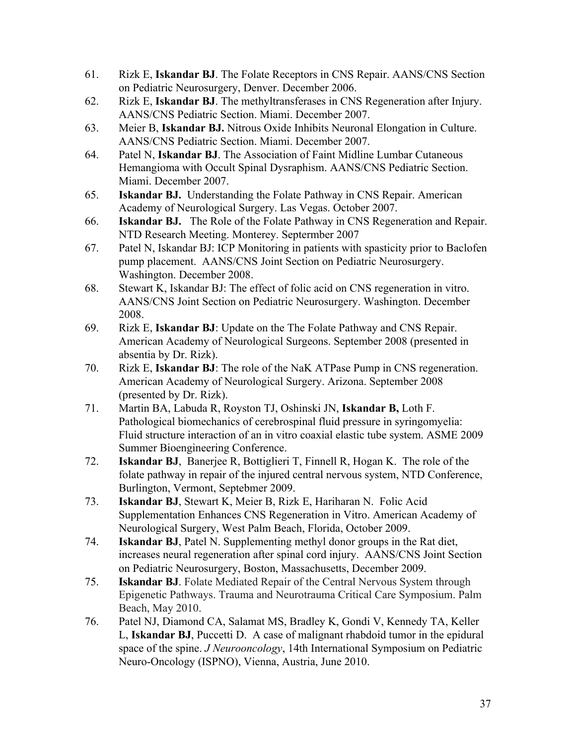61. Rizk E, **Iskandar BJ**. The Folate Receptors in CNS Repair. AANS/CNS Section on Pediatric Neurosurgery, Denver. December 2006.
62. Rizk E, **Iskandar BJ**. The methyltransferases in CNS Regeneration after Injury. AANS/CNS Pediatric Section. Miami. December 2007.
63. Meier B, **Iskandar BJ.** Nitrous Oxide Inhibits Neuronal Elongation in Culture. AANS/CNS Pediatric Section. Miami. December 2007.
64. Patel N, **Iskandar BJ**. The Association of Faint Midline Lumbar Cutaneous Hemangioma with Occult Spinal Dysraphism. AANS/CNS Pediatric Section. Miami. December 2007.
65. **Iskandar BJ.** Understanding the Folate Pathway in CNS Repair. American Academy of Neurological Surgery. Las Vegas. October 2007.
66. **Iskandar BJ.** The Role of the Folate Pathway in CNS Regeneration and Repair. NTD Research Meeting. Monterey. Septermber 2007
67. Patel N, Iskandar BJ: ICP Monitoring in patients with spasticity prior to Baclofen pump placement. AANS/CNS Joint Section on Pediatric Neurosurgery. Washington. December 2008.
68. Stewart K, Iskandar BJ: The effect of folic acid on CNS regeneration in vitro. AANS/CNS Joint Section on Pediatric Neurosurgery. Washington. December 2008.
69. Rizk E, **Iskandar BJ**: Update on the The Folate Pathway and CNS Repair. American Academy of Neurological Surgeons. September 2008 (presented in absentia by Dr. Rizk).
70. Rizk E, **Iskandar BJ**: The role of the NaK ATPase Pump in CNS regeneration. American Academy of Neurological Surgery. Arizona. September 2008 (presented by Dr. Rizk).
71. Martin BA, Labuda R, Royston TJ, Oshinski JN, **Iskandar B,** Loth F. Pathological biomechanics of cerebrospinal fluid pressure in syringomyelia: Fluid structure interaction of an in vitro coaxial elastic tube system. ASME 2009 Summer Bioengineering Conference.
72. **Iskandar BJ**, Banerjee R, Bottiglieri T, Finnell R, Hogan K. The role of the folate pathway in repair of the injured central nervous system, NTD Conference, Burlington, Vermont, Septebmer 2009.
73. **Iskandar BJ**, Stewart K, Meier B, Rizk E, Hariharan N. Folic Acid Supplementation Enhances CNS Regeneration in Vitro. American Academy of Neurological Surgery, West Palm Beach, Florida, October 2009.
74. **Iskandar BJ**, Patel N. Supplementing methyl donor groups in the Rat diet, increases neural regeneration after spinal cord injury. AANS/CNS Joint Section on Pediatric Neurosurgery, Boston, Massachusetts, December 2009.
75. **Iskandar BJ**. Folate Mediated Repair of the Central Nervous System through Epigenetic Pathways. Trauma and Neurotrauma Critical Care Symposium. Palm Beach, May 2010.
76. Patel NJ, Diamond CA, Salamat MS, Bradley K, Gondi V, Kennedy TA, Keller L, **Iskandar BJ**, Puccetti D. A case of malignant rhabdoid tumor in the epidural space of the spine. *J Neurooncology*, 14th International Symposium on Pediatric Neuro-Oncology (ISPNO), Vienna, Austria, June 2010.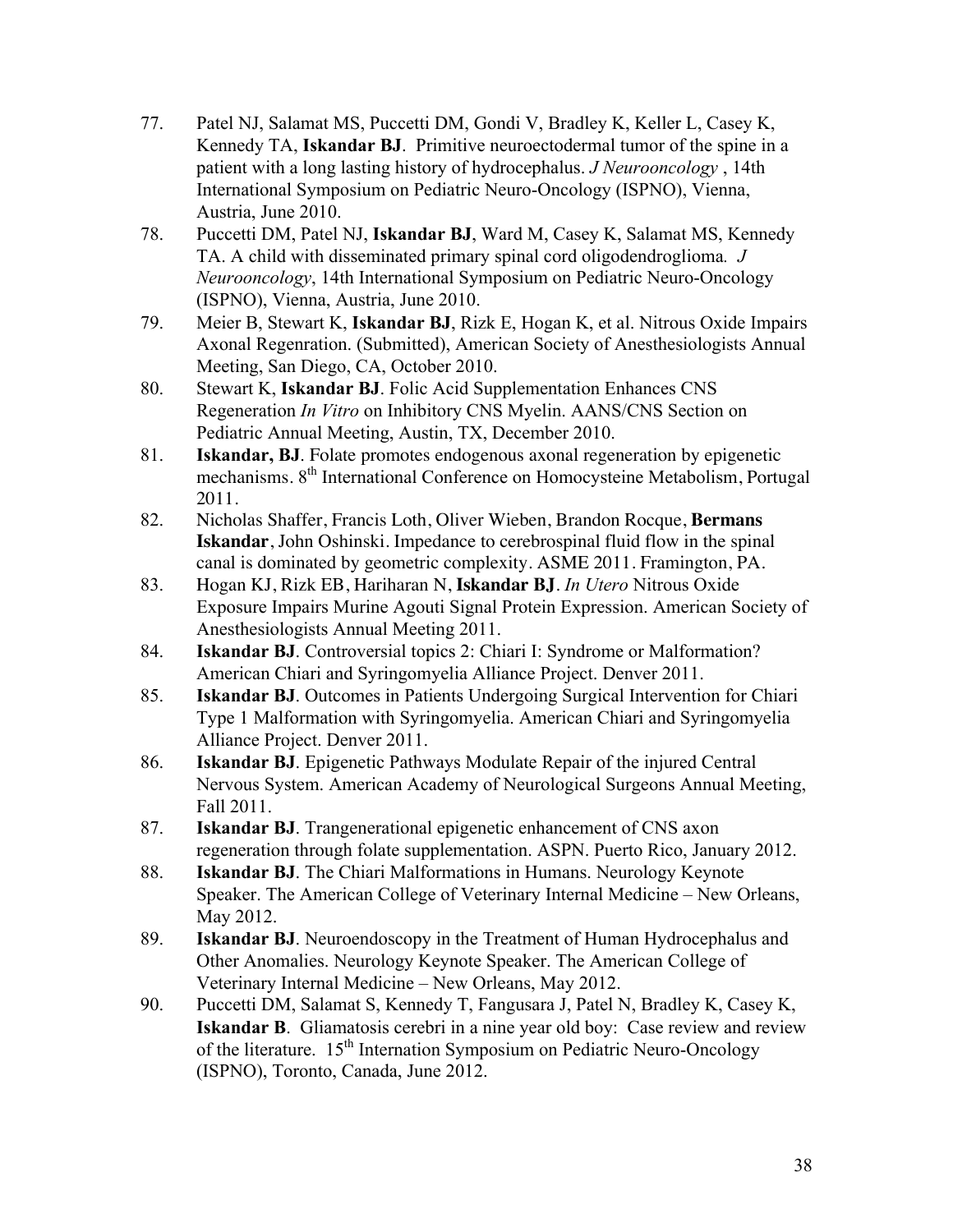77. Patel NJ, Salamat MS, Puccetti DM, Gondi V, Bradley K, Keller L, Casey K, Kennedy TA, **Iskandar BJ**. Primitive neuroectodermal tumor of the spine in a patient with a long lasting history of hydrocephalus. *J Neurooncology* , 14th International Symposium on Pediatric Neuro-Oncology (ISPNO), Vienna, Austria, June 2010.
78. Puccetti DM, Patel NJ, **Iskandar BJ**, Ward M, Casey K, Salamat MS, Kennedy TA. A child with disseminated primary spinal cord oligodendroglioma. *J Neurooncology*, 14th International Symposium on Pediatric Neuro-Oncology (ISPNO), Vienna, Austria, June 2010.
79. Meier B, Stewart K, **Iskandar BJ**, Rizk E, Hogan K, et al. Nitrous Oxide Impairs Axonal Regenration. (Submitted), American Society of Anesthesiologists Annual Meeting, San Diego, CA, October 2010.
80. Stewart K, **Iskandar BJ**. Folic Acid Supplementation Enhances CNS Regeneration *In Vitro* on Inhibitory CNS Myelin. AANS/CNS Section on Pediatric Annual Meeting, Austin, TX, December 2010.
81. **Iskandar, BJ**. Folate promotes endogenous axonal regeneration by epigenetic mechanisms. 8th International Conference on Homocysteine Metabolism, Portugal 2011.
82. Nicholas Shaffer, Francis Loth, Oliver Wieben, Brandon Rocque, **Bermans Iskandar**, John Oshinski. Impedance to cerebrospinal fluid flow in the spinal canal is dominated by geometric complexity. ASME 2011. Framington, PA.
83. Hogan KJ, Rizk EB, Hariharan N, **Iskandar BJ**. *In Utero* Nitrous Oxide Exposure Impairs Murine Agouti Signal Protein Expression. American Society of Anesthesiologists Annual Meeting 2011.
84. **Iskandar BJ**. Controversial topics 2: Chiari I: Syndrome or Malformation? American Chiari and Syringomyelia Alliance Project. Denver 2011.
85. **Iskandar BJ**. Outcomes in Patients Undergoing Surgical Intervention for Chiari Type 1 Malformation with Syringomyelia. American Chiari and Syringomyelia Alliance Project. Denver 2011.
86. **Iskandar BJ**. Epigenetic Pathways Modulate Repair of the injured Central Nervous System. American Academy of Neurological Surgeons Annual Meeting, Fall 2011.
87. **Iskandar BJ**. Trangenerational epigenetic enhancement of CNS axon regeneration through folate supplementation. ASPN. Puerto Rico, January 2012.
88. **Iskandar BJ**. The Chiari Malformations in Humans. Neurology Keynote Speaker. The American College of Veterinary Internal Medicine – New Orleans, May 2012.
89. **Iskandar BJ**. Neuroendoscopy in the Treatment of Human Hydrocephalus and Other Anomalies. Neurology Keynote Speaker. The American College of Veterinary Internal Medicine – New Orleans, May 2012.
90. Puccetti DM, Salamat S, Kennedy T, Fangusara J, Patel N, Bradley K, Casey K, **Iskandar B**. Gliamatosis cerebri in a nine year old boy: Case review and review of the literature. 15th Internation Symposium on Pediatric Neuro-Oncology (ISPNO), Toronto, Canada, June 2012.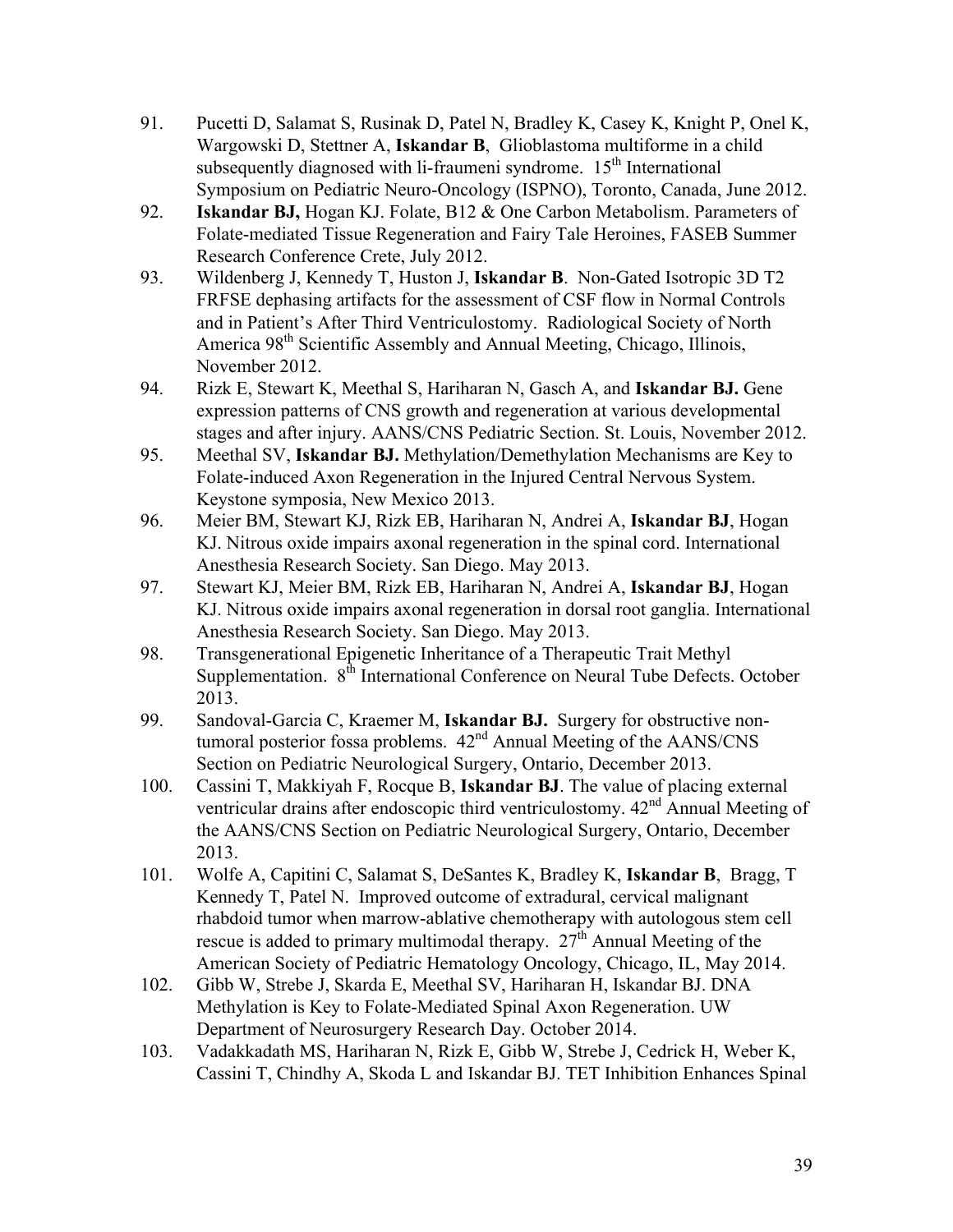91. Pucetti D, Salamat S, Rusinak D, Patel N, Bradley K, Casey K, Knight P, Onel K, Wargowski D, Stettner A, **Iskandar B**, Glioblastoma multiforme in a child subsequently diagnosed with li-fraumeni syndrome. 15th International Symposium on Pediatric Neuro-Oncology (ISPNO), Toronto, Canada, June 2012.
92. **Iskandar BJ,** Hogan KJ. Folate, B12 & One Carbon Metabolism. Parameters of Folate-mediated Tissue Regeneration and Fairy Tale Heroines, FASEB Summer Research Conference Crete, July 2012.
93. Wildenberg J, Kennedy T, Huston J, **Iskandar B**. Non-Gated Isotropic 3D T2 FRFSE dephasing artifacts for the assessment of CSF flow in Normal Controls and in Patient's After Third Ventriculostomy. Radiological Society of North America 98th Scientific Assembly and Annual Meeting, Chicago, Illinois, November 2012.
94. Rizk E, Stewart K, Meethal S, Hariharan N, Gasch A, and **Iskandar BJ.** Gene expression patterns of CNS growth and regeneration at various developmental stages and after injury. AANS/CNS Pediatric Section. St. Louis, November 2012.
95. Meethal SV, **Iskandar BJ.** Methylation/Demethylation Mechanisms are Key to Folate-induced Axon Regeneration in the Injured Central Nervous System. Keystone symposia, New Mexico 2013.
96. Meier BM, Stewart KJ, Rizk EB, Hariharan N, Andrei A, **Iskandar BJ**, Hogan KJ. Nitrous oxide impairs axonal regeneration in the spinal cord. International Anesthesia Research Society. San Diego. May 2013.
97. Stewart KJ, Meier BM, Rizk EB, Hariharan N, Andrei A, **Iskandar BJ**, Hogan KJ. Nitrous oxide impairs axonal regeneration in dorsal root ganglia. International Anesthesia Research Society. San Diego. May 2013.
98. Transgenerational Epigenetic Inheritance of a Therapeutic Trait Methyl Supplementation. 8th International Conference on Neural Tube Defects. October 2013.
99. Sandoval-Garcia C, Kraemer M, **Iskandar BJ.** Surgery for obstructive non-tumoral posterior fossa problems. 42nd Annual Meeting of the AANS/CNS Section on Pediatric Neurological Surgery, Ontario, December 2013.
100. Cassini T, Makkiyah F, Rocque B, **Iskandar BJ**. The value of placing external ventricular drains after endoscopic third ventriculostomy. 42nd Annual Meeting of the AANS/CNS Section on Pediatric Neurological Surgery, Ontario, December 2013.
101. Wolfe A, Capitini C, Salamat S, DeSantes K, Bradley K, **Iskandar B**, Bragg, T Kennedy T, Patel N. Improved outcome of extradural, cervical malignant rhabdoid tumor when marrow-ablative chemotherapy with autologous stem cell rescue is added to primary multimodal therapy. 27th Annual Meeting of the American Society of Pediatric Hematology Oncology, Chicago, IL, May 2014.
102. Gibb W, Strebe J, Skarda E, Meethal SV, Hariharan H, Iskandar BJ. DNA Methylation is Key to Folate-Mediated Spinal Axon Regeneration. UW Department of Neurosurgery Research Day. October 2014.
103. Vadakkadath MS, Hariharan N, Rizk E, Gibb W, Strebe J, Cedrick H, Weber K, Cassini T, Chindhy A, Skoda L and Iskandar BJ. TET Inhibition Enhances Spinal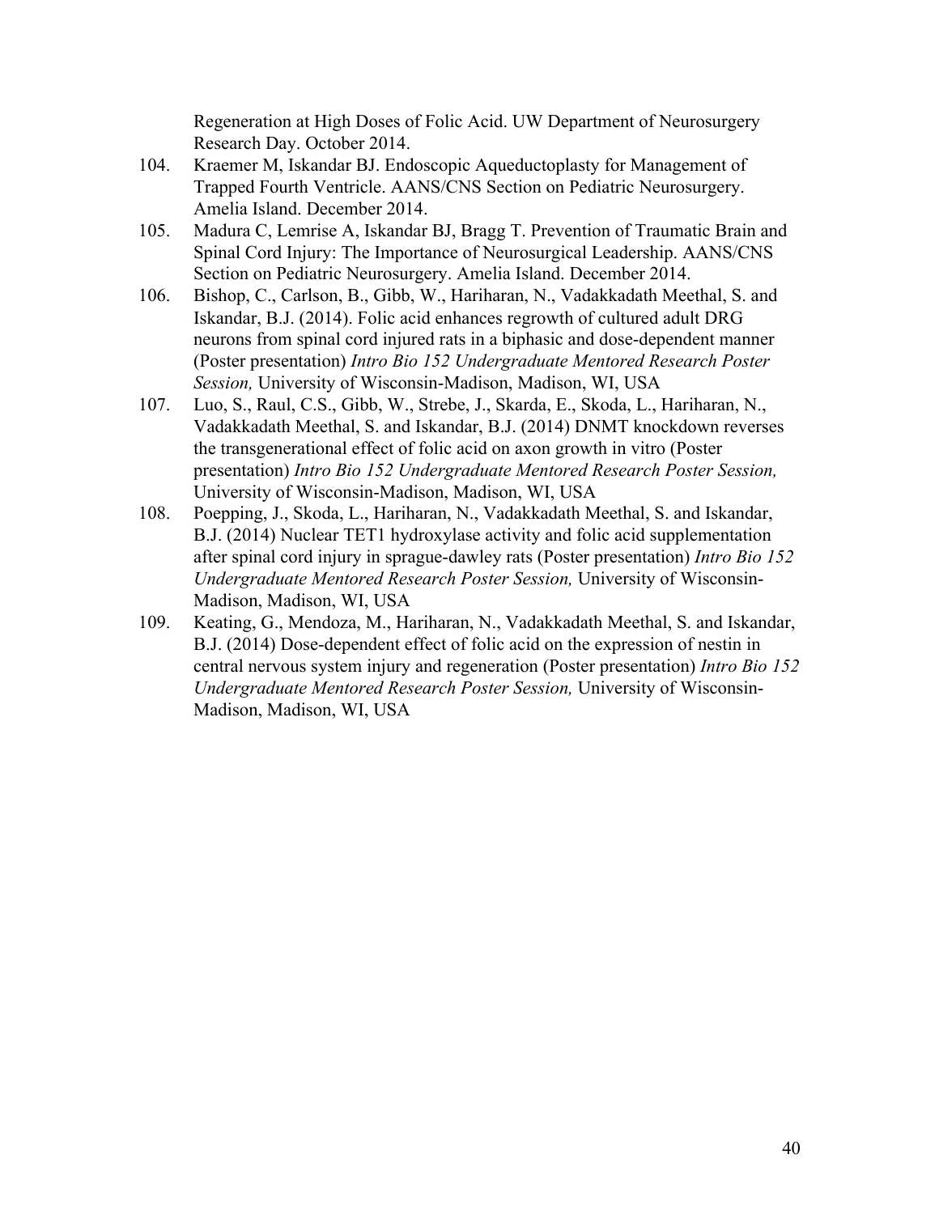Regeneration at High Doses of Folic Acid. UW Department of Neurosurgery Research Day. October 2014.

104. Kraemer M, Iskandar BJ. Endoscopic Aqueductoplasty for Management of Trapped Fourth Ventricle. AANS/CNS Section on Pediatric Neurosurgery. Amelia Island. December 2014.
105. Madura C, Lemrise A, Iskandar BJ, Bragg T. Prevention of Traumatic Brain and Spinal Cord Injury: The Importance of Neurosurgical Leadership. AANS/CNS Section on Pediatric Neurosurgery. Amelia Island. December 2014.
106. Bishop, C., Carlson, B., Gibb, W., Hariharan, N., Vadakkadath Meethal, S. and Iskandar, B.J. (2014). Folic acid enhances regrowth of cultured adult DRG neurons from spinal cord injured rats in a biphasic and dose-dependent manner (Poster presentation) *Intro Bio 152 Undergraduate Mentored Research Poster Session,* University of Wisconsin-Madison, Madison, WI, USA
107. Luo, S., Raul, C.S., Gibb, W., Strebe, J., Skarda, E., Skoda, L., Hariharan, N., Vadakkadath Meethal, S. and Iskandar, B.J. (2014) DNMT knockdown reverses the transgenerational effect of folic acid on axon growth in vitro (Poster presentation) *Intro Bio 152 Undergraduate Mentored Research Poster Session,* University of Wisconsin-Madison, Madison, WI, USA
108. Poepping, J., Skoda, L., Hariharan, N., Vadakkadath Meethal, S. and Iskandar, B.J. (2014) Nuclear TET1 hydroxylase activity and folic acid supplementation after spinal cord injury in sprague-dawley rats (Poster presentation) *Intro Bio 152 Undergraduate Mentored Research Poster Session,* University of Wisconsin-Madison, Madison, WI, USA
109. Keating, G., Mendoza, M., Hariharan, N., Vadakkadath Meethal, S. and Iskandar, B.J. (2014) Dose-dependent effect of folic acid on the expression of nestin in central nervous system injury and regeneration (Poster presentation) *Intro Bio 152 Undergraduate Mentored Research Poster Session,* University of Wisconsin-Madison, Madison, WI, USA